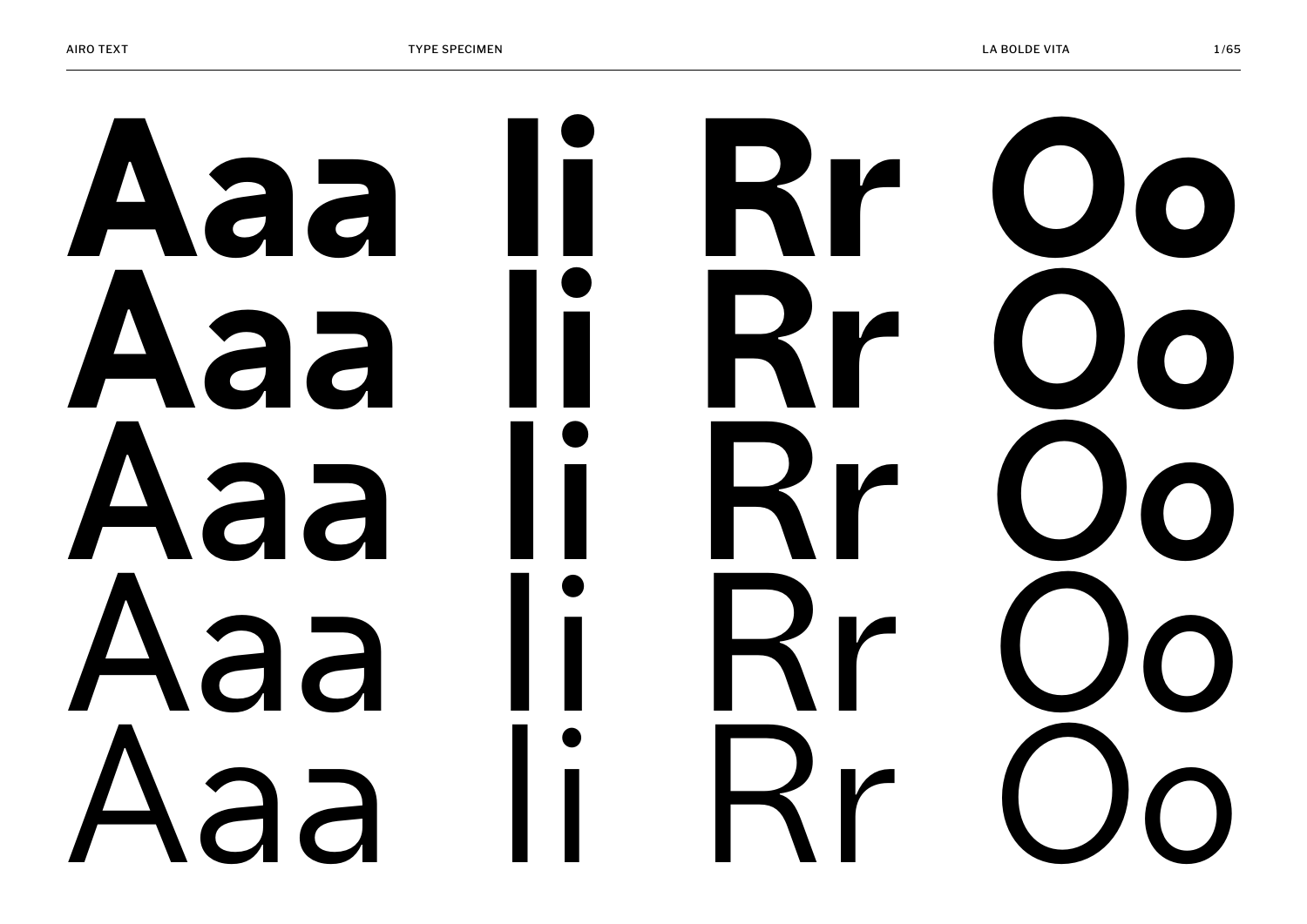Aaa Ii Rr Oo
Aaa Ii Rr Oo
Aaa Ii Rr Oo
Aaa Ii Rr Oo
Aaa Ii Rr Oo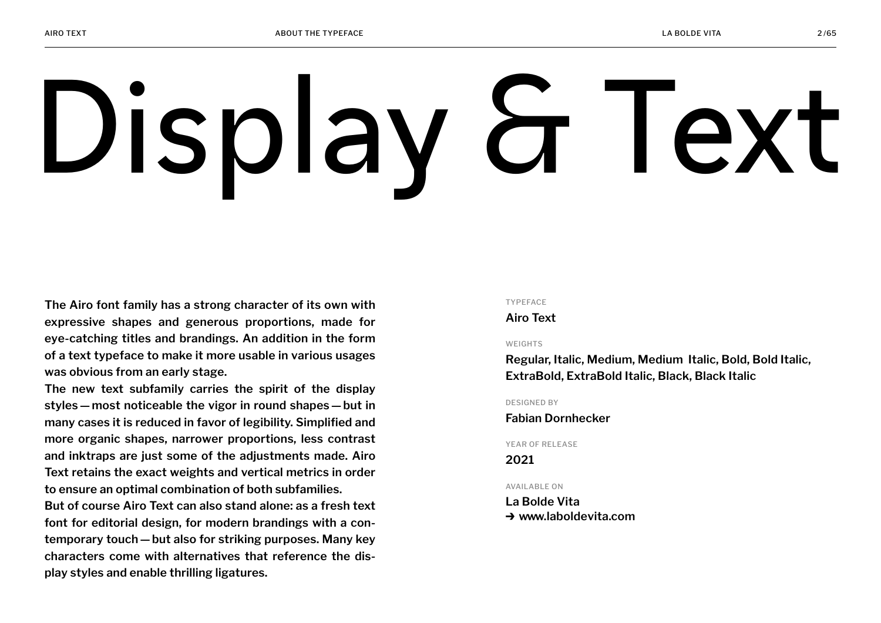# Display & Text

The Airo font family has a strong character of its own with expressive shapes and generous proportions, made for eye-catching titles and brandings. An addition in the form of a text typeface to make it more usable in various usages was obvious from an early stage.

The new text subfamily carries the spirit of the display styles — most noticeable the vigor in round shapes — but in many cases it is reduced in favor of legibility. Simplified and more organic shapes, narrower proportions, less contrast and inktraps are just some of the adjustments made. Airo Text retains the exact weights and vertical metrics in order to ensure an optimal combination of both subfamilies.

But of course Airo Text can also stand alone: as a fresh text font for editorial design, for modern brandings with a contemporary touch — but also for striking purposes. Many key characters come with alternatives that reference the display styles and enable thrilling ligatures.

TYPEFACE

**Airo Text**

WEIGHTS

**Regular, Italic, Medium, Medium Italic, Bold, Bold Italic, ExtraBold, ExtraBold Italic, Black, Black Italic**

DESIGNED BY

**Fabian Dornhecker**

YEAR OF RELEASE

**2021**

AVAILABLE ON

**La Bolde Vita**
**➔ www.laboldevita.com**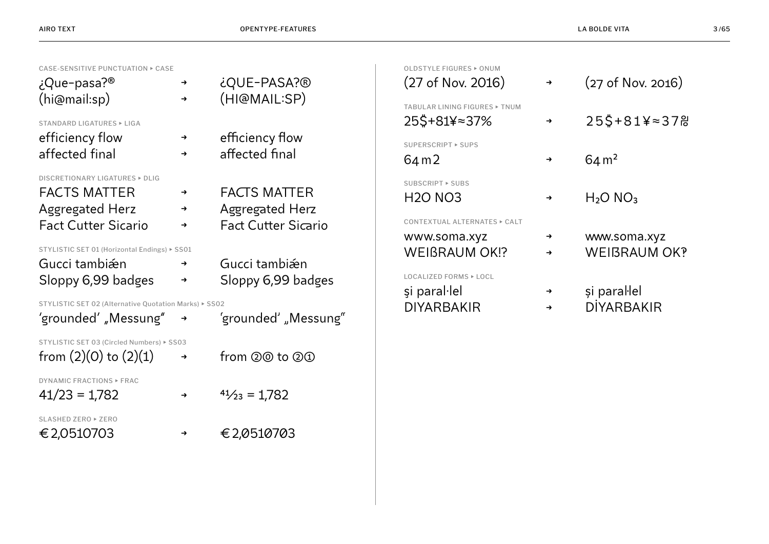CASE-SENSITIVE PUNCTUATION ▸ CASE

¿Que-pasa?® → ¿QUE-PASA?®
(hi@mail:sp) → (HI@MAIL:SP)

STANDARD LIGATURES ▸ LIGA

efficiency flow → efficiency flow
affected final → affected final

DISCRETIONARY LIGATURES ▸ DLIG

FACTS MATTER → FACTS MATTER
Aggregated Herz → Aggregated Herz
Fact Cutter Sicario → Fact Cutter Sicario

STYLISTIC SET 01 (Horizontal Endings) ▸ SS01

Gucci tambiǽn → Gucci tambiǽn
Sloppy 6,99 badges → Sloppy 6,99 badges

STYLISTIC SET 02 (Alternative Quotation Marks) ▸ SS02

'grounded' „Messung" → 'grounded' „Messung"

STYLISTIC SET 03 (Circled Numbers) ▸ SS03

from (2)(0) to (2)(1) → from ②⓪ to ②①

DYNAMIC FRACTIONS ▸ FRAC

41/23 = 1,782 → $^{41}\!/_{23}$ = 1,782

SLASHED ZERO ▸ ZERO

€ 2,0510703 → € 2,0510703

OLDSTYLE FIGURES ▸ ONUM

(27 of Nov. 2016) → (27 of Nov. 2016)

TABULAR LINING FIGURES ▸ TNUM

25$+81¥≈37% → 25$+81¥≈37%

SUPERSCRIPT ▸ SUPS

64 m2 → 64 $m^2$

SUBSCRIPT ▸ SUBS

H2O NO3 → $H_2O$ $NO_3$

CONTEXTUAL ALTERNATES ▸ CALT

www.soma.xyz → www.soma.xyz
WEIßRAUM OK!? → WEIßRAUM OK‽

LOCALIZED FORMS ▸ LOCL

şi paral·lel → și paral·lel
DIYARBAKIR → DİYARBAKIR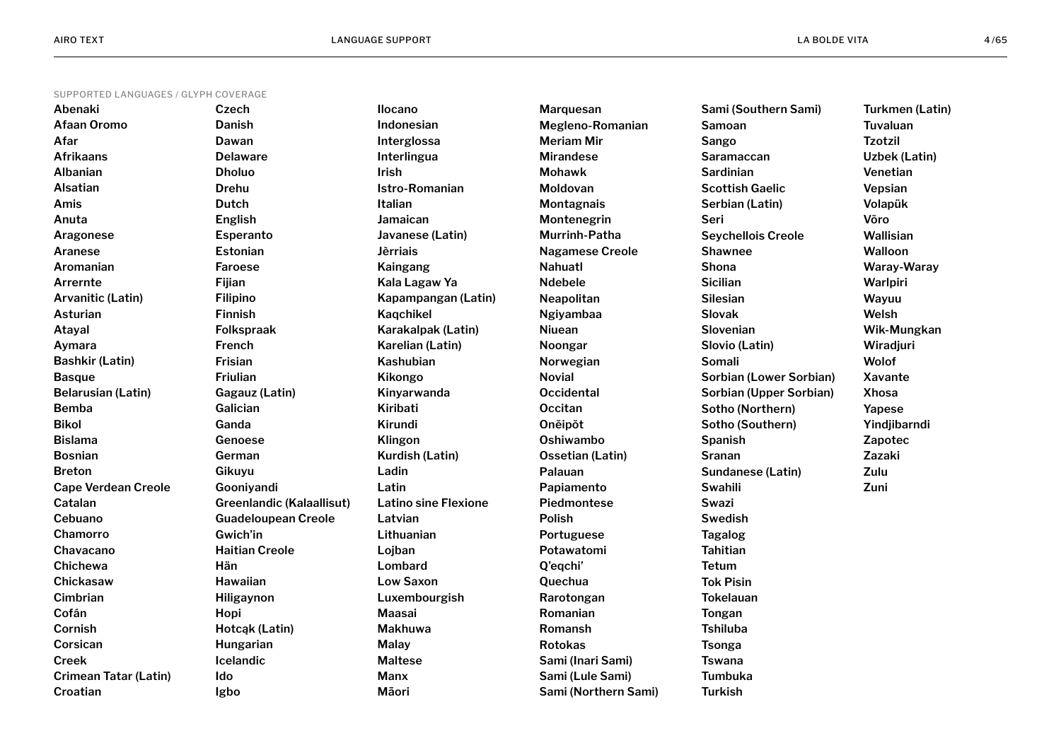SUPPORTED LANGUAGES / GLYPH COVERAGE

Abenaki
Afaan Oromo
Afar
Afrikaans
Albanian
Alsatian
Amis
Anuta
Aragonese
Aranese
Aromanian
Arrernte
Arvanitic (Latin)
Asturian
Atayal
Aymara
Bashkir (Latin)
Basque
Belarusian (Latin)
Bemba
Bikol
Bislama
Bosnian
Breton
Cape Verdean Creole
Catalan
Cebuano
Chamorro
Chavacano
Chichewa
Chickasaw
Cimbrian
Cofán
Cornish
Corsican
Creek
Crimean Tatar (Latin)
Croatian
Czech
Danish
Dawan
Delaware
Dholuo
Drehu
Dutch
English
Esperanto
Estonian
Faroese
Fijian
Filipino
Finnish
Folkspraak
French
Frisian
Friulian
Gagauz (Latin)
Galician
Ganda
Genoese
German
Gikuyu
Gooniyandi
Greenlandic (Kalaallisut)
Guadeloupean Creole
Gwich'in
Haitian Creole
Hän
Hawaiian
Hiligaynon
Hopi
Hotcąk (Latin)
Hungarian
Icelandic
Ido
Igbo
Ilocano
Indonesian
Interglossa
Interlingua
Irish
Istro-Romanian
Italian
Jamaican
Javanese (Latin)
Jèrriais
Kaingang
Kala Lagaw Ya
Kapampangan (Latin)
Kaqchikel
Karakalpak (Latin)
Karelian (Latin)
Kashubian
Kikongo
Kinyarwanda
Kiribati
Kirundi
Klingon
Kurdish (Latin)
Ladin
Latin
Latino sine Flexione
Latvian
Lithuanian
Lojban
Lombard
Low Saxon
Luxembourgish
Maasai
Makhuwa
Malay
Maltese
Manx
Māori
Marquesan
Megleno-Romanian
Meriam Mir
Mirandese
Mohawk
Moldovan
Montagnais
Montenegrin
Murrinh-Patha
Nagamese Creole
Nahuatl
Ndebele
Neapolitan
Ngiyambaa
Niuean
Noongar
Norwegian
Novial
Occidental
Occitan
Oněipŏt
Oshiwambo
Ossetian (Latin)
Palauan
Papiamento
Piedmontese
Polish
Portuguese
Potawatomi
Q'eqchi'
Quechua
Rarotongan
Romanian
Romansh
Rotokas
Sami (Inari Sami)
Sami (Lule Sami)
Sami (Northern Sami)
Sami (Southern Sami)
Samoan
Sango
Saramaccan
Sardinian
Scottish Gaelic
Serbian (Latin)
Seri
Seychellois Creole
Shawnee
Shona
Sicilian
Silesian
Slovak
Slovenian
Slovio (Latin)
Somali
Sorbian (Lower Sorbian)
Sorbian (Upper Sorbian)
Sotho (Northern)
Sotho (Southern)
Spanish
Sranan
Sundanese (Latin)
Swahili
Swazi
Swedish
Tagalog
Tahitian
Tetum
Tok Pisin
Tokelauan
Tongan
Tshiluba
Tsonga
Tswana
Tumbuka
Turkish
Turkmen (Latin)
Tuvaluan
Tzotzil
Uzbek (Latin)
Venetian
Vepsian
Volapük
Võro
Wallisian
Walloon
Waray-Waray
Warlpiri
Wayuu
Welsh
Wik-Mungkan
Wiradjuri
Wolof
Xavante
Xhosa
Yapese
Yindjibarndi
Zapotec
Zazaki
Zulu
Zuni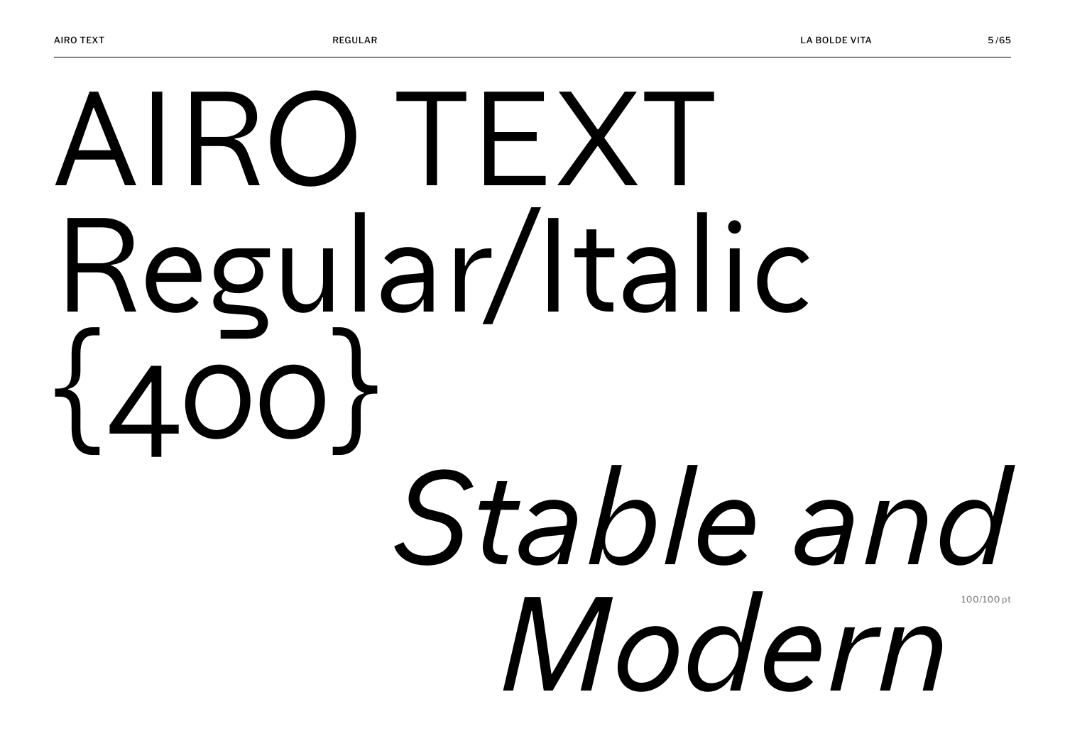# AIRO TEXT Regular/Italic {400}

*Stable and Modern*

100/100 pt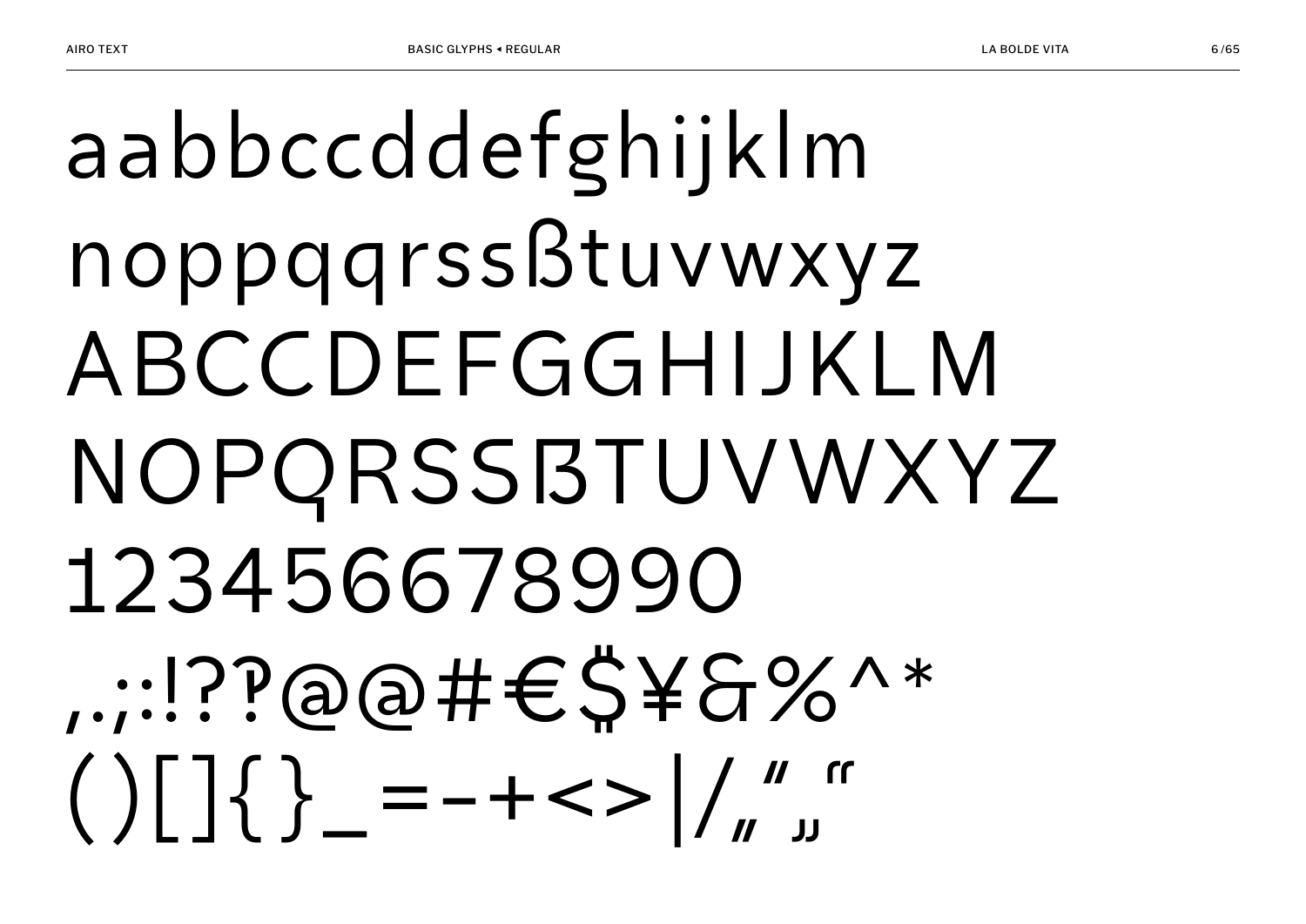aabbccddefghijklm

noppqqrssßtuvwxyz

ABCCDEFGGHIJKLM

NOPQRSSẞTUVWXYZ

123456678990

,.;:!??@@#€$¥&%^*

()[]{}_=-+<>|/„"„"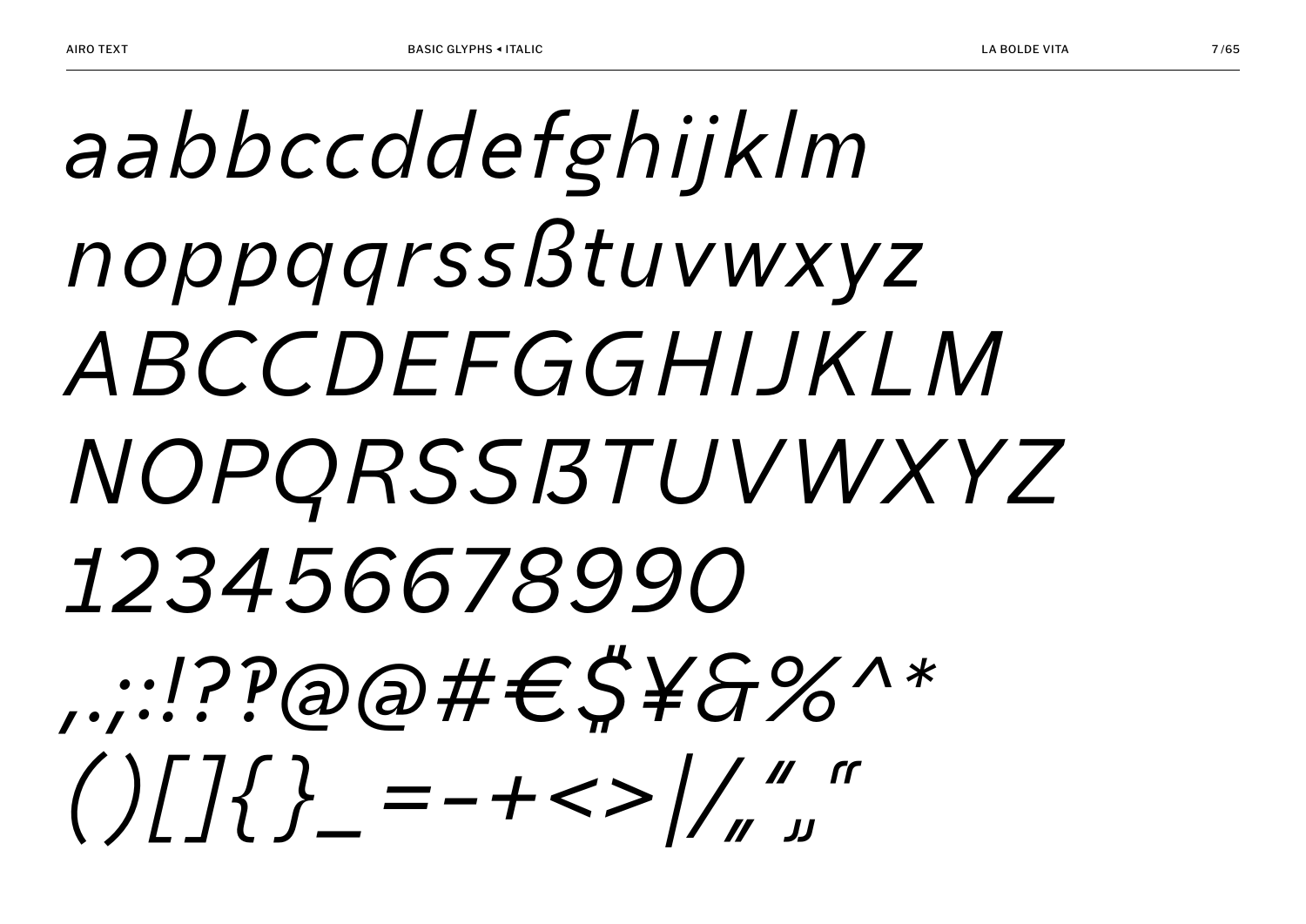*aabbccddefghijklm*

*noppqqrssßtuvwxyz*

*ABCCDEFGGHIJKLM*

*NOPQRSSẞTUVWXYZ*

*123456678990*

*,.;:!??@@#€$¥&%^**

*()[]{}_=-+<>|/„"„"*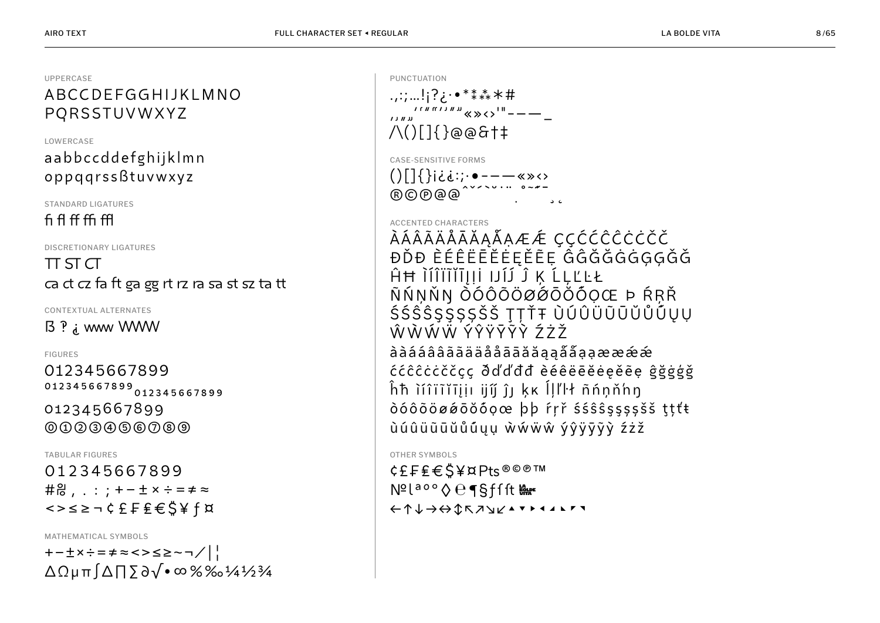## UPPERCASE

ABCCDEFGGHIJKLMNO
PQRSSTUVWXYZ

## LOWERCASE

aabbccddefghijklmn
oppqqrssßtuvwxyz

## STANDARD LIGATURES

fi fl ff ffi ffl

## DISCRETIONARY LIGATURES

TT ST CT
ca ct cz fa ft ga gg rt rz ra sa st sz ta tt

## CONTEXTUAL ALTERNATES

ß ? ¿ www WWW

## FIGURES

0123456677899
0123456677899 0123456677899
0123456677899
⓪①②③④⑤⑥⑦⑧⑨

## TABULAR FIGURES

0123456677899
#№ , . : ; + − ± × ÷ = ≠ ≈
< > ≤ ≥ ¬ ¢ £ ₣ ₤ € $ ¥ ƒ ¤

## MATHEMATICAL SYMBOLS

+ − ± × ÷ = ≠ ≈ < > ≤ ≥ ~ ¬ ∕ | ¦
∆ Ω µ π ∫ ∆ ∏ ∑ ∂ √ • ∞ % ‰ ¼ ½ ¾

## PUNCTUATION

.,:;…!¡?¿·•*⁑⁂∗#
‚„„„‘“‟’”„«»‹›'"‐–—_
/\()[]{}@@&†‡

## CASE-SENSITIVE FORMS

()[]{}¡¿¿:;·•-–—«»‹›
®©℗@@ˆˇ˘`˘˙¨˚˜˝¯¸˛

## ACCENTED CHARACTERS

ÀÁÂÃÄÅĀĂĄẤẠÆǼ ÇÇĆĈĈĊĊČČ
ĐĎĐ ÈÉÊËĒĔĖĘĚẼẸ ĜĜĞĞĠĠĢĢĞĞ
ĤĦ ÌÍÎÏĨĪĮỊİ ĲǏĴ Ĵ Ķ ĹĻĽĿŁ
ÑŃŅŇŊ ÒÓÔÕÖØǾŌŎŐỌŒ Þ ŔŖŘ
ŚŚŜŜŞŞȘȘŠŠ ŢȚŤŦ ÙÚÛÜŨŪŬŮŰŲỤ
ŴẀẂẄ ÝŶŸȲỸỲ ŹŻŽ
ààááââããääååāāăăąąấấạạææǽǽ
ćĉĉċċččçç ðďďđđ èéêëēĕėęěẽẹ ĝğġģğ
ĥħ ìíîïĩīįịı ĳǐĵ ĵȷ ķĸ ĺļľŀł ñńņňŉŋ
òóôõöøǿōŏőọœ þþ ŕŗř śŝŝşşșșšš ţțťŧ
ùúûüũūŭůűųụ ẁẃẅŵ ýŷÿȳỹỳ źżž

## OTHER SYMBOLS

¢£₣₤€$¥¤Pts®©℗™
№ℓªºº◊℮¶§ƒſſt
←↑↓→↔↕↖↗↘↙▲▼►◄◣◤◥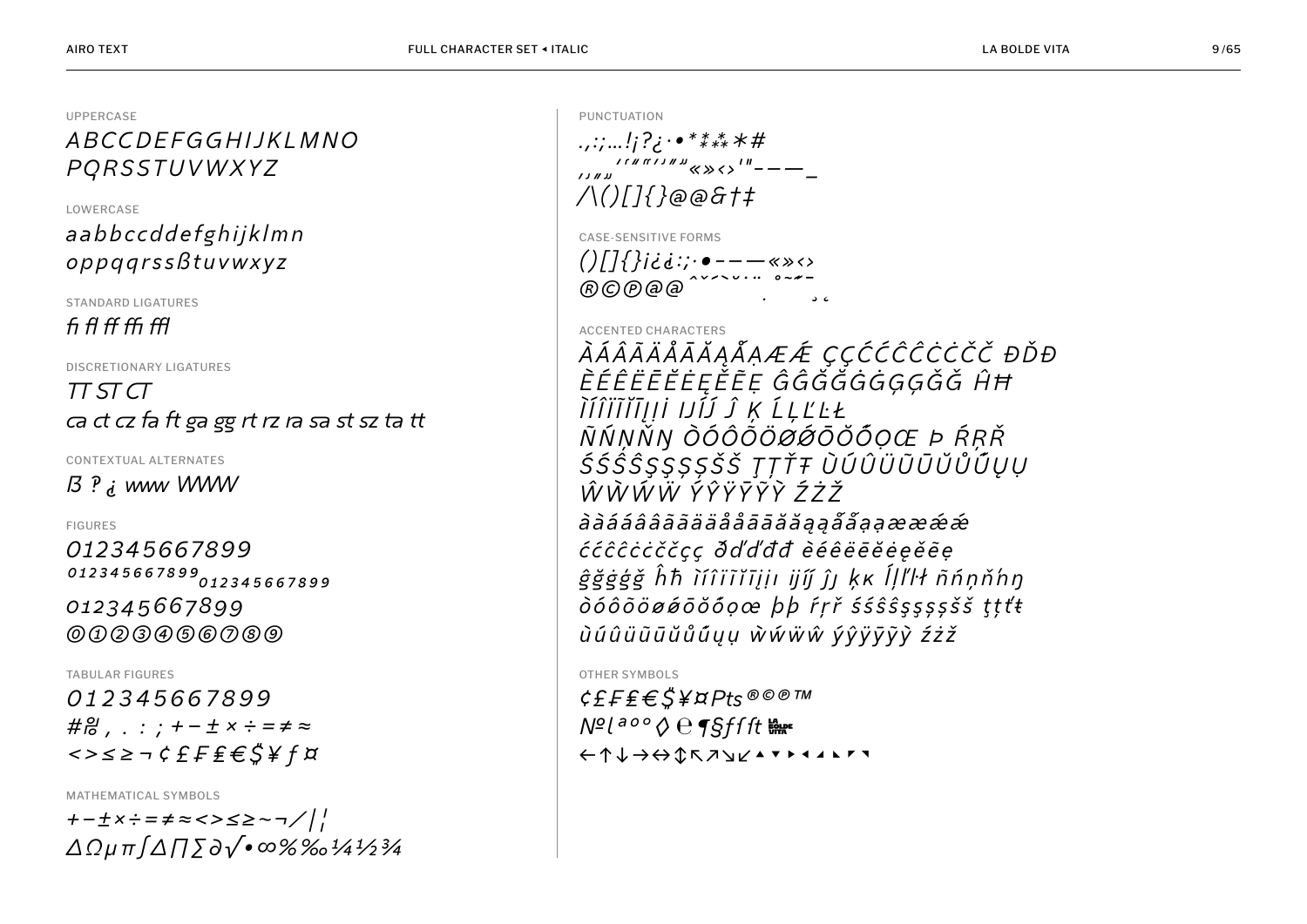UPPERCASE

*ABCCDEFGGHIJKLMNO PQRSSTUVWXYZ*

LOWERCASE

*aabbccddefghijklmn oppqqrssßtuvwxyz*

STANDARD LIGATURES

*fi fl ff ffi ffl*

DISCRETIONARY LIGATURES

*TT ST CT*
*ca ct cz fa ft ga gg rt rz ra sa st sz ta tt*

CONTEXTUAL ALTERNATES

*ß ? ¿ www WWW*

FIGURES

*012345667899*
*012345667899 012345667899*
*012345667899*
*⓪①②③④⑤⑥⑦⑧⑨*

TABULAR FIGURES

*012345667899*
*#℅ , . : ; + − ± × ÷ = ≠ ≈*
*< > ≤ ≥ ¬ ¢ £ ₣ ₤ € $ ¥ ƒ ¤*

MATHEMATICAL SYMBOLS

*+ − ± × ÷ = ≠ ≈ < > ≤ ≥ ~ ¬ ⁄ | ¦*
*∆ Ω µ π ∫ ∆ ∏ ∑ ∂ √ • ∞ % ‰ ¼ ½ ¾*

PUNCTUATION

*.,:;…!¡?¿·•*⁑⁂*#*
*‚„‛‟‘’“”«»‹›'"-–—_*
*/\()[]{}@@&†‡*

CASE-SENSITIVE FORMS

*()[]{}¡¿¿:;·•-–—«»‹›*
*®©℗@@ ˆˇ´`˘˙¨ ˚˜˝¯ . ¸˛*

ACCENTED CHARACTERS

*ÀÁÂÃÄÅĀĂĄǺẠÆǼ ÇĆĈĊČ ÐĎĐ*
*ÈÉÊËĒĔĖĘĚẼẸ ĜĞĠĢǦ ĤĦ*
*ÌÍÎÏĨĪĮİ IJĲ Ĵ Ķ ĹĻĽĿŁ*
*ÑŃŅŇŊ ÒÓÔÕÖØǾŌŎŐỌŒ Þ ŔŖŘ*
*ŚŜŞŠȘ ŢŤŦ ÙÚÛÜŨŪŬŮŰŲỤ*
*ŴẀẂẄ ÝŶŸȲỸỲ ŹŻŽ*
*àáâãäåāăąǻạæǽ*
*çćĉċč ðďđ èéêëēĕėęěẽẹ*
*ĝğġģǧ ĥħ ìíîïĩīįı ĳ ĵȷ ķĸ ĺļľŀł ñńņňŉŋ*
*òóôõöøǿōŏőọœ þ ŕŗř śŝşšș ţťŧ*
*ùúûüũūŭůűųụ ẁẃẅŵ ýŷÿȳỹỳ źżž*

OTHER SYMBOLS

*¢£₣₤€$¥¤Pts®©℗™*
*№ l ª º ◊ ℮ ¶§ƒ ƒt*
*← ↑ ↓ → ↔ ↕ ↖ ↗ ↘ ↙ ▴ ▾ ▸ ◂ ◣ ◤ ◥*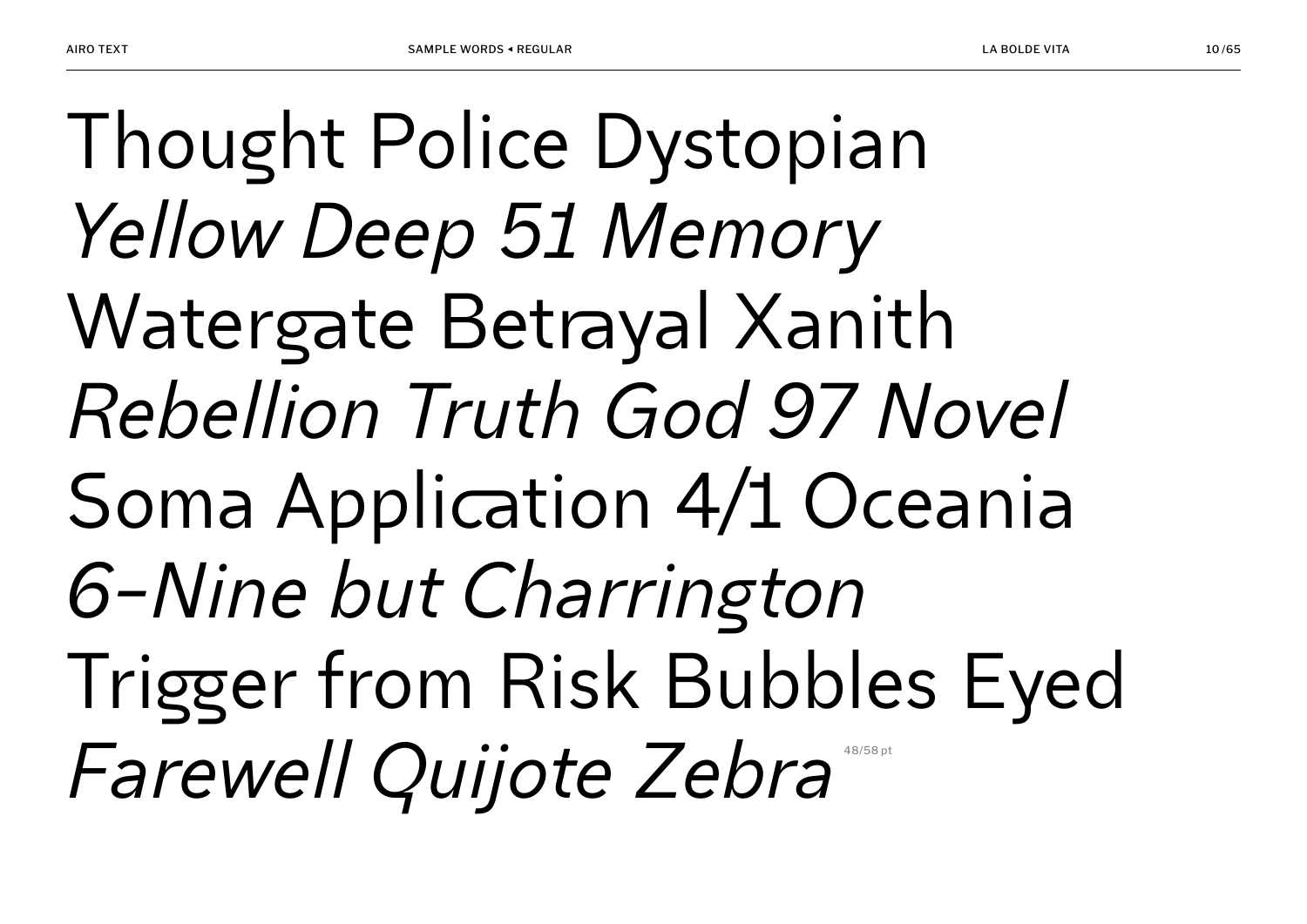Thought Police Dystopian
*Yellow Deep 51 Memory*
Watergate Betrayal Xanith
*Rebellion Truth God 97 Novel*
Soma Application 4/1 Oceania
*6-Nine but Charrington*
Trigger from Risk Bubbles Eyed
*Farewell Quijote Zebra* 48/58 pt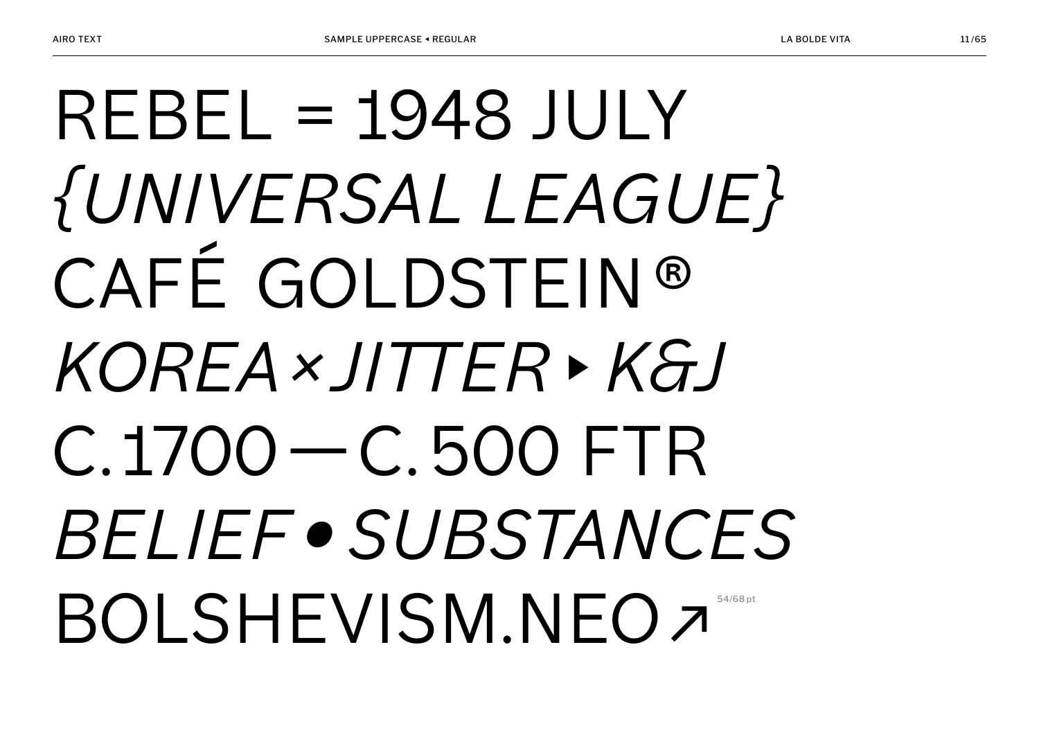REBEL = 1948 JULY

*{UNIVERSAL LEAGUE}*

CAFÉ GOLDSTEIN®

*KOREA×JITTER▸K&J*

C.1700—C.500 FTR

*BELIEF•SUBSTANCES*

BOLSHEVISM.NEO↗ 54/68 pt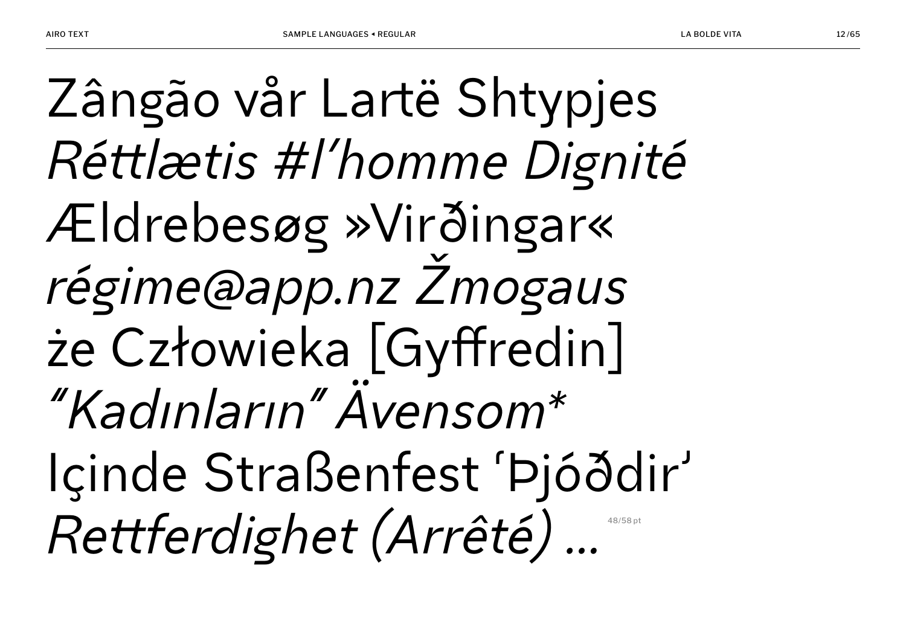Zângão vår Lartë Shtypjes

*Réttlætis #l’homme Dignité*

Ældrebesøg »Virðingar«

*régime@app.nz Žmogaus*

że Człowieka [Gyffredin]

*″Kadınların″ Ävensom**

Içinde Straßenfest ʿÞjóðdirʾ

*Rettferdighet (Arrêté) …*

48/58 pt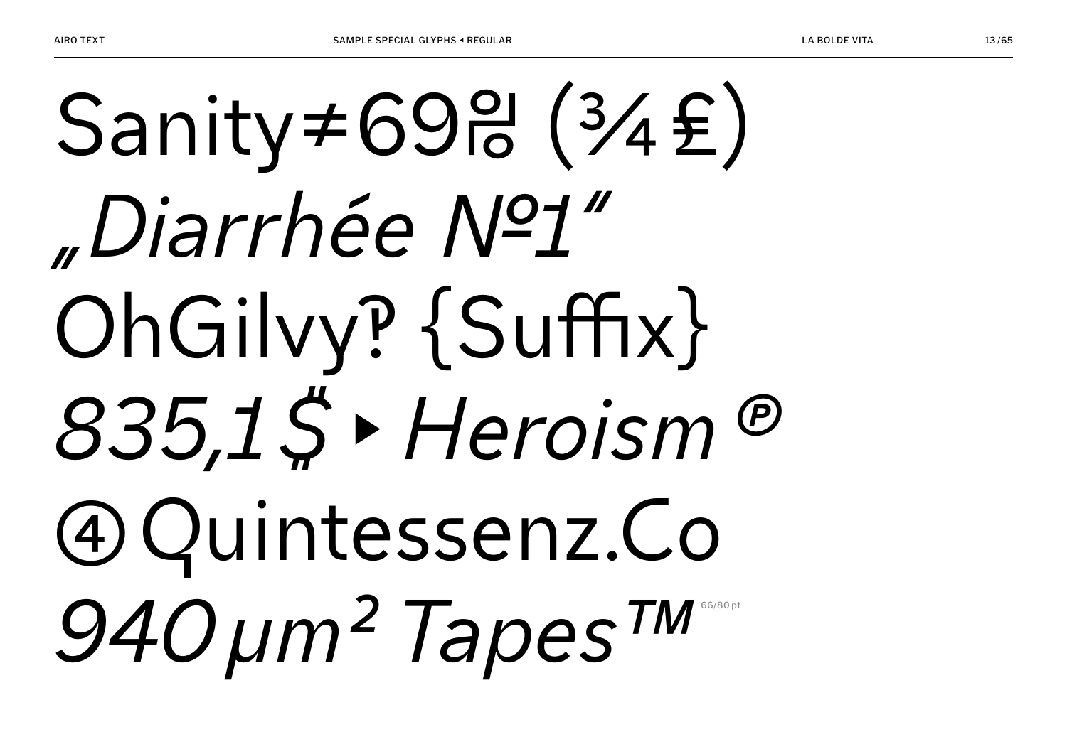Sanity≠69℅ (¾£)

*„Diarrhée №1"*

OhGilvy‽ {Suffix}

*835,1$ ▸ Heroism ℗*

④ Quintessenz.Co

*940µm² Tapes™*

66/80pt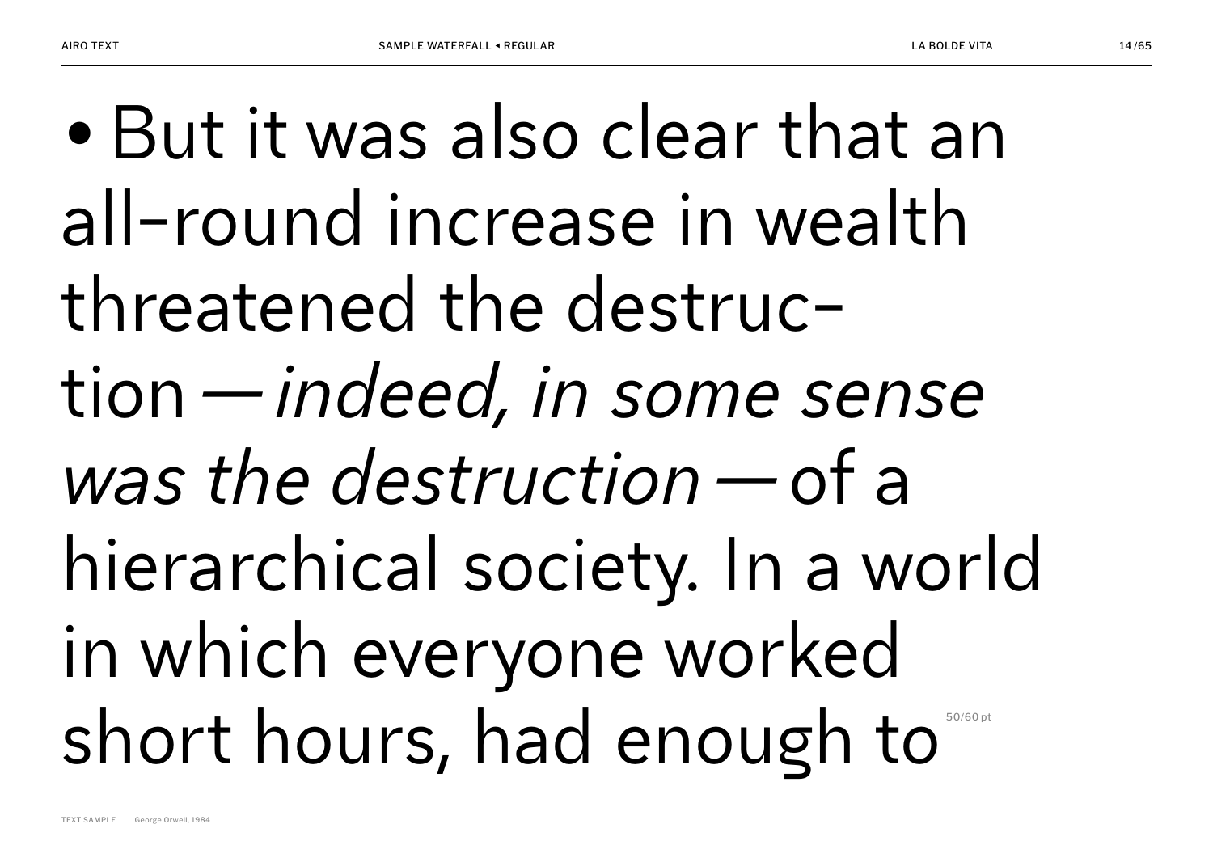• But it was also clear that an all-round increase in wealth threatened the destruction — *indeed, in some sense was the destruction* — of a hierarchical society. In a world in which everyone worked short hours, had enough to

50/60 pt

TEXT SAMPLE George Orwell, 1984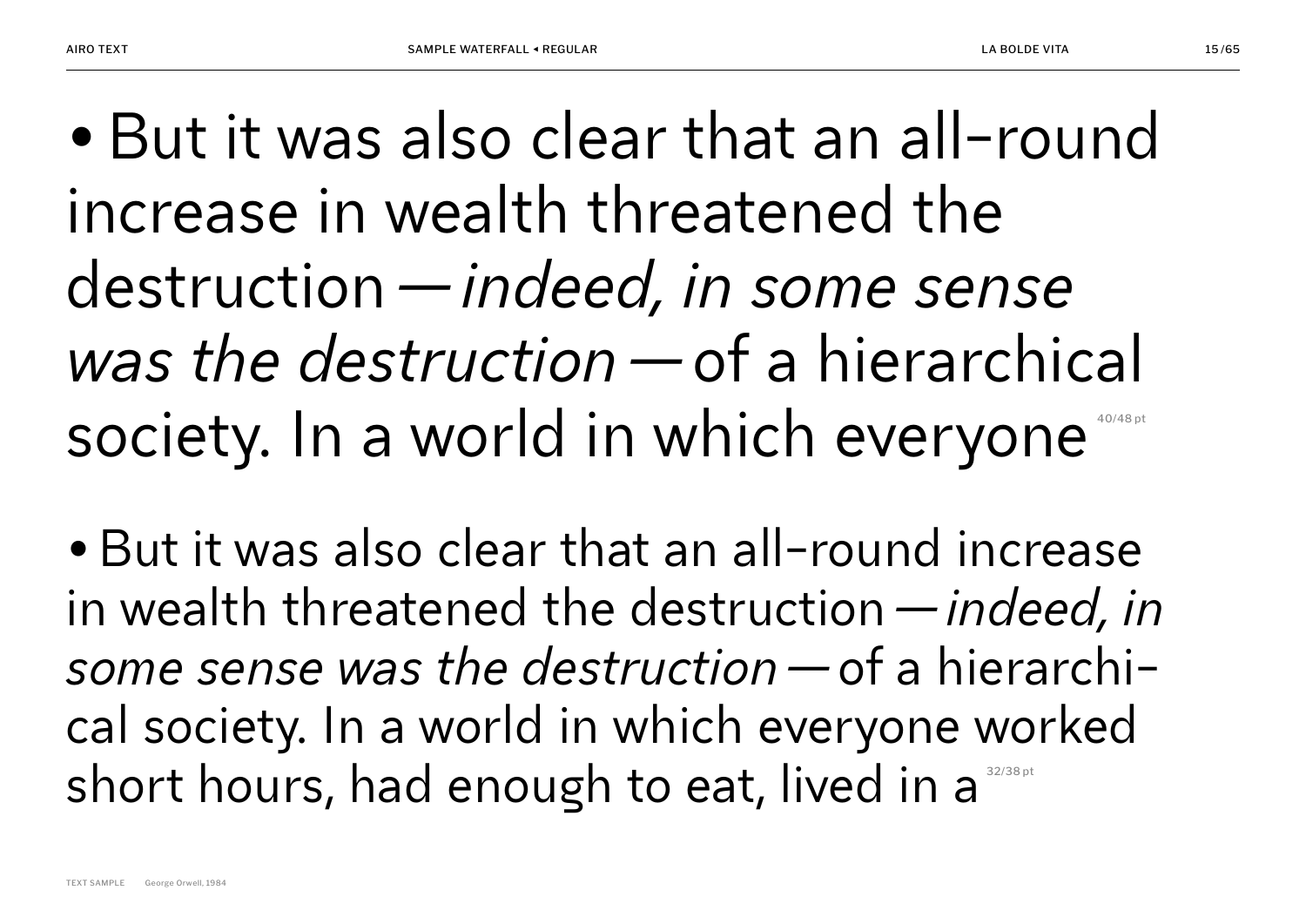• But it was also clear that an all-round increase in wealth threatened the destruction — *indeed, in some sense was the destruction* — of a hierarchical society. In a world in which everyone

40/48 pt

• But it was also clear that an all-round increase in wealth threatened the destruction — *indeed, in some sense was the destruction* — of a hierarchical society. In a world in which everyone worked short hours, had enough to eat, lived in a

32/38 pt

TEXT SAMPLE George Orwell, 1984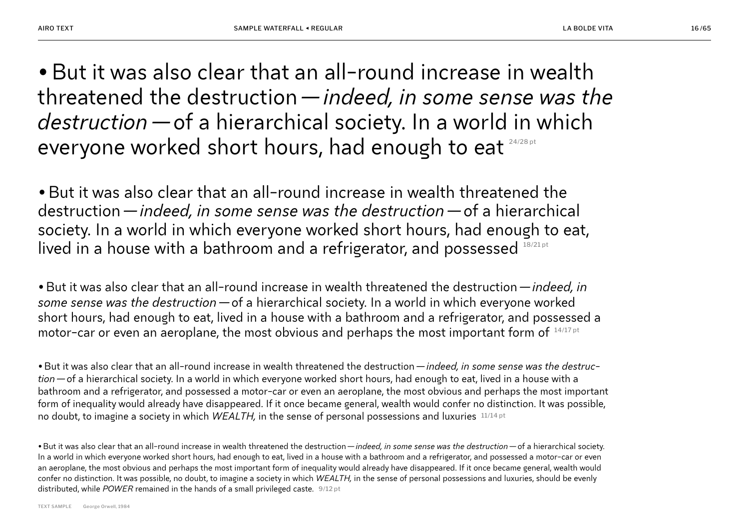• But it was also clear that an all-round increase in wealth threatened the destruction — *indeed, in some sense was the destruction* — of a hierarchical society. In a world in which everyone worked short hours, had enough to eat 24/28 pt

• But it was also clear that an all-round increase in wealth threatened the destruction — *indeed, in some sense was the destruction* — of a hierarchical society. In a world in which everyone worked short hours, had enough to eat, lived in a house with a bathroom and a refrigerator, and possessed 18/21 pt

• But it was also clear that an all-round increase in wealth threatened the destruction — *indeed, in some sense was the destruction* — of a hierarchical society. In a world in which everyone worked short hours, had enough to eat, lived in a house with a bathroom and a refrigerator, and possessed a motor-car or even an aeroplane, the most obvious and perhaps the most important form of 14/17 pt

• But it was also clear that an all-round increase in wealth threatened the destruction — *indeed, in some sense was the destruction* — of a hierarchical society. In a world in which everyone worked short hours, had enough to eat, lived in a house with a bathroom and a refrigerator, and possessed a motor-car or even an aeroplane, the most obvious and perhaps the most important form of inequality would already have disappeared. If it once became general, wealth would confer no distinction. It was possible, no doubt, to imagine a society in which *WEALTH,* in the sense of personal possessions and luxuries 11/14 pt

• But it was also clear that an all-round increase in wealth threatened the destruction — *indeed, in some sense was the destruction* — of a hierarchical society. In a world in which everyone worked short hours, had enough to eat, lived in a house with a bathroom and a refrigerator, and possessed a motor-car or even an aeroplane, the most obvious and perhaps the most important form of inequality would already have disappeared. If it once became general, wealth would confer no distinction. It was possible, no doubt, to imagine a society in which *WEALTH,* in the sense of personal possessions and luxuries, should be evenly distributed, while *POWER* remained in the hands of a small privileged caste. 9/12 pt

TEXT SAMPLE George Orwell, 1984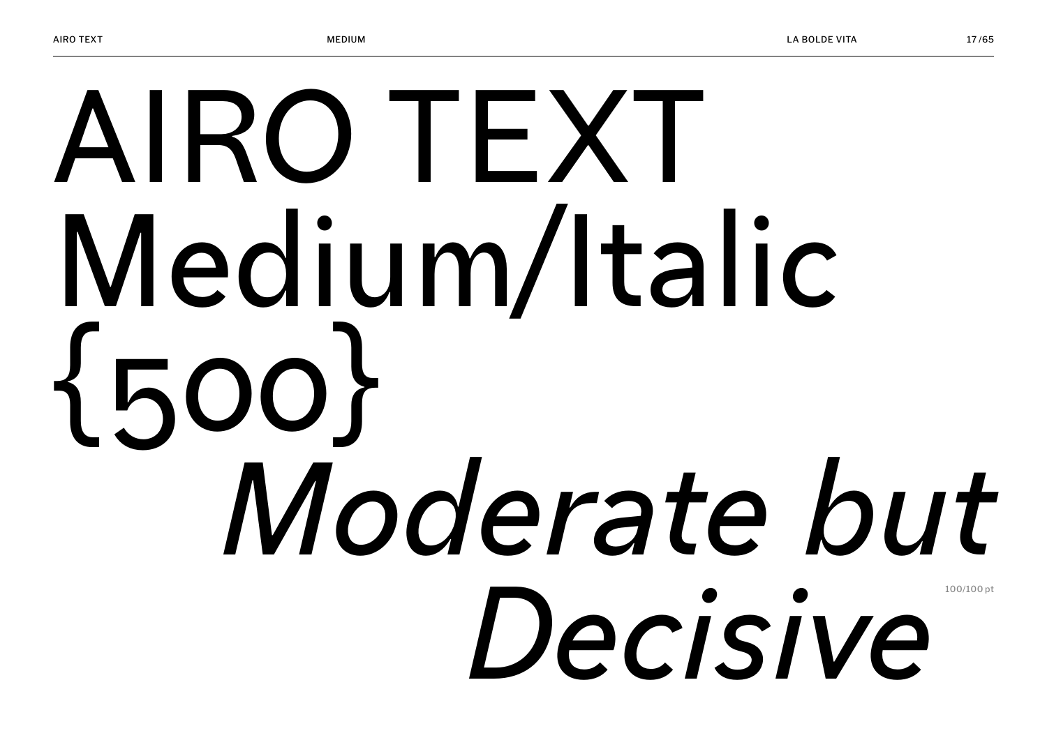# AIRO TEXT Medium/Italic {500}

*Moderate but Decisive*

100/100 pt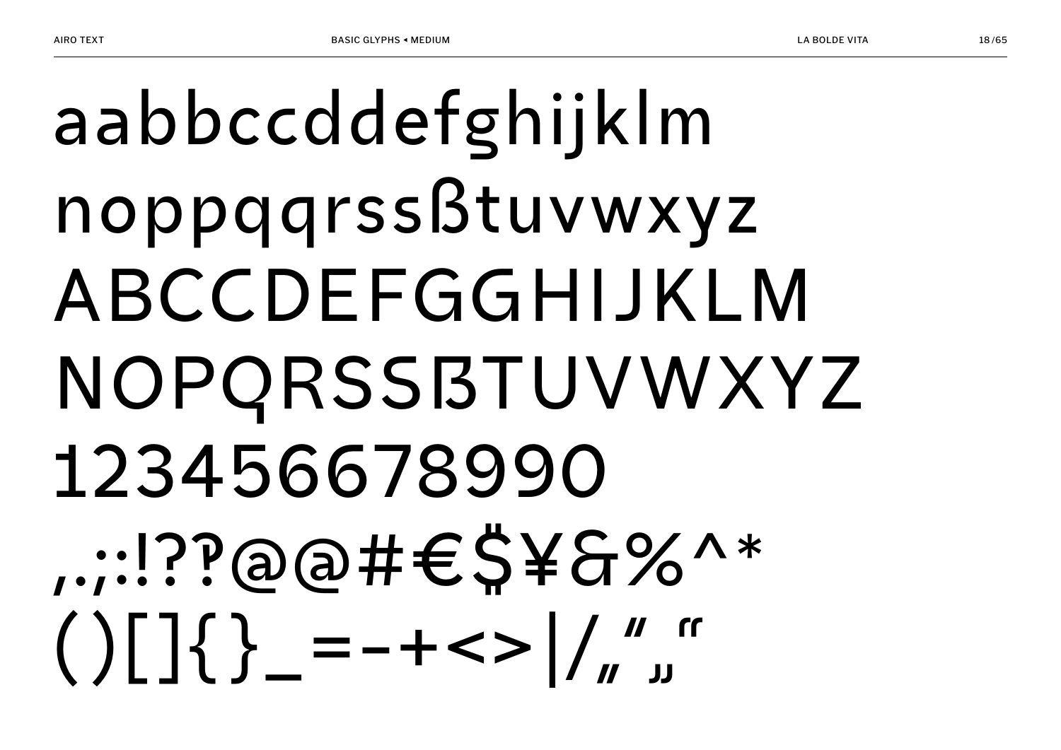aabbccddefghijklm

noppqqrssßtuvwxyz

ABCCDEFGGHIJKLM

NOPQRSSẞTUVWXYZ

12345667899 0

,.;:!??@@#€$¥&%^*

()[]{}_=-+<>|/„“„“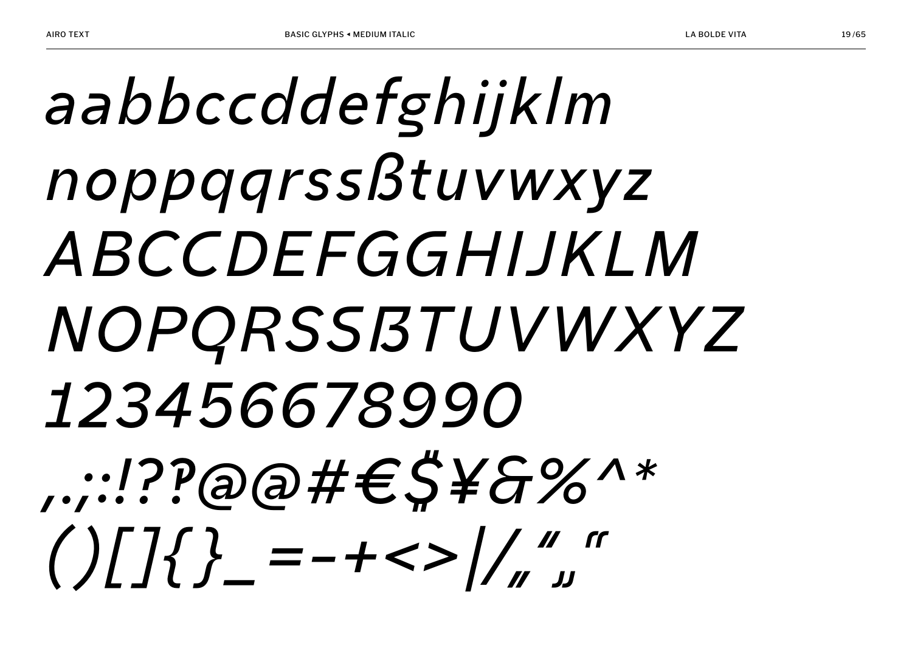*aabbccddefghijklm*

*noppqqrssßtuvwxyz*

*ABCCDEFGGHIJKLM*

*NOPQRSSẞTUVWXYZ*

*123456678990*

*,.;:!??@@#€$¥&%^*

*()[]{}_=-+<>|/„“‚‘*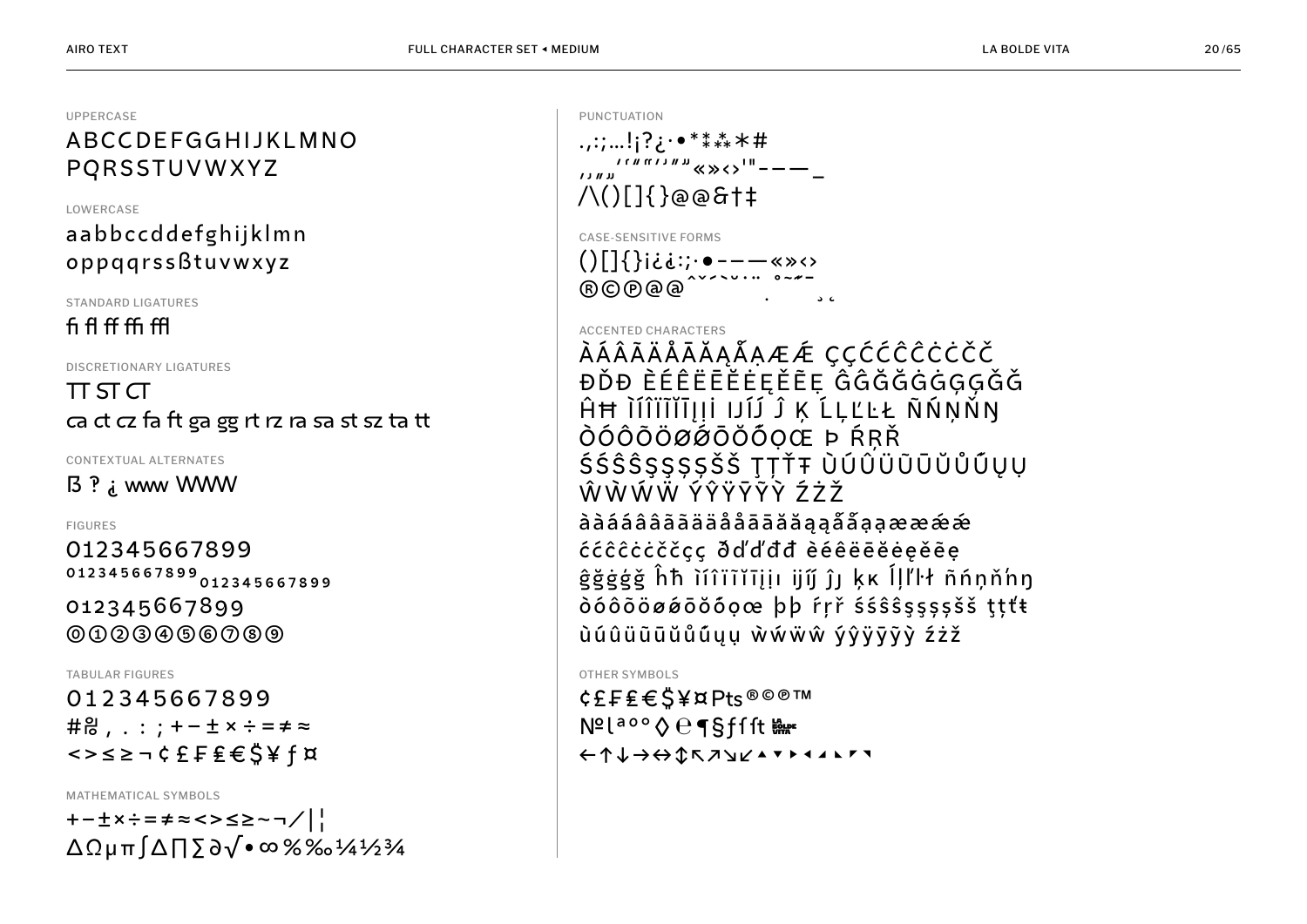## UPPERCASE

ABCCDEFGGHIJKLMNO
PQRSSTUVWXYZ

## LOWERCASE

aabbccddefghijklmn
oppqqrssßtuvwxyz

## STANDARD LIGATURES

fi fl ff ffi ffl

## DISCRETIONARY LIGATURES

TT ST CT
ca ct cz fa ft ga gg rt rz ra sa st sz ta tt

## CONTEXTUAL ALTERNATES

ß ? ¿ www WWW

## FIGURES

012345667899
012345667899 012345667899
012345667899
⓪①②③④⑤⑥⑦⑧⑨

## TABULAR FIGURES

012345667899
#№ , . : ; + − ± × ÷ = ≠ ≈
< > ≤ ≥ ¬ ¢ £ ₣ ₤ € $ ¥ ƒ ¤

## MATHEMATICAL SYMBOLS

+−±×÷=≠≈<>≤≥~¬/|¦
ΔΩμπ∫∆∏∑∂√•∞%‰¼½¾

## PUNCTUATION

.,:;…!¡?¿·•*⁑⁂∗#
‚„‘’“”«»‹›'"‐–—_
/\()[]{}@@&†‡

## CASE-SENSITIVE FORMS

()[]{}¡¿¿:;·•‐–—«»‹›
®©℗@@ˆˇ˜˘˙¨˚˜˝¯¸˛

## ACCENTED CHARACTERS

ÀÁÂÃÄÅĀĂĄǺẠÆǼ ÇĆĈĊČ
ĐĎĐ ÈÉÊËĒĔĖĘĚẼẸ ĜĞĠĢǦ
ĤĦ ÌÍÎÏĨĪĬĮİ ĲĴ Ĵ Ķ ĹĻĽĿŁ ÑŃŅŇŊ
ÒÓÔÕÖØǾŌŎŐỌŒ Þ ŔŖŘ
ŚŜŞŠȘ ŢŤŦ ÙÚÛÜŨŪŬŮŰŲỤ
ŴẀẂẄ ÝŶŸȲỸỲ ŹŻŽ
àáâãäåāăąǻạæǽ
ćĉċčç ðďđ èéêëēĕėęěẽẹ
ĝğġģǧ ĥħ ìíîïĩīĭįı ĳĵ ȷ ķĸ ĺļľŀł ñńņňŋ
òóôõöøǿōŏőọœ þ ŕŗř śŝşšș ţťŧ
ùúûüũūŭůűųụ ẁẃẅŵ ýŷÿȳỹỳ źżž

## OTHER SYMBOLS

¢£₣₤€$¥¤Pts®©℗™
№ℓªºº◊℮¶§ƒſſt
←↑↓→↔↕↖↗↘↙▲▼▶◀◣◤◥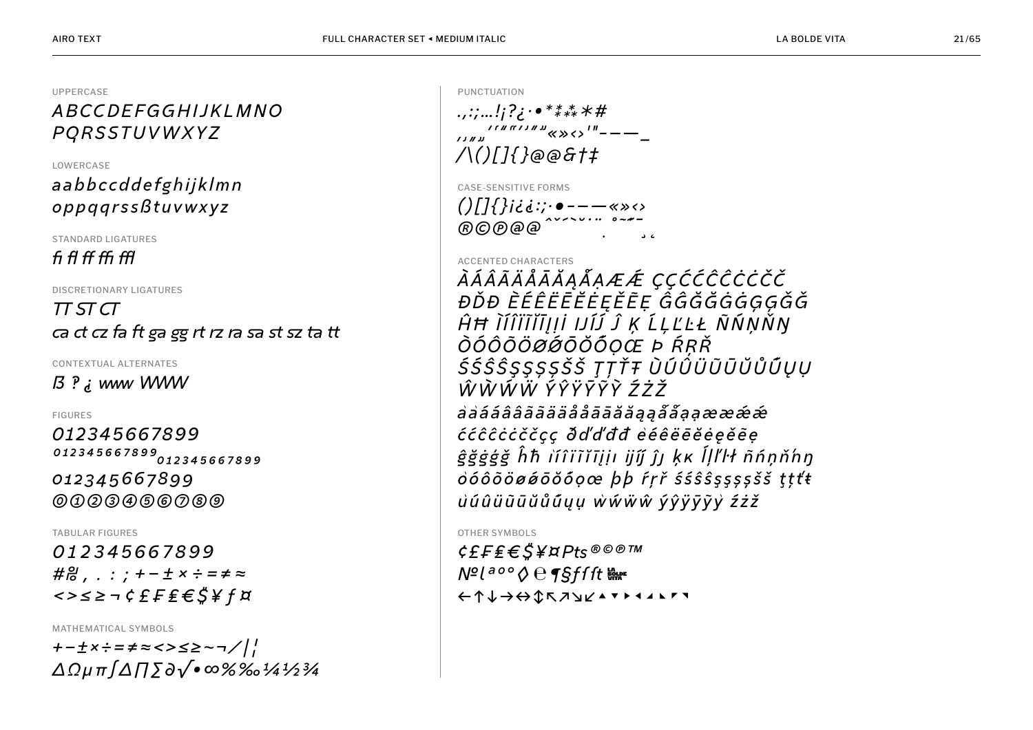## UPPERCASE

*ABCCDEFGGHIJKLMNO*
*PQRSSTUVWXYZ*

## LOWERCASE

*aabbccddefghijklmn*
*oppqqrssßtuvwxyz*

## STANDARD LIGATURES

*fi fl ff ffi ffl*

## DISCRETIONARY LIGATURES

*TT ST CT*
*ca ct cz fa ft ga gg rt rz ra sa st sz ta tt*

## CONTEXTUAL ALTERNATES

*ß ? ¿ www WWW*

## FIGURES

*0123456678899*
*0123456678899 0123456678899*
*0123456678899*
*⓪①②③④⑤⑥⑦⑧⑨*

## TABULAR FIGURES

*0123456678899*
*#, . : ; + − ± × ÷ = ≠ ≈*
*< > ≤ ≥ ¬ ¢ £ ₣ ₤ € $ ¥ ƒ ¤*

## MATHEMATICAL SYMBOLS

*+ − ± × ÷ = ≠ ≈ < > ≤ ≥ ~ ¬ ⁄ | ¦*
*∆ Ω µ π ∫ ∆ ∏ ∑ ∂ √ • ∞ % ‰ ¼ ½ ¾*

## PUNCTUATION

*.,:;…!¡?¿·•*⁑⁂*#*
*‚„‚„'‘“”'’“”«»‹›'"‐–—_*
*/\()[]{}@@&†‡*

## CASE-SENSITIVE FORMS

*()[]{}¡¿¿:;·•‐–—«»‹›*
*®©℗@@ ˆˇˊˋ˘˙¨ ˚˜˝¯ ¸˛*

## ACCENTED CHARACTERS

*ÀÁÂÃÄÅĀĂĄǺẠÆǼ ÇÇĆĆĈĈĊĊČČ*
*ĐĎĐ ÈÉÊËĒĔĖĘĚẼẸ ĜĜĞĞĠĠĢĢǦǦ*
*ĤĦ ÌÍÎÏĨĬĪĮİỊ IJÍĴ Ĵ Ķ ĹĻĽĿŁ ÑŃŅŇŊ*
*ÒÓÔÕÖØǾŌŎŐỌŒ Þ ŔŖŘ*
*ŚŚŜŜŞŞȘȘŠŠ ŢȚŤŦ ÙÚÛÜŨŪŬŮŰŲỤ*
*ŴẀẂẄ ÝŶŸȲỸỲ ŹŻŽ*
*àààááâââãããäääåååāāāăăąąǻǻạạææǽǽ*
*ććĉĉċċččçç ðďđđđ èéêëēĕėęěẽẹ*
*ĝğġģǧ ĥħ ìíîïĩĭīįịı ijíĵ ĵȷ ķĸ ĺļľŀł ñńņňŉŋ*
*òóôõöøǿōŏőọœ þþ ŕŗř śśŝŝşşșșšš ţțťŧ*
*ùúûüũūŭůűųụ ẁẃẅŵ ýŷÿȳỹỳ źżž*

## OTHER SYMBOLS

*¢£₣₤€$¥¤Pts®©℗™*
*№ℓªºº◊℮¶§ƒƒt*
*←↑↓→↔↕↖↗↘↙▲▼▶◀◢◣◤◥*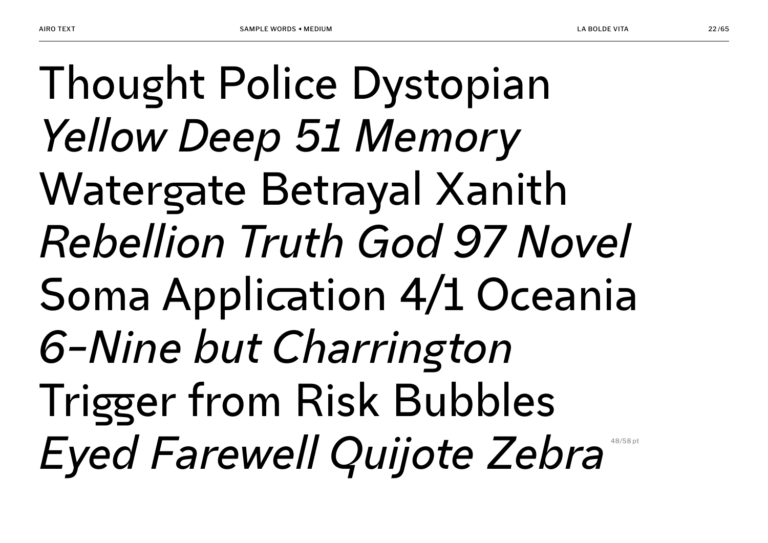Thought Police Dystopian
*Yellow Deep 51 Memory*
Watergate Betrayal Xanith
*Rebellion Truth God 97 Novel*
Soma Application 4/1 Oceania
*6-Nine but Charrington*
Trigger from Risk Bubbles
*Eyed Farewell Quijote Zebra*

48/58 pt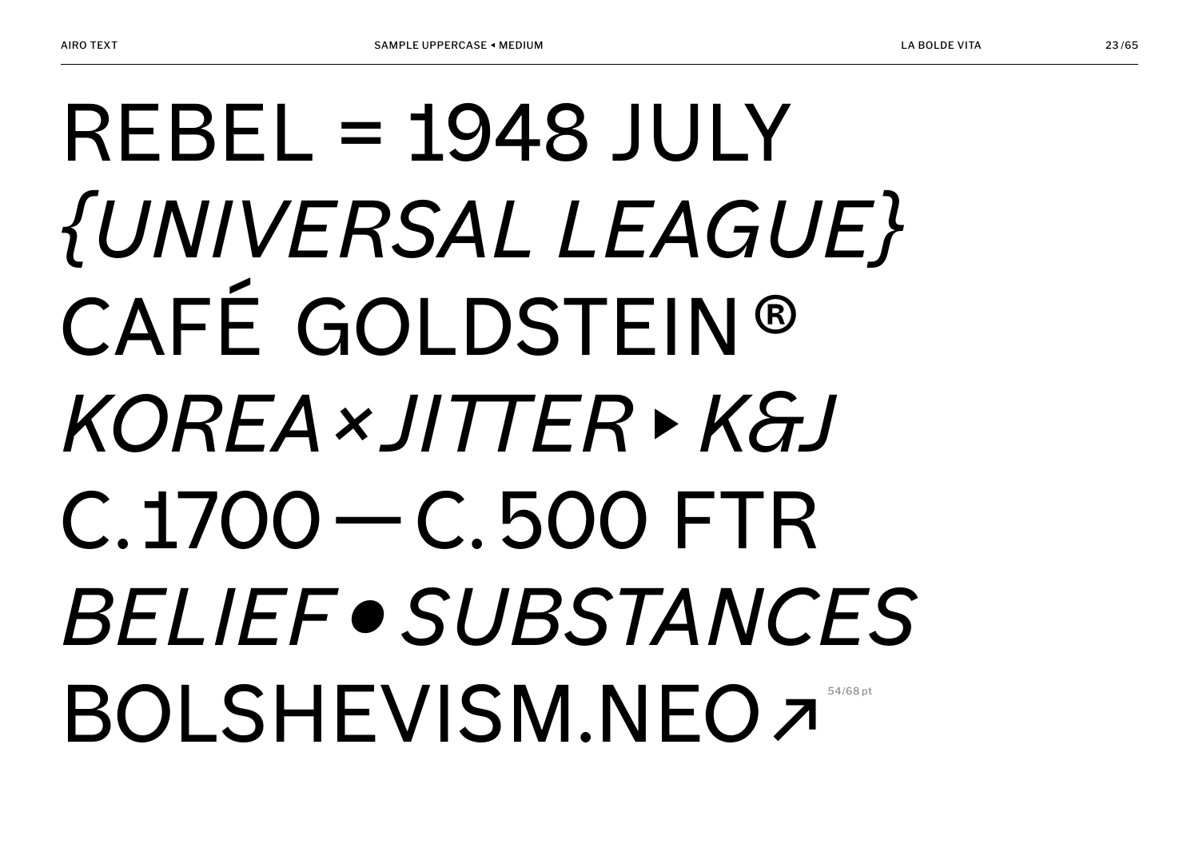REBEL = 1948 JULY

*{UNIVERSAL LEAGUE}*

CAFÉ GOLDSTEIN®

*KOREA×JITTER▸K&J*

C.1700—C.500 FTR

*BELIEF•SUBSTANCES*

BOLSHEVISM.NEO↗ 54/68 pt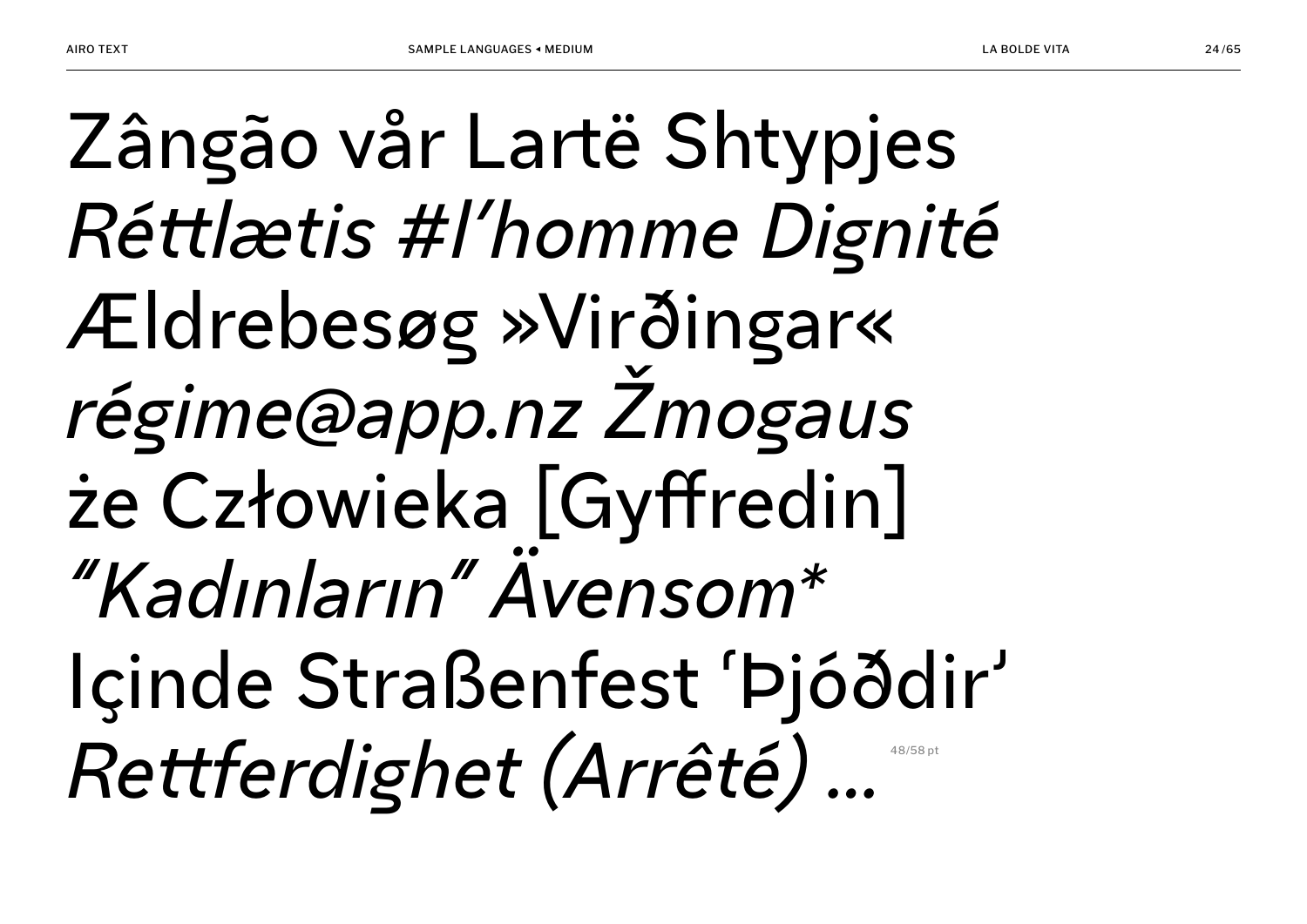Zângão vår Lartë Shtypjes
*Réttlætis #l’homme Dignité*
Ældrebesøg »Virðingar«
*régime@app.nz Žmogaus*
że Człowieka [Gyffredin]
*“Kadınların” Ävensom*\**
Içinde Straßenfest ‘Þjóðdir’
*Rettferdighet (Arrêté) …*

48/58 pt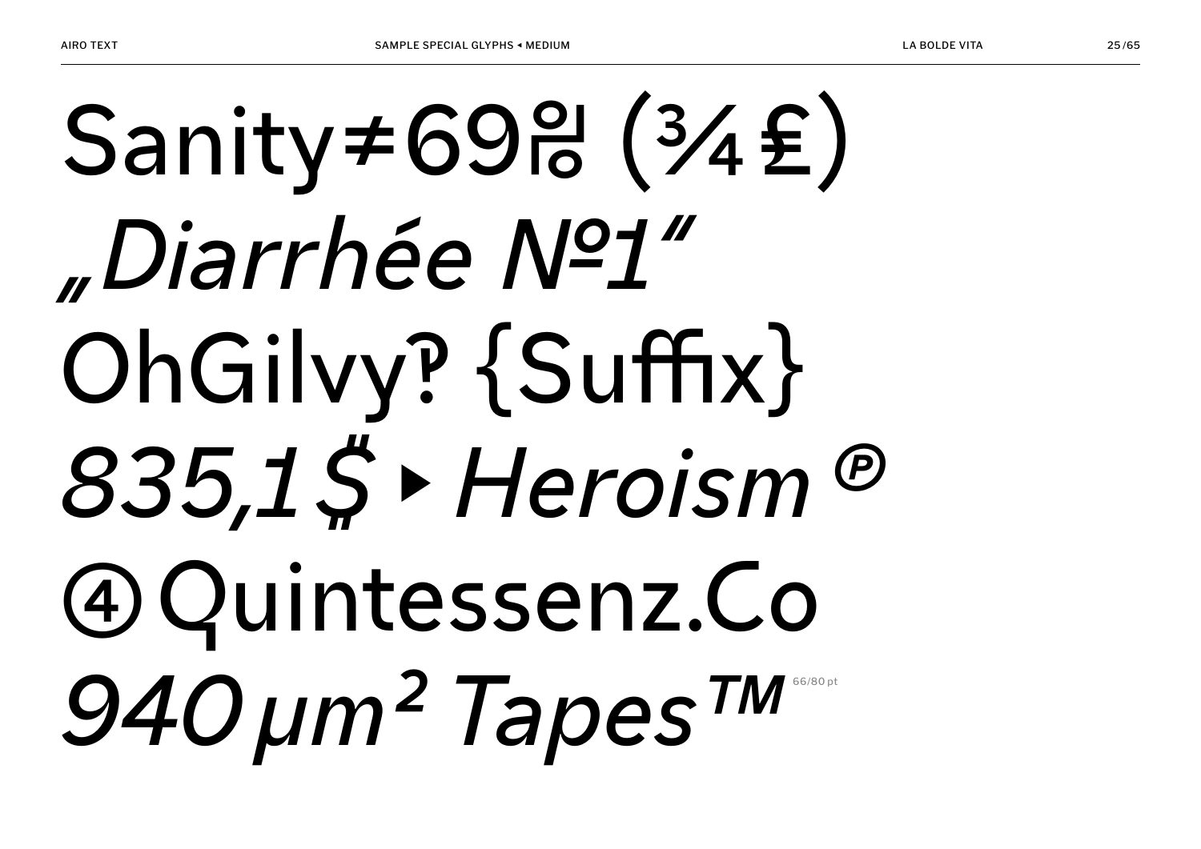Sanity≠69%(¾£)

*„Diarrhée №1"*

OhGilvy‽ {Suffix}

*835,1$ ▸ Heroism ℗*

④ Quintessenz.Co

*940 µm² Tapes™*

66/80 pt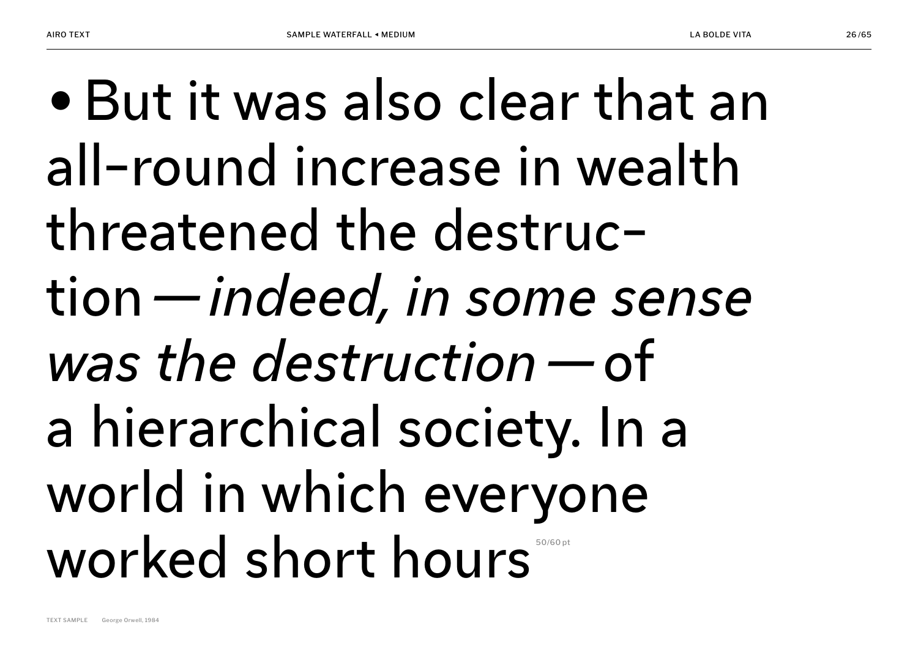• But it was also clear that an all-round increase in wealth threatened the destruc-tion — *indeed, in some sense was the destruction* — of a hierarchical society. In a world in which everyone worked short hours

50/60 pt

TEXT SAMPLE George Orwell, 1984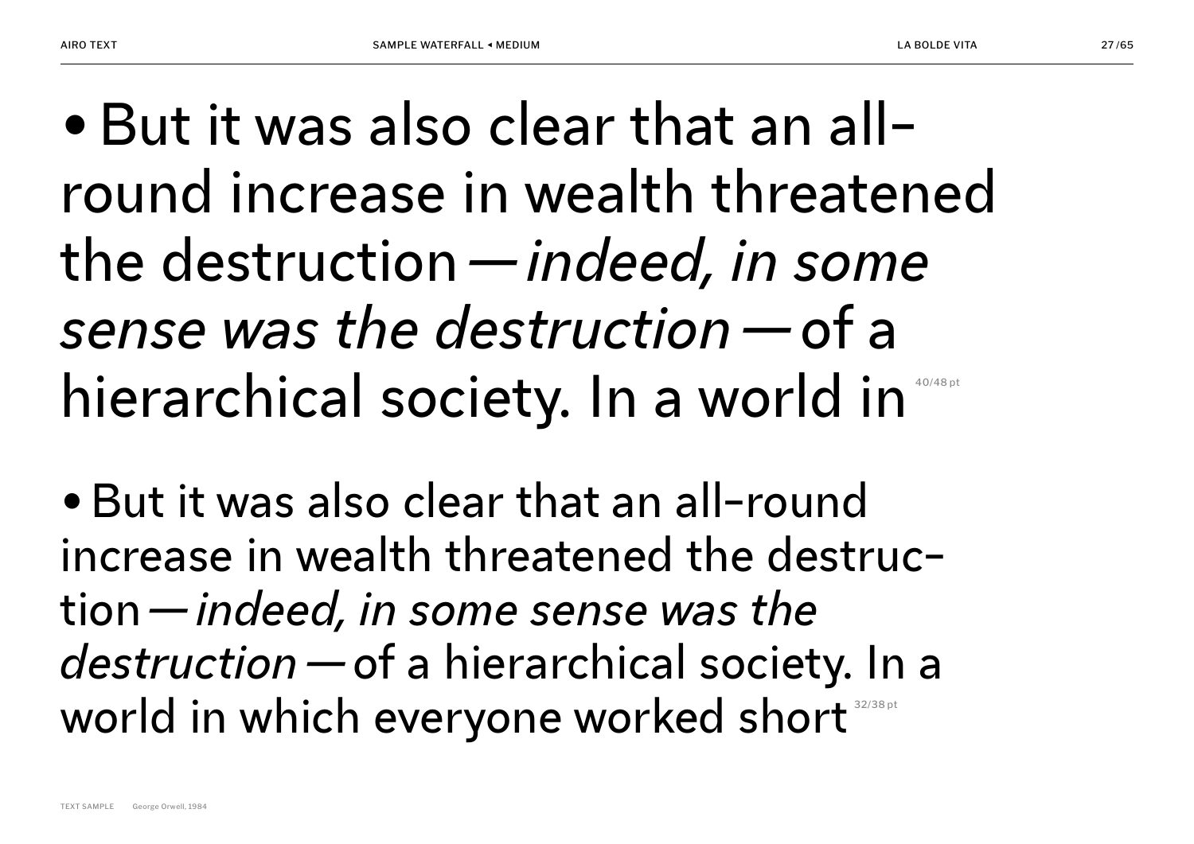• But it was also clear that an all-round increase in wealth threatened the destruction — *indeed, in some sense was the destruction* — of a hierarchical society. In a world in

40/48 pt

• But it was also clear that an all-round increase in wealth threatened the destruction — *indeed, in some sense was the destruction* — of a hierarchical society. In a world in which everyone worked short

32/38 pt

TEXT SAMPLE George Orwell, 1984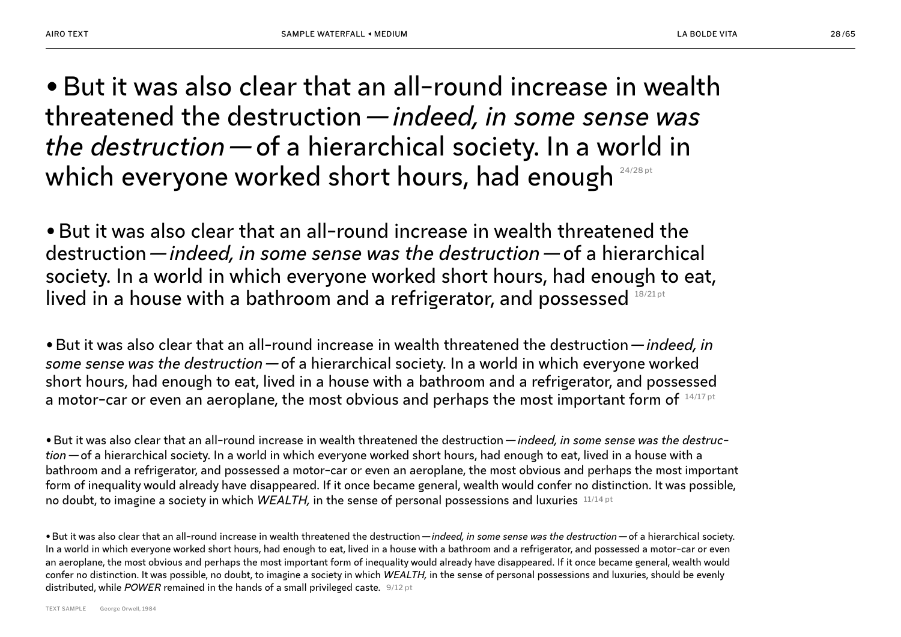• But it was also clear that an all-round increase in wealth threatened the destruction — *indeed, in some sense was the destruction* — of a hierarchical society. In a world in which everyone worked short hours, had enough 24/28 pt

• But it was also clear that an all-round increase in wealth threatened the destruction — *indeed, in some sense was the destruction* — of a hierarchical society. In a world in which everyone worked short hours, had enough to eat, lived in a house with a bathroom and a refrigerator, and possessed 18/21 pt

• But it was also clear that an all-round increase in wealth threatened the destruction — *indeed, in some sense was the destruction* — of a hierarchical society. In a world in which everyone worked short hours, had enough to eat, lived in a house with a bathroom and a refrigerator, and possessed a motor-car or even an aeroplane, the most obvious and perhaps the most important form of 14/17 pt

• But it was also clear that an all-round increase in wealth threatened the destruction — *indeed, in some sense was the destruction* — of a hierarchical society. In a world in which everyone worked short hours, had enough to eat, lived in a house with a bathroom and a refrigerator, and possessed a motor-car or even an aeroplane, the most obvious and perhaps the most important form of inequality would already have disappeared. If it once became general, wealth would confer no distinction. It was possible, no doubt, to imagine a society in which *WEALTH,* in the sense of personal possessions and luxuries 11/14 pt

• But it was also clear that an all-round increase in wealth threatened the destruction — *indeed, in some sense was the destruction* — of a hierarchical society. In a world in which everyone worked short hours, had enough to eat, lived in a house with a bathroom and a refrigerator, and possessed a motor-car or even an aeroplane, the most obvious and perhaps the most important form of inequality would already have disappeared. If it once became general, wealth would confer no distinction. It was possible, no doubt, to imagine a society in which *WEALTH,* in the sense of personal possessions and luxuries, should be evenly distributed, while *POWER* remained in the hands of a small privileged caste. 9/12 pt

TEXT SAMPLE George Orwell, 1984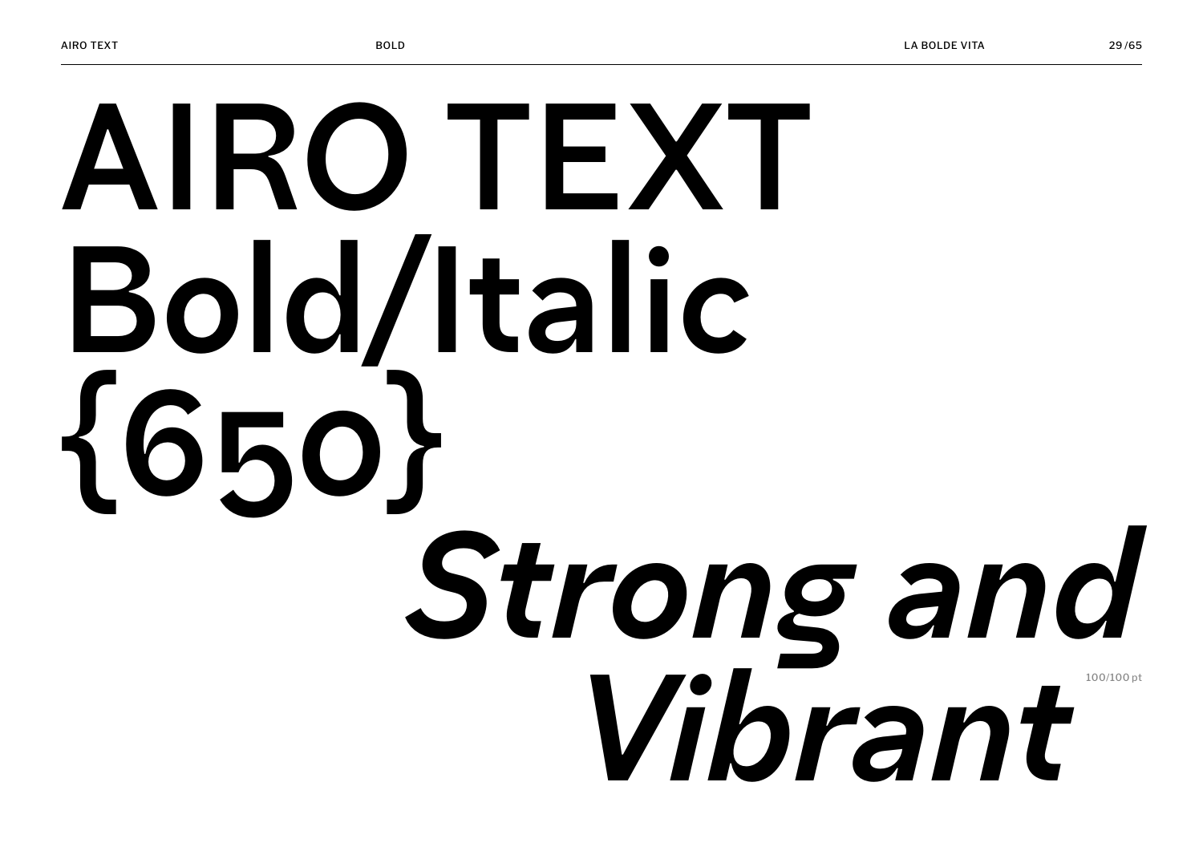# AIRO TEXT Bold/Italic {650}

***Strong and Vibrant***

100/100 pt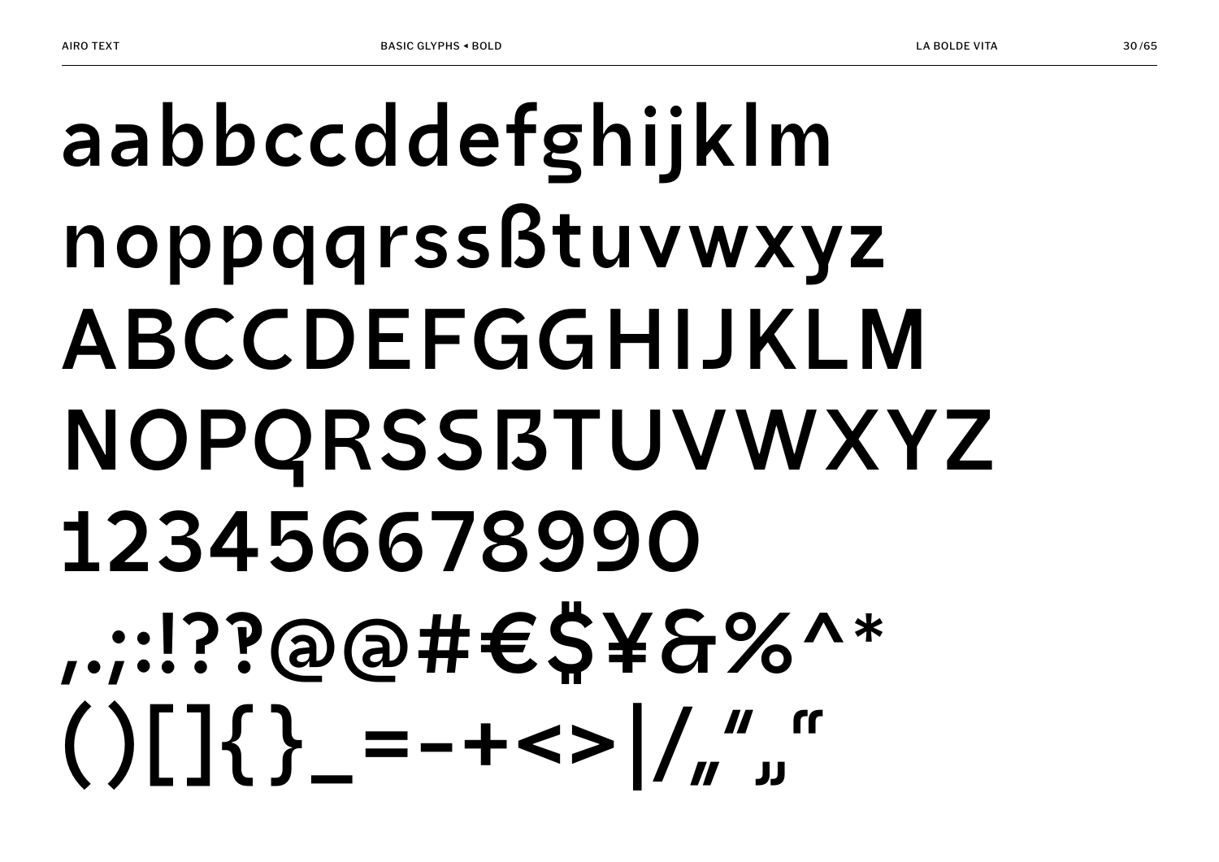aabbccddefghijklm
noppqqrssßtuvwxyz
ABCCDEFGGHIJKLM
NOPQRSSẞTUVWXYZ
12345667899O
,.;:!??@@#€$¥&%^*
()[]{}_=-+<>|/„“„“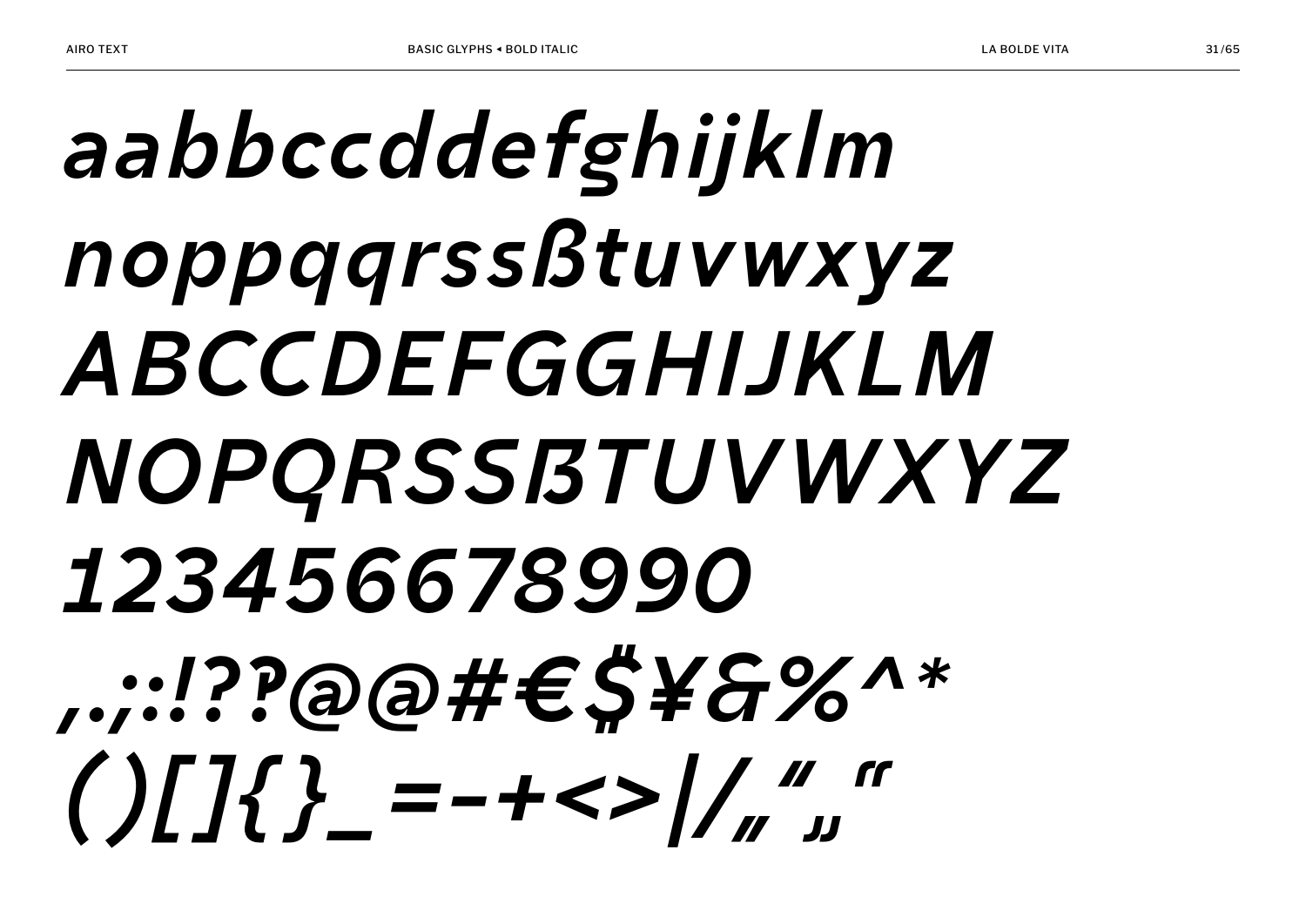aabbccddefghijklm
noppqqrssßtuvwxyz
ABCCDEFGGHIJKLM
NOPQRSSẞTUVWXYZ
1234566789 90
,.;:!??@@#€$¥&%^*
()[]{}_=-+<>|/„“„“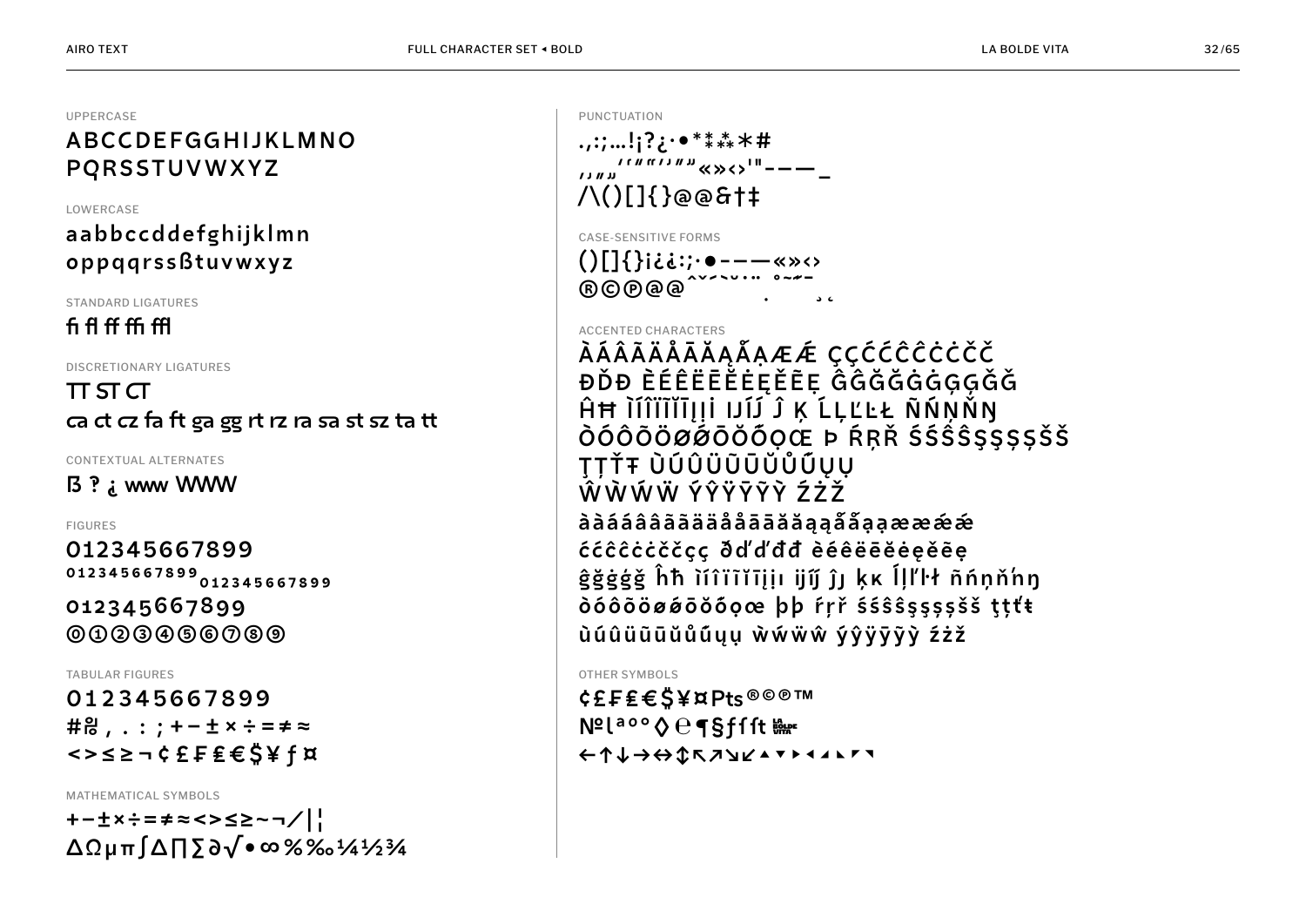UPPERCASE

ABCCDEFGGHIJKLMNO
PQRSSTUVWXYZ

LOWERCASE

aabbccddefghijklmn
oppqqrssßtuvwxyz

STANDARD LIGATURES

fi fl ff ffi ffl

DISCRETIONARY LIGATURES

TT ST CT
ca ct cz fa ft ga gg rt rz ra sa st sz ta tt

CONTEXTUAL ALTERNATES

ẞ ? ¿ www WWW

FIGURES

0123456678899
0123456678899 0123456678899
0123456678899
⓪①②③④⑤⑥⑦⑧⑨

TABULAR FIGURES

0123456678899
#№ , . : ; + − ± × ÷ = ≠ ≈
< > ≤ ≥ ¬ ¢ £ ₣ ₤ € $ ¥ ƒ ¤

MATHEMATICAL SYMBOLS

+−±×÷=≠≈<>≤≥~¬/|¦
ΔΩμπ∫Δ∏∑∂√•∞%‰¼½¾

PUNCTUATION

.,:;…!¡?¿·•*⁑⁂*#
‚„‚„‘“”’‘’”„«»‹›'"-–—_
/\()[]{}@@&†‡

CASE-SENSITIVE FORMS

()[]{}¡¿¿:;·●-–—«»‹›
®©℗@@ˆˇ˜˘˙¨ ˚˜˝¯ ¸˛

ACCENTED CHARACTERS

ÀÁÂÃÄÅĀĂĄǺẠÆǼ ÇÇĆĆĈĈĊĊČČ
ĐĎĐ ÈÉÊËĒĔĖĘĚẼẸ ĜĜĞĞĠĠĢĢǦǦ
ĤĦ ÌÍÎÏĨĬĮİİ IJÍĴ Ĵ Ķ ĹĻĽĿŁ ÑŃŅŇŊ
ÒÓÔÕÖØǾŌŎŐỌŒ Þ ŔŖŘ ŚŚŜŜŞŞȘȘŠŠ
ŢȚŤŦ ÙÚÛÜŨŪŬŮŰŲỤ
ŴẀẂẄ ÝŶŸȲỸỲ ŹŻŽ
àààááââããääåååāāăăąąǻǻạạææǽǽ
ććĉĉċċččçç ðďđđđ èéêëēĕėęěẽẹ
ĝğġģğ ĥħ ìíîïĩĭįịı ijíĵ ĵȷ ķĸ ĺļľŀł ñńņňŋ
òóôõöøǿōŏőọœ þþ ŕŗř śśŝŝşşșșšš ţțťŧ
ùúûüũūŭůűųụ ẁẃẅŵ ýŷÿȳỹỳ źżž

OTHER SYMBOLS

¢£₣₤€$¥¤Pts®©℗™
№ℓªºº◊℮¶§ƒƒft
←↑↓→↔↕↖↗↘↙▲▼▶◀◣◤◥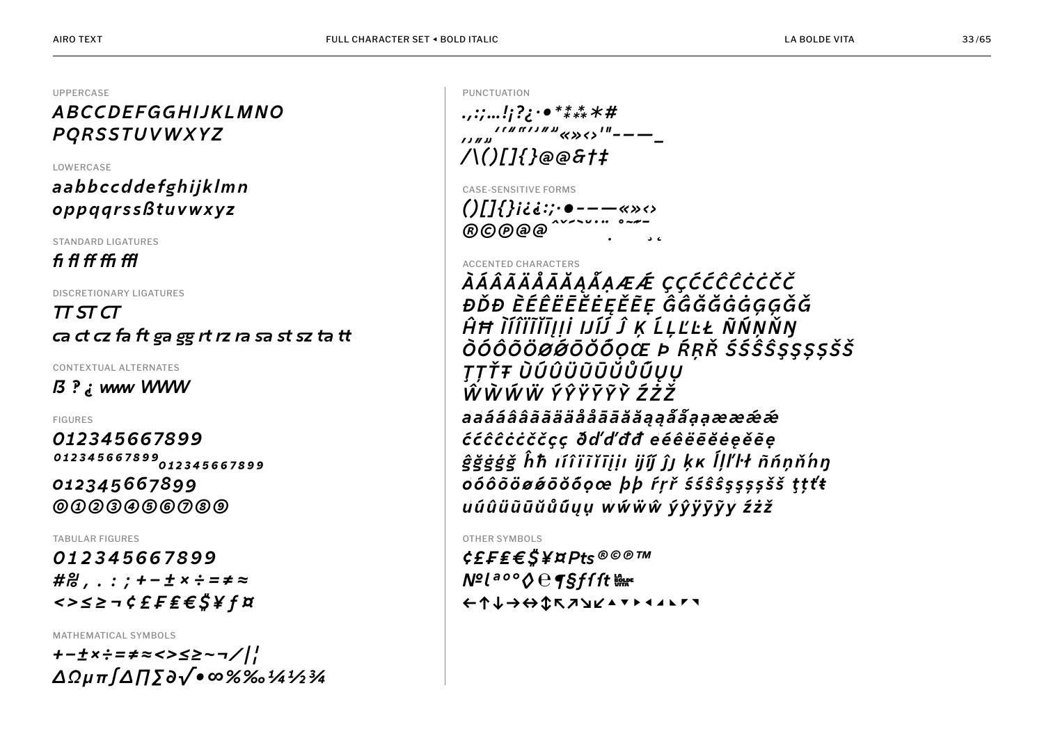UPPERCASE

ABCCDEFGGHIJKLMNO
PQRSSTUVWXYZ

LOWERCASE

aabbccddefghijklmn
oppqqrssßtuvwxyz

STANDARD LIGATURES

fi fl ff ffi ffl

DISCRETIONARY LIGATURES

TT ST CT
ca ct cz fa ft ga gg rt rz ra sa st sz ta tt

CONTEXTUAL ALTERNATES

ß ? ¿ www WWW

FIGURES

0123456677899
0123456677899 0123456677899
012345667899
⓪①②③④⑤⑥⑦⑧⑨

TABULAR FIGURES

0123456677899
#% , . : ; + − ± × ÷ = ≠ ≈
< > ≤ ≥ ¬ ¢ £ ₣ ₤ € $ ¥ ƒ ¤

MATHEMATICAL SYMBOLS

+ − ± × ÷ = ≠ ≈ < > ≤ ≥ ~ ¬ / | ¦
ΔΩμπ∫∆∏∑∂√•∞%‰¼½¾

PUNCTUATION

.,:;…!¡?¿·•*⁑⁂*#
‚„„‘“”’‛‟«»‹›'"‐–—_
/\()[]{}@@&†‡

CASE-SENSITIVE FORMS

()[]{}¡¿¿:;·•-–—«»‹›
®©℗@@ ˆˇˊˋ˘˙¨ ˚˜˝¯ ˛¸

ACCENTED CHARACTERS

ÀÁÂÃÄÅĀĂĄǺẠÆǼ ÇÇĆĆĈĈĊĊČČ
ĐĎĐ ÈÉÊËĒĔĖĘĚẼẸ ĜĜĞĞĠĠĢĢĞĞ
ĤĦ ÌÍÎÏĨĬĪĮİ IJÍĴ Ĵ Ķ ĹĻĽĿŁ ÑŃŅŇŊ
ÒÓÔÕÖØǾŌŎŐỌŒ Þ ŔŖŘ ŚŚŜŜŞŞȘȘŠŠ
ŢȚŤŦ ÙÚÛÜŨŪŬŮŰŲỤ
ẀẀẂẄ ÝŶŸȲỸỲ ŹŻŽ
aàáâãäåāăąǻạææǽǽ
ćĉċčçç ðďđđ eéêëēĕėęěẽẹ
ĝğġģğ ĥħ ıíîïĩĭīįịı ijíj ĵȷ ķĸ ĺļľŀł ñńņňŋ
oóôõöøǿōŏőọœ þþ ŕŗř śŝšşșșšš ţțťŧ
uúûüũūŭůűųụ ẃẁẅŵ ýŷÿȳỹỳ źżž

OTHER SYMBOLS

¢£₣₤€$¥¤Pts®©℗™
№lªºº◊℮¶§ƒƒt
←↑↓→↔↕↖↗↘↙▲▼▶◀◢◣◤◥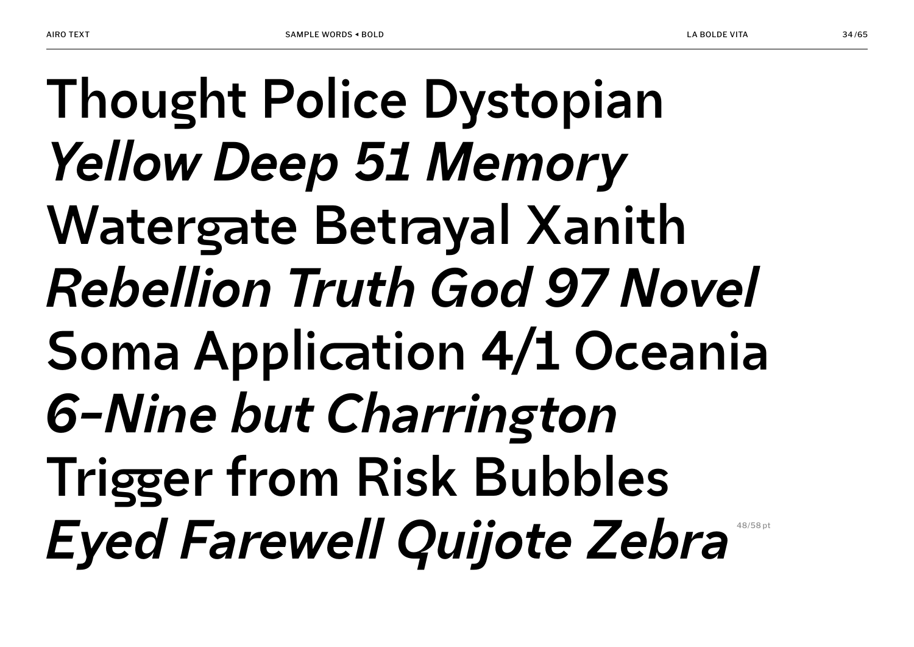Thought Police Dystopian

*Yellow Deep 51 Memory*

Watergate Betrayal Xanith

*Rebellion Truth God 97 Novel*

Soma Application 4/1 Oceania

*6-Nine but Charrington*

Trigger from Risk Bubbles

*Eyed Farewell Quijote Zebra*

48/58 pt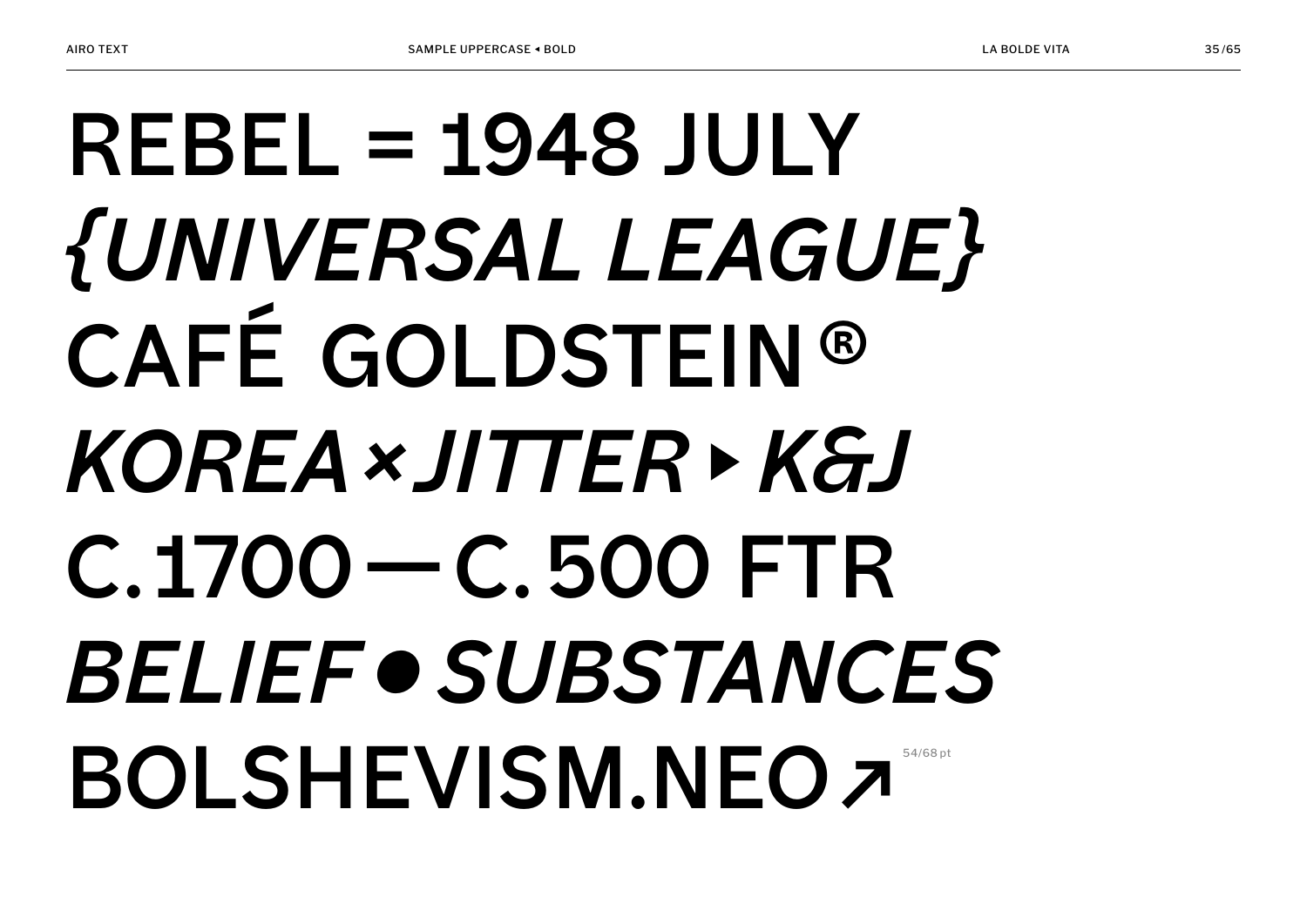REBEL = 1948 JULY

*{UNIVERSAL LEAGUE}*

CAFÉ GOLDSTEIN®

*KOREA×JITTER▸K&J*

C.1700—C.500 FTR

*BELIEF●SUBSTANCES*

BOLSHEVISM.NEO↗

54/68 pt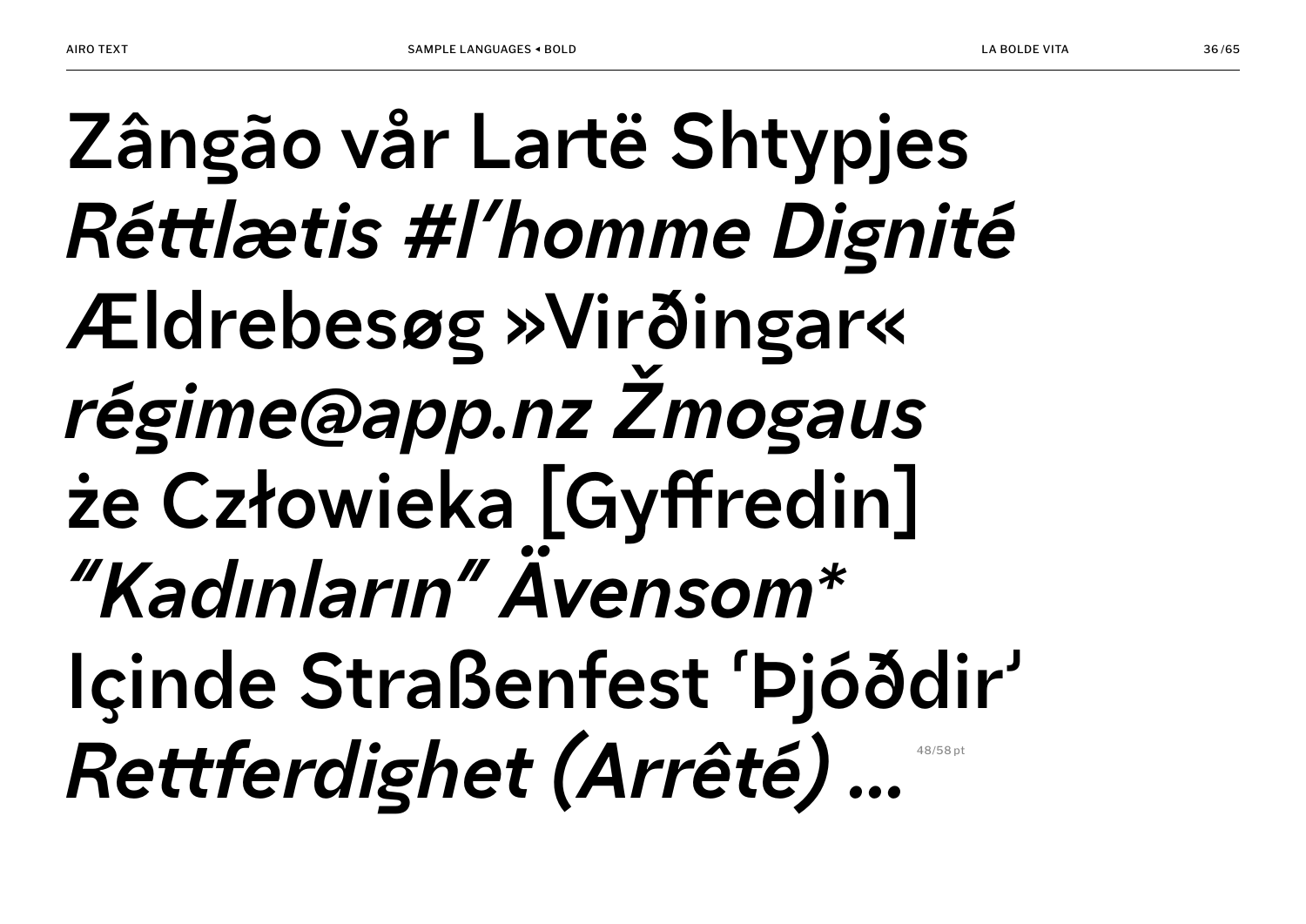Zângão vår Lartë Shtypjes
*Réttlætis #l’homme Dignité*
Ældrebesøg »Virðingar«
*régime@app.nz Žmogaus*
że Człowieka [Gyffredin]
*“Kadınların” Ävensom*\*
Içinde Straßenfest ‘Þjóððdir’
*Rettferdighet (Arrêté) …*

48/58 pt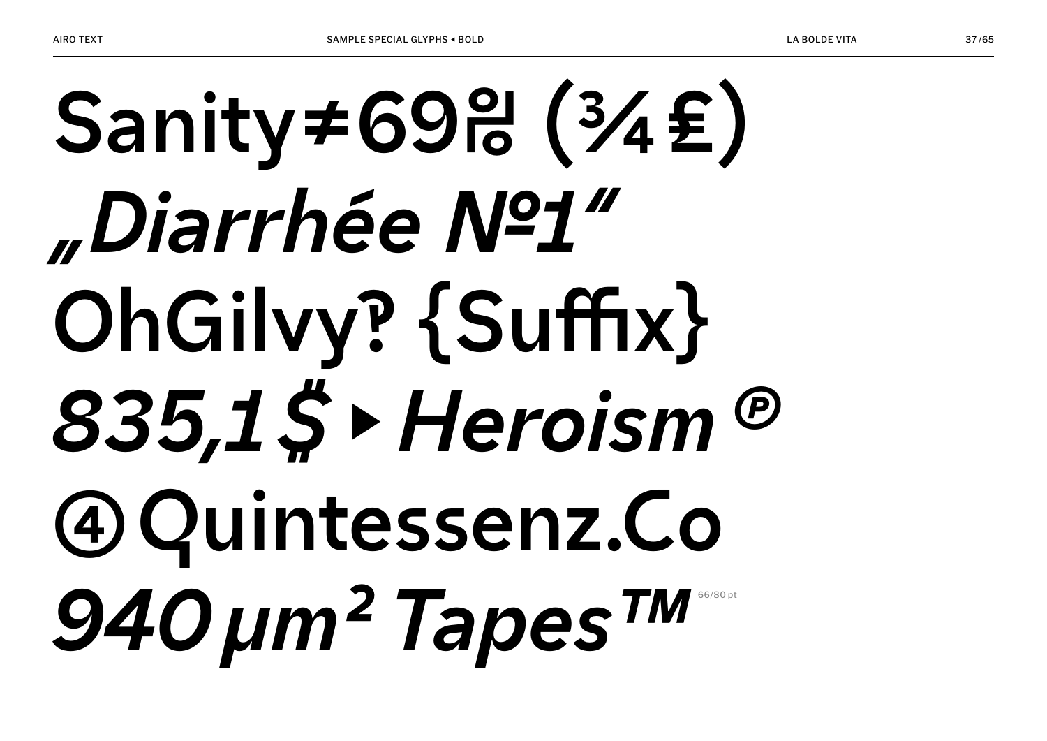Sanity≠69‰ (¾£)

*„Diarrhée №1"*

OhGilvy‽ {Suffix}

*835,1$ ▸ Heroism ℗*

④ Quintessenz.Co

*940 µm² Tapes™*

66/80 pt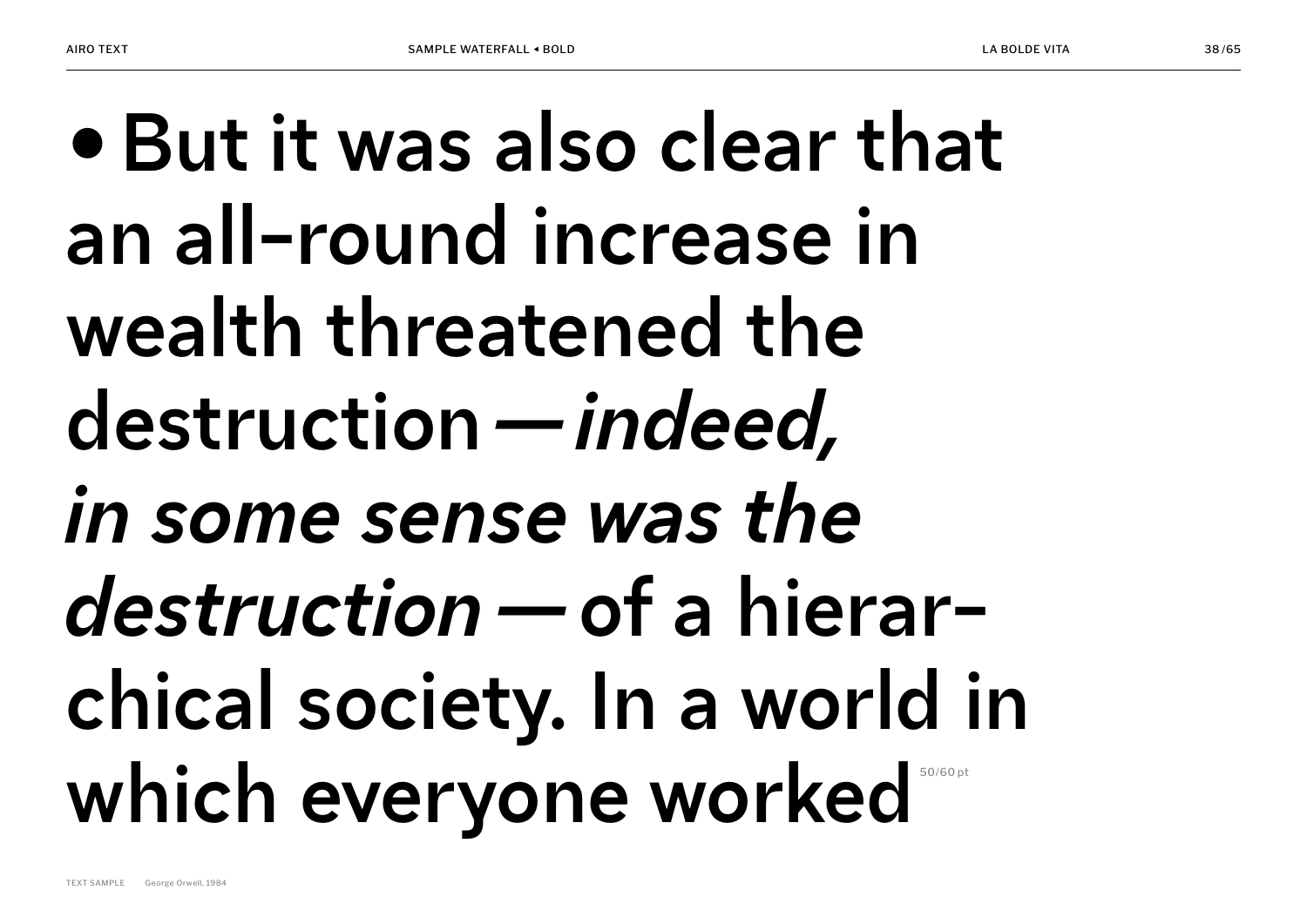• But it was also clear that an all-round increase in wealth threatened the destruction — *indeed, in some sense was the destruction* — of a hierar-chical society. In a world in which everyone worked

50/60 pt

TEXT SAMPLE George Orwell, 1984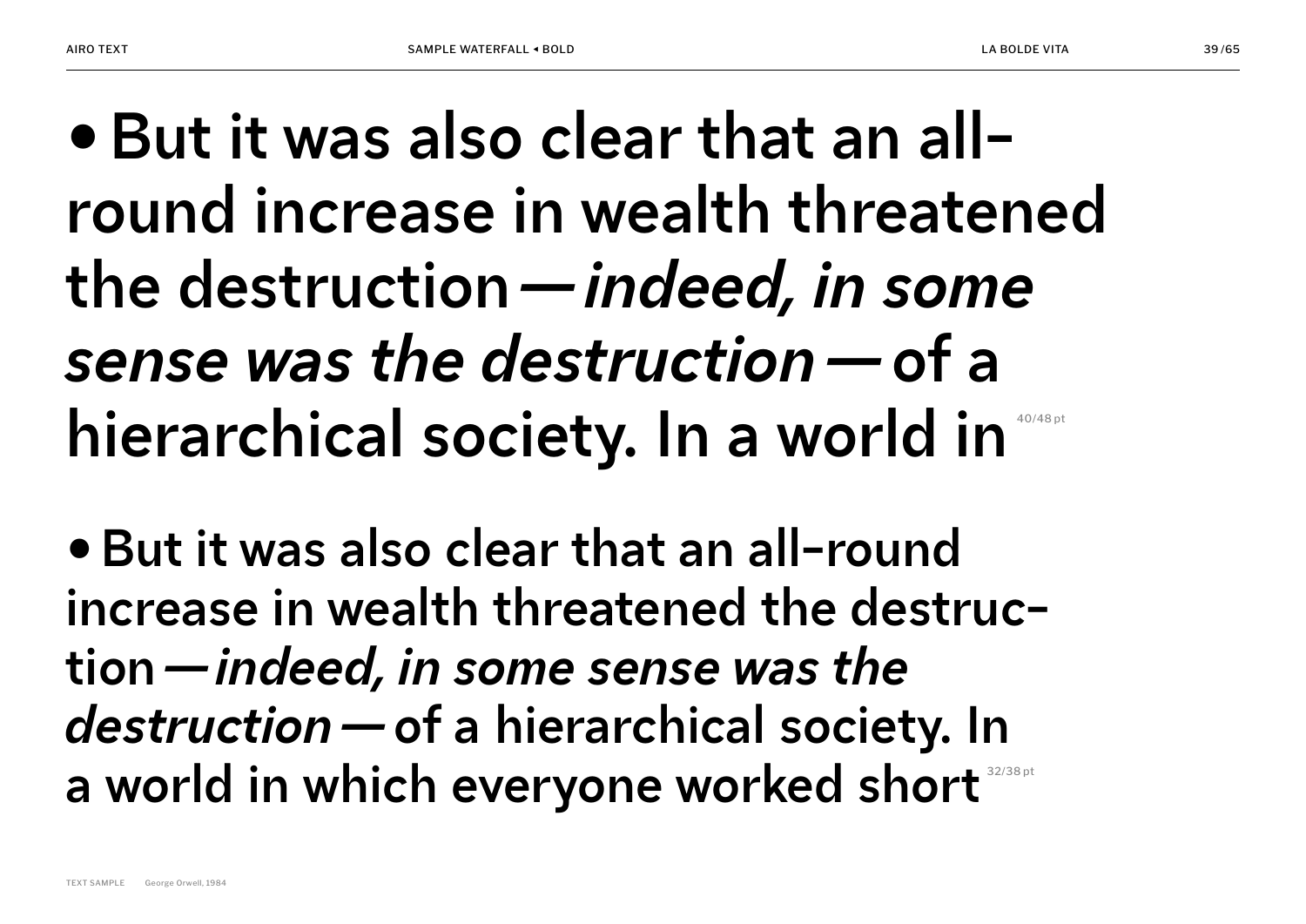• **But it was also clear that an all-round increase in wealth threatened the destruction —** ***indeed, in some sense was the destruction*** **— of a hierarchical society. In a world in**

40/48 pt

• **But it was also clear that an all-round increase in wealth threatened the destruc-tion —** ***indeed, in some sense was the destruction*** **— of a hierarchical society. In a world in which everyone worked short**

32/38 pt

TEXT SAMPLE George Orwell, 1984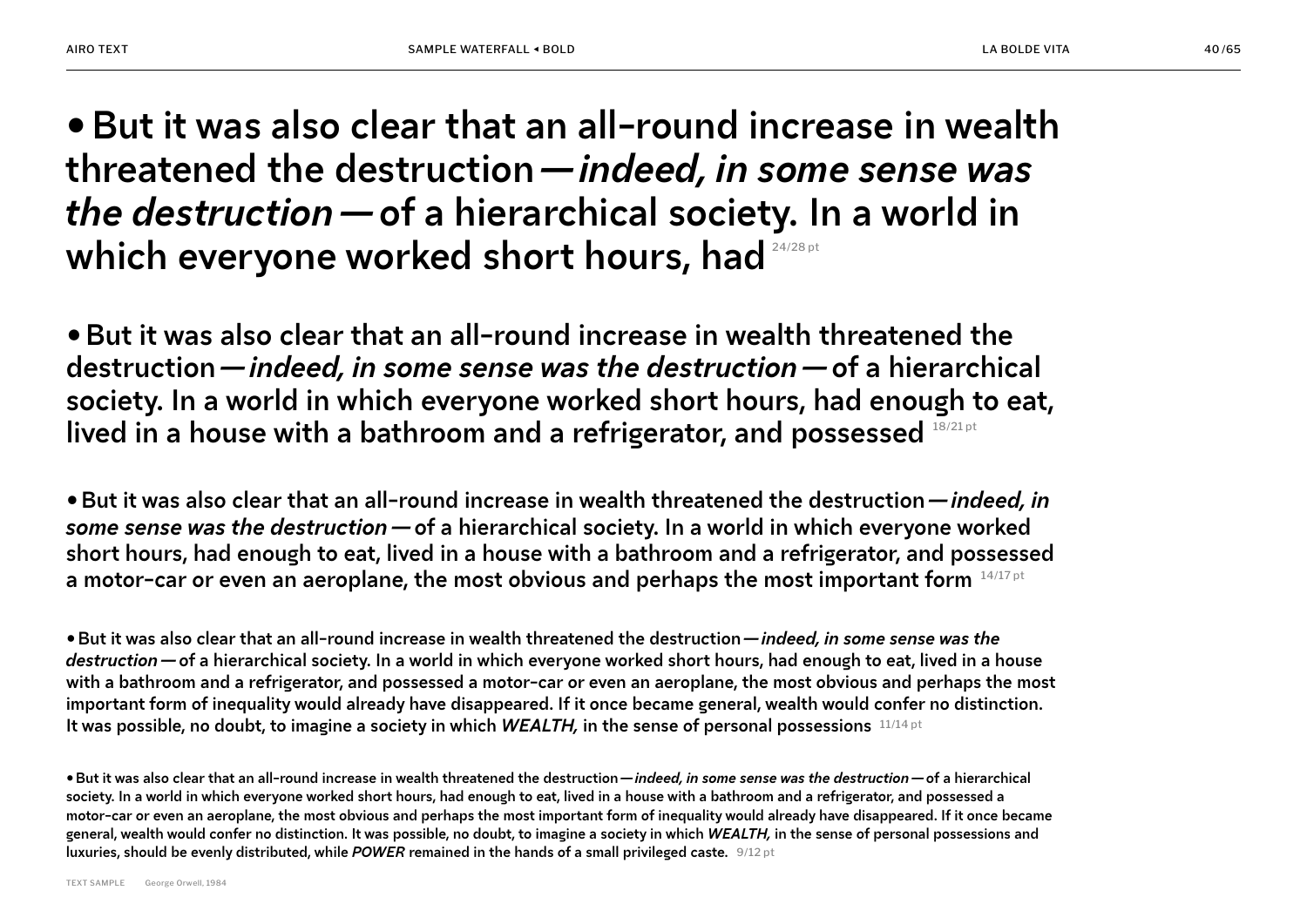**• But it was also clear that an all-round increase in wealth threatened the destruction — *indeed, in some sense was the destruction* — of a hierarchical society. In a world in which everyone worked short hours, had** 24/28 pt

**• But it was also clear that an all-round increase in wealth threatened the destruction — *indeed, in some sense was the destruction* — of a hierarchical society. In a world in which everyone worked short hours, had enough to eat, lived in a house with a bathroom and a refrigerator, and possessed** 18/21 pt

**• But it was also clear that an all-round increase in wealth threatened the destruction — *indeed, in some sense was the destruction* — of a hierarchical society. In a world in which everyone worked short hours, had enough to eat, lived in a house with a bathroom and a refrigerator, and possessed a motor-car or even an aeroplane, the most obvious and perhaps the most important form** 14/17 pt

**• But it was also clear that an all-round increase in wealth threatened the destruction — *indeed, in some sense was the destruction* — of a hierarchical society. In a world in which everyone worked short hours, had enough to eat, lived in a house with a bathroom and a refrigerator, and possessed a motor-car or even an aeroplane, the most obvious and perhaps the most important form of inequality would already have disappeared. If it once became general, wealth would confer no distinction. It was possible, no doubt, to imagine a society in which *WEALTH,* in the sense of personal possessions** 11/14 pt

**• But it was also clear that an all-round increase in wealth threatened the destruction — *indeed, in some sense was the destruction* — of a hierarchical society. In a world in which everyone worked short hours, had enough to eat, lived in a house with a bathroom and a refrigerator, and possessed a motor-car or even an aeroplane, the most obvious and perhaps the most important form of inequality would already have disappeared. If it once became general, wealth would confer no distinction. It was possible, no doubt, to imagine a society in which *WEALTH,* in the sense of personal possessions and luxuries, should be evenly distributed, while *POWER* remained in the hands of a small privileged caste.** 9/12 pt

TEXT SAMPLE George Orwell, 1984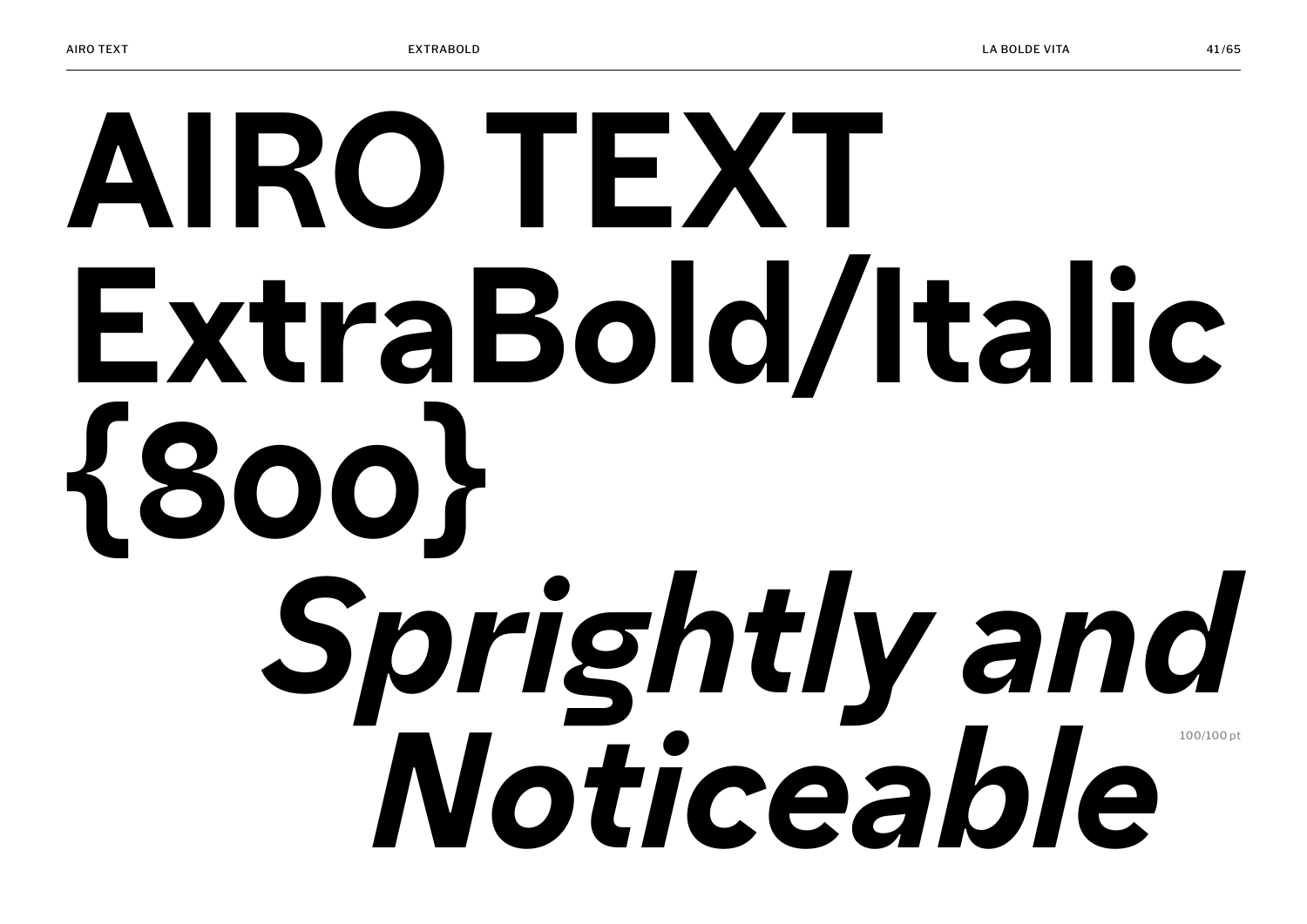# AIRO TEXT ExtraBold/Italic {800}

*Sprightly and Noticeable*

100/100 pt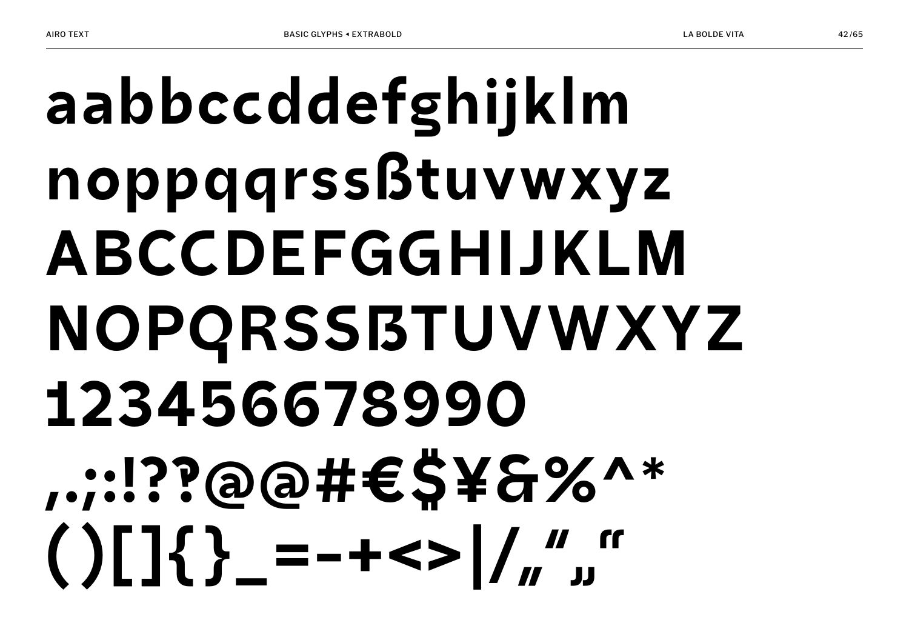aabbccddefghijklm
noppqqrssßtuvwxyz
ABCCDEFGGHIJKLM
NOPQRSSẞTUVWXYZ
12345667899O
,.;:!??@@#€$¥&%^*
()[]{}_=-+<>|/„"„"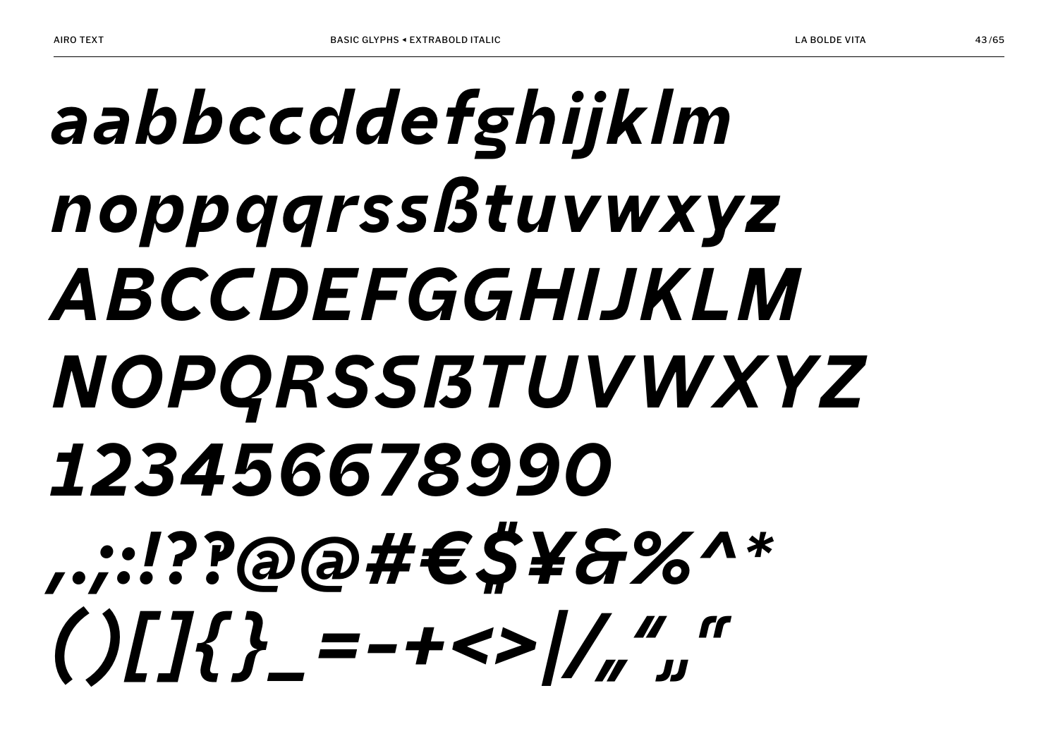aabbccddefghijklm
noppqqrsssßtuvwxyz
ABCCDEFGGHIJKLM
NOPQRSSẞTUVWXYZ
123456678990
,.;:!??@@#€$¥&%^*
()[]{}_=-+<>|/„“„“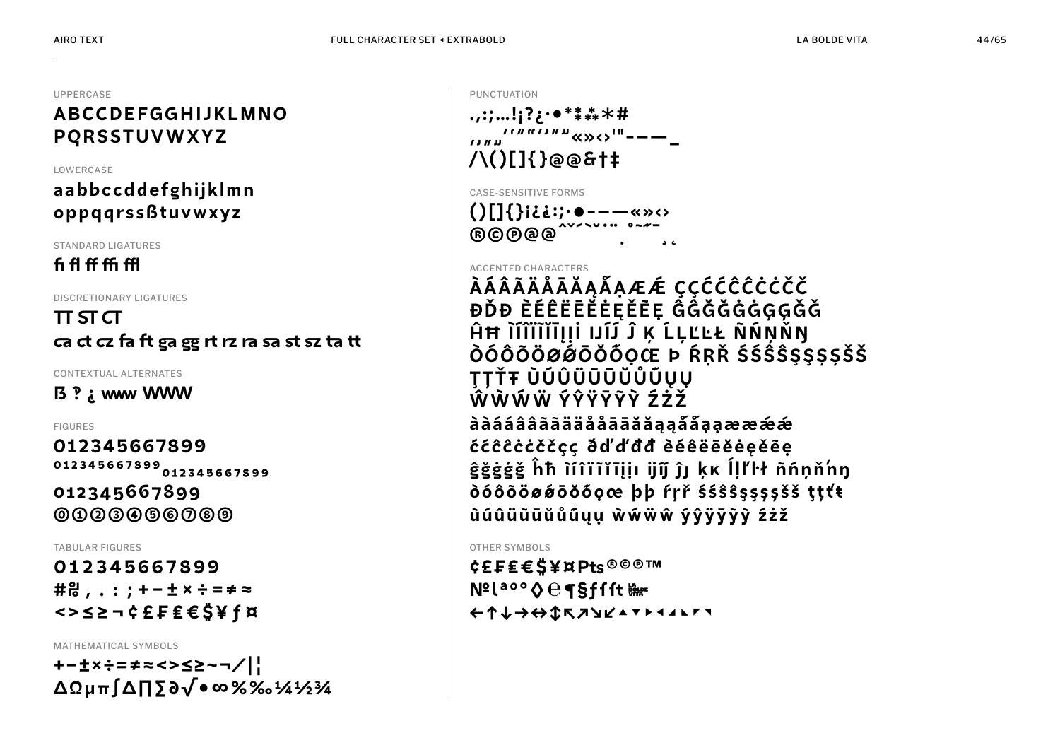UPPERCASE

ABCCDEFGGHIJKLMNO
PQRSSTUVWXYZ

LOWERCASE

aabbccddefghijklmn
oppqqrssßtuvwxyz

STANDARD LIGATURES

fi fl ff ffi ffl

DISCRETIONARY LIGATURES

TT ST CT
ca ct cz fa ft ga gg rt rz ra sa st sz ta tt

CONTEXTUAL ALTERNATES

ß ? ¿ www WWW

FIGURES

0123456677899
0123456677899 0123456677899
0123456677899
⓪①②③④⑤⑥⑦⑧⑨

TABULAR FIGURES

0123456677899
#№ , . : ; + − ± × ÷ = ≠ ≈
< > ≤ ≥ ¬ ¢ £ ₣ ₤ € $ ¥ ƒ ¤

MATHEMATICAL SYMBOLS

+−±×÷=≠≈<>≤≥~¬∕|¦
ΔΩµπ∫∆∏∑∂√•∞%‰¼½¾

PUNCTUATION

.,:;…!¡?¿·•*⁑⁂*#
‚„„‘“”‘’”„«»‹›'"‐–—_
/\()[]{}@@&†‡

CASE-SENSITIVE FORMS

()[]{}¡¿¿:;·•‐–—«»‹›
®©℗@@ˆˇ˜ˉ˘˙˚¨ ˛¸

ACCENTED CHARACTERS

ÀÁÂÃÄÅĀĂĄǺẠÆǼ ÇÇĆĆĈĈĊĊČČ
ÐĎĐ ÈÉÊËĒĔĖĘĚẼẸ ĜĜĞĞĠĠĢĢĞĞ
ĤĦ ÌÍÎÏĨĬĮİİ ĲÍĴ Ĵ Ķ ĹĻĽĿŁ ÑŃŅŇŊ
ÒÓÔÕÖØǾŌŎŐỌŒ Þ ŔŖŘ ŚŚŜŜŞŞȘȘŠŠ
ŢȚŤŦ ÙÚÛÜŨŪŬŮŰŲỤ
ŴẀẂẄ ÝŶŸỸȲỲ ŹŻŽ
àààááâââãããäääåååāāāăăăąąąǻǻǻạạạææææǽǽ
ććĉĉċċččçç ðďďđđ èéêëēĕėęěẽẹ
ĝğġģğ ĥħ ìíîïĩĭīįịı ijĳ ĵȷ ķĸ ĺļľŀł ñńņňŋ
òóôõöøǿōŏőọœ þþ ŕŗř śśŝŝşşșșšš ţțťŧ
ùúûüũūŭůűųụ ẁẃẅŵ ýŷÿỹȳỳ źżž

OTHER SYMBOLS

¢£₣₤€$¥¤Pts®©℗™
№ℓªºº◊℮¶§ƒƒft
←↑↓→↔↕↖↗↘↙▲▼▶◀◢◣◤◥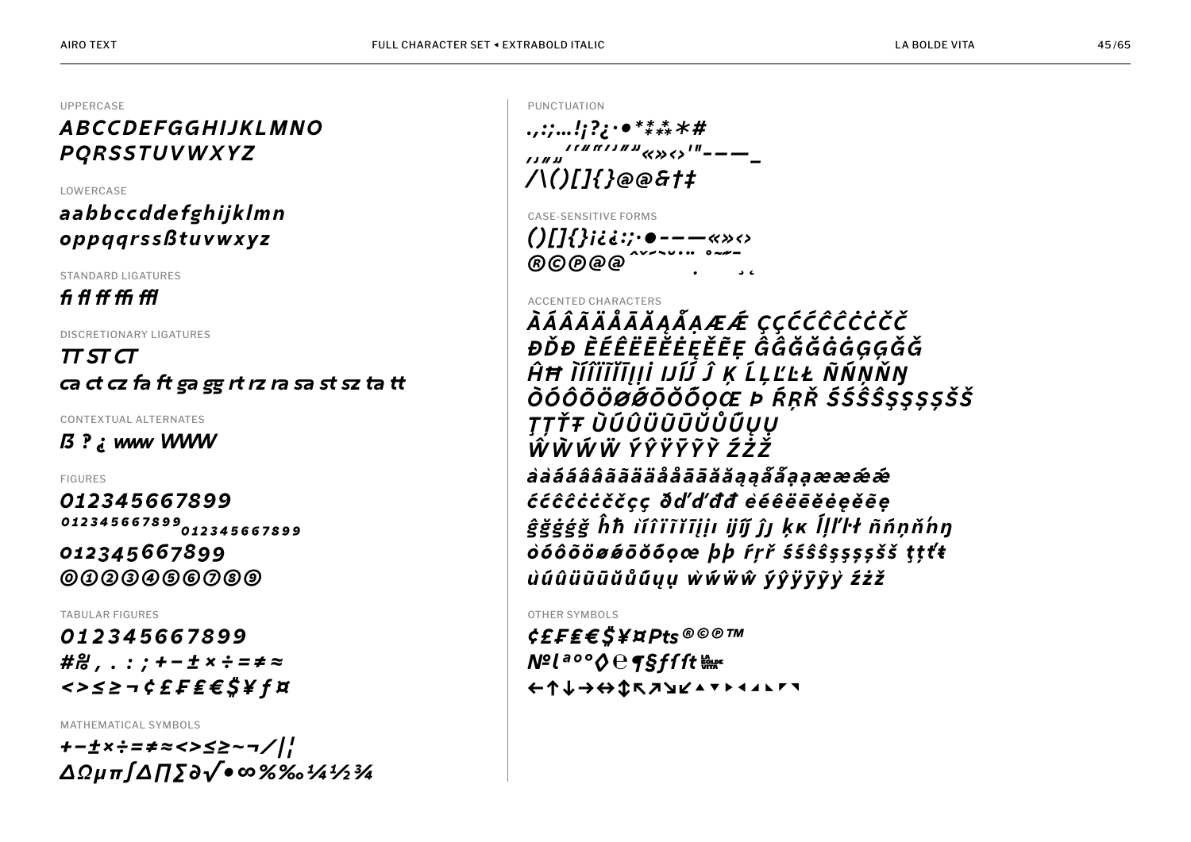UPPERCASE

*ABCCDEFGGHIJKLMNO*
*PQRSSTUVWXYZ*

LOWERCASE

*aabbccddefghijklmn*
*oppqqrssßtuvwxyz*

STANDARD LIGATURES

*fi fl ff ffi ffl*

DISCRETIONARY LIGATURES

*TT ST CT*
*ca ct cz fa ft ga gg rt rz ra sa st sz ta tt*

CONTEXTUAL ALTERNATES

*ß ? ¿ www WWW*

FIGURES

*0123456678 99*
*0123456678 99 0123456678 99*
*0123456678 99*
*⓪①②③④⑤⑥⑦⑧⑨*

TABULAR FIGURES

*0123456678 99*
*#№ , . : ; + − ± × ÷ = ≠ ≈*
*< > ≤ ≥ ¬ ¢ £ ₣ ₤ € $ ¥ ƒ ¤*

MATHEMATICAL SYMBOLS

*+−±×÷=≠≈<>≤≥~¬/|¦*
*ΔΩμπ∫∆∏∑∂√•∞%‰¼½¾*

PUNCTUATION

*.,:;…!¡?¿·•*⁑⁂*#*
*‚„‚„‘’“”‘’“”«»‹›'"‐–—_*
*/\()[]{}@@&†‡*

CASE-SENSITIVE FORMS

*()[]{}¡¿¿:;·•‐–—«»‹›*
*®©℗@@ ˆˇ˘˜˙¨˚˜˝¯¸˛*

ACCENTED CHARACTERS

*ÀÁÂÃÄÅĀĂĄǺẠÆǼ ÇÇĆĆĈĈĊĊČČ*
*ĐĎĐ ÈÉÊËĒĔĖĘĚẼẸ ĜĜĞĞĠĠĢĢĞĞ*
*ĤĦ ÌÍÎÏĨĪĮİỊ ĲÍĴ Ĵ Ķ ĹĻĽĿŁ ÑŃŅŇŊ*
*ÒÓÔÕÖØǾŌŎŐỌŒ Þ ŔŖŘ ŚŚŜŜŞŞȘȘŠŠ*
*ŢȚŤŦ ÙÚÛÜŨŪŬŮŰŲỤ*
*ŴẀẂẄ ÝŶŸȲỸỲ ŹŻŽ*
*àààááâââãããäääåååāāāăăąąǻǻạạææǽǽ*
*ćććĉĉċċččçç ðďďđđ èéêëēĕėęěẽẹ*
*ĝğġģğ ĥħ ìíîïĩīįịı ĳĳ ĵȷ ķĸ ĺļľŀł ñńņňŉŋ*
*òóôõöøǿōŏőọœ þþ ŕŗř śśŝŝşşșșšš ţțťŧ*
*ùúûüũūŭůűųụ ẁẃẅŵ ýŷÿȳỹỳ źżž*

OTHER SYMBOLS

*¢£₣₤€$¥¤Pts®©℗™*
*№ℓªº°◊℮¶§ƒƒt*
*←↑↓→↔↕↖↗↘↙▲▼▶◀◢◣◤◥*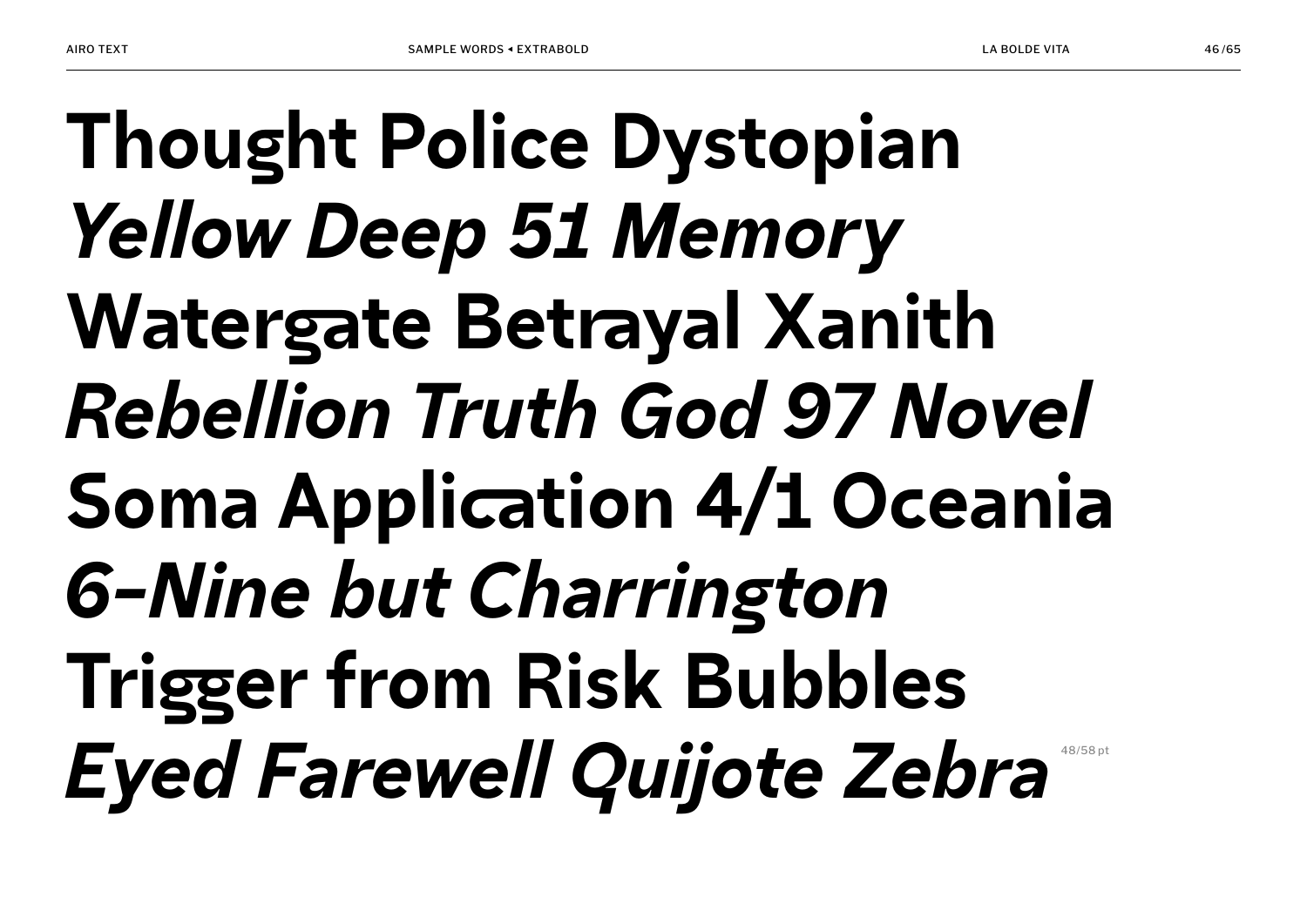**Thought Police Dystopian**
***Yellow Deep 51 Memory***
**Watergate Betrayal Xanith**
***Rebellion Truth God 97 Novel***
**Soma Application 4/1 Oceania**
***6–Nine but Charrington***
**Trigger from Risk Bubbles**
***Eyed Farewell Quijote Zebra***

48/58 pt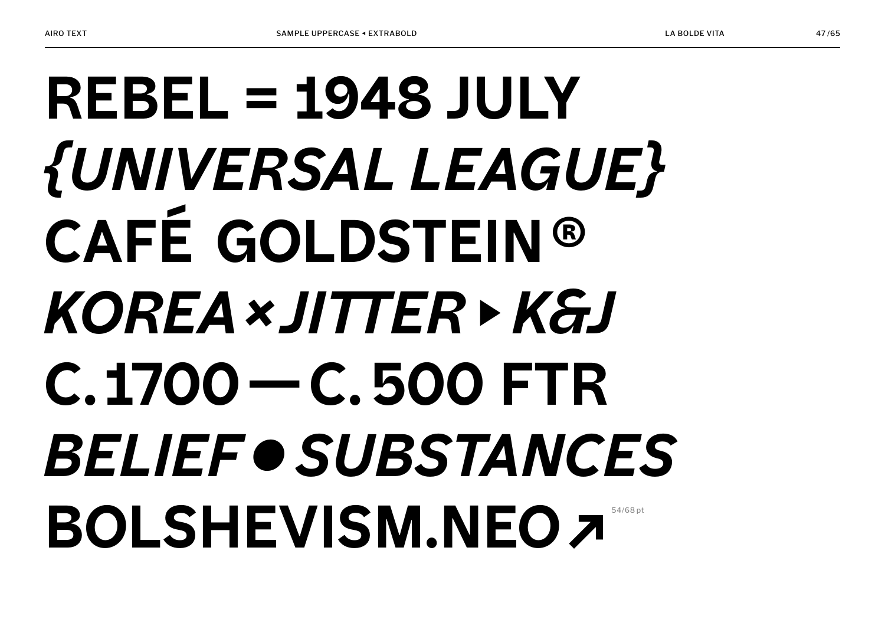**REBEL = 1948 JULY**
***{UNIVERSAL LEAGUE}***
**CAFÉ GOLDSTEIN®**
***KOREA×JITTER▸K&J***
**C.1700—C.500 FTR**
***BELIEF•SUBSTANCES***
**BOLSHEVISM.NEO↗**

54/68 pt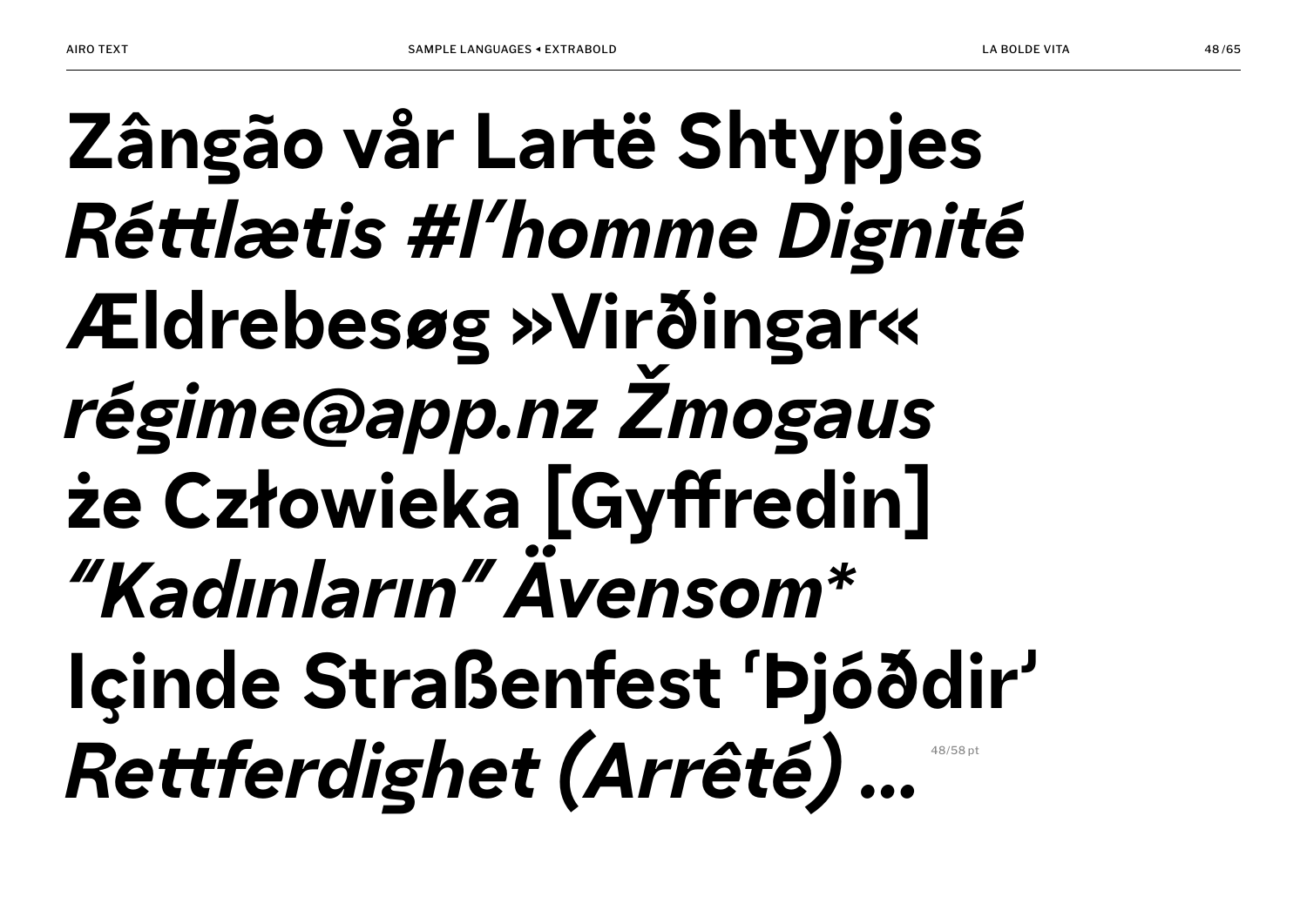**Zângão vår Lartë Shtypjes**
***Réttlætis #l’homme Dignité***
**Ældrebesøg »Virðingar«**
***régime@app.nz Žmogaus***
**że Człowieka [Gyffredin]**
***″Kadınların″ Ävensom****
**Içinde Straßenfest ʽÞjóðdirʼ**
***Rettferdighet (Arrêté) …***

48/58 pt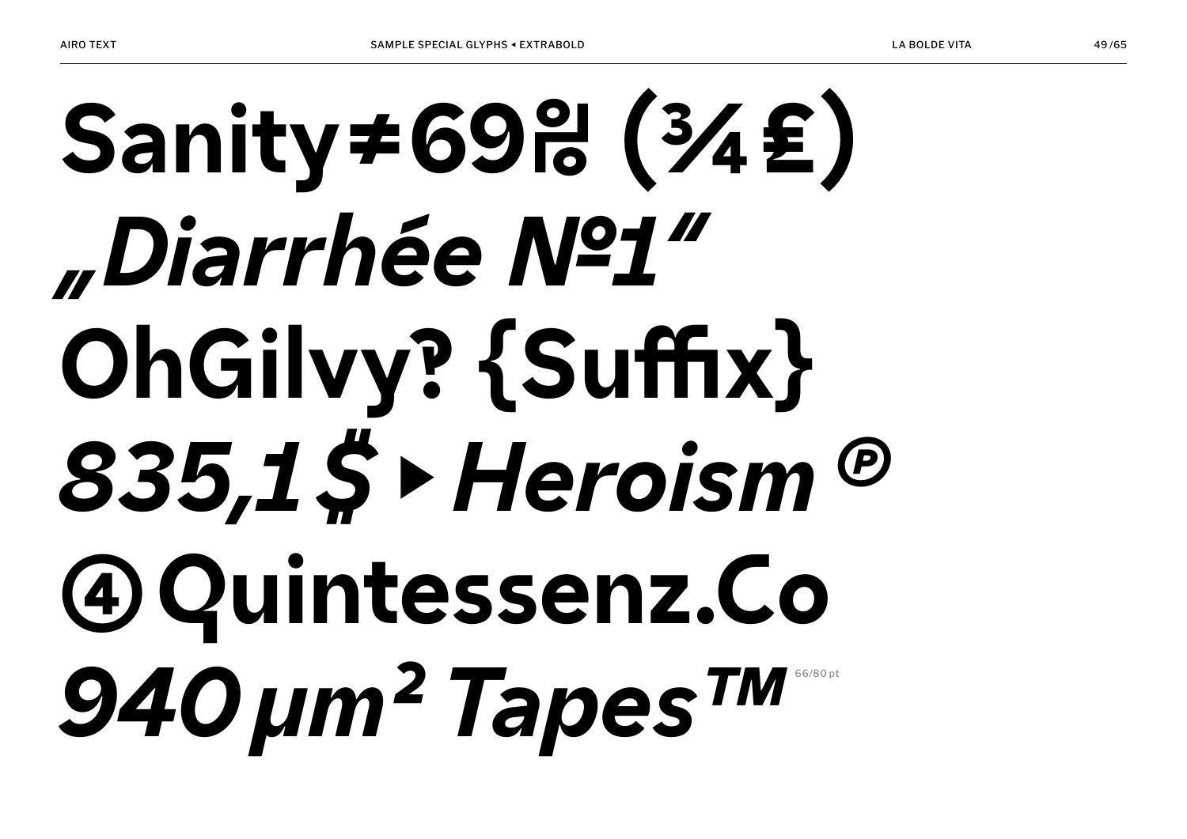Sanity≠69℅ (¾£)

*„Diarrhée №1"*

OhGilvy‽ {Suffix}

*835,1₿▸Heroism℗*

④Quintessenz.Co

*940µm² Tapes™*

66/80 pt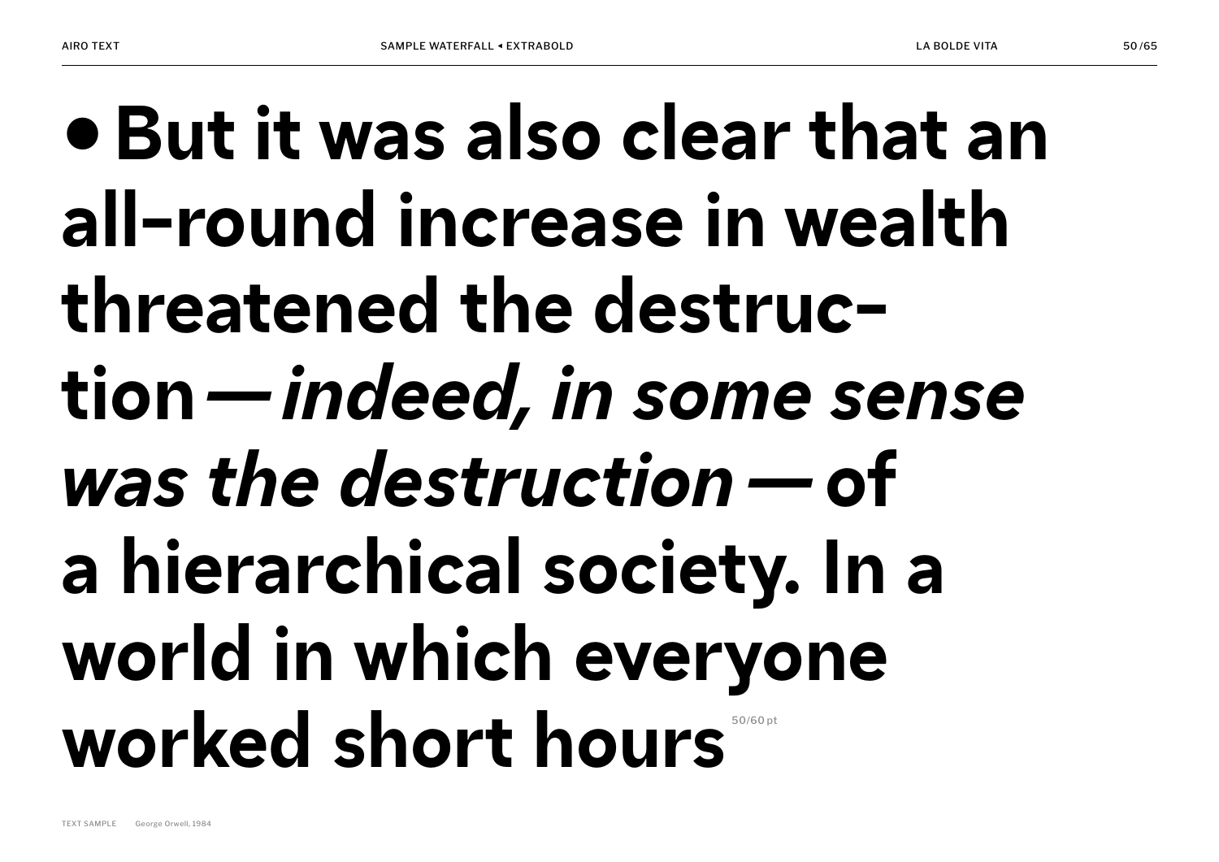**• But it was also clear that an all-round increase in wealth threatened the destruc-tion — *indeed, in some sense was the destruction* — of a hierarchical society. In a world in which everyone worked short hours**

50/60 pt

TEXT SAMPLE George Orwell, 1984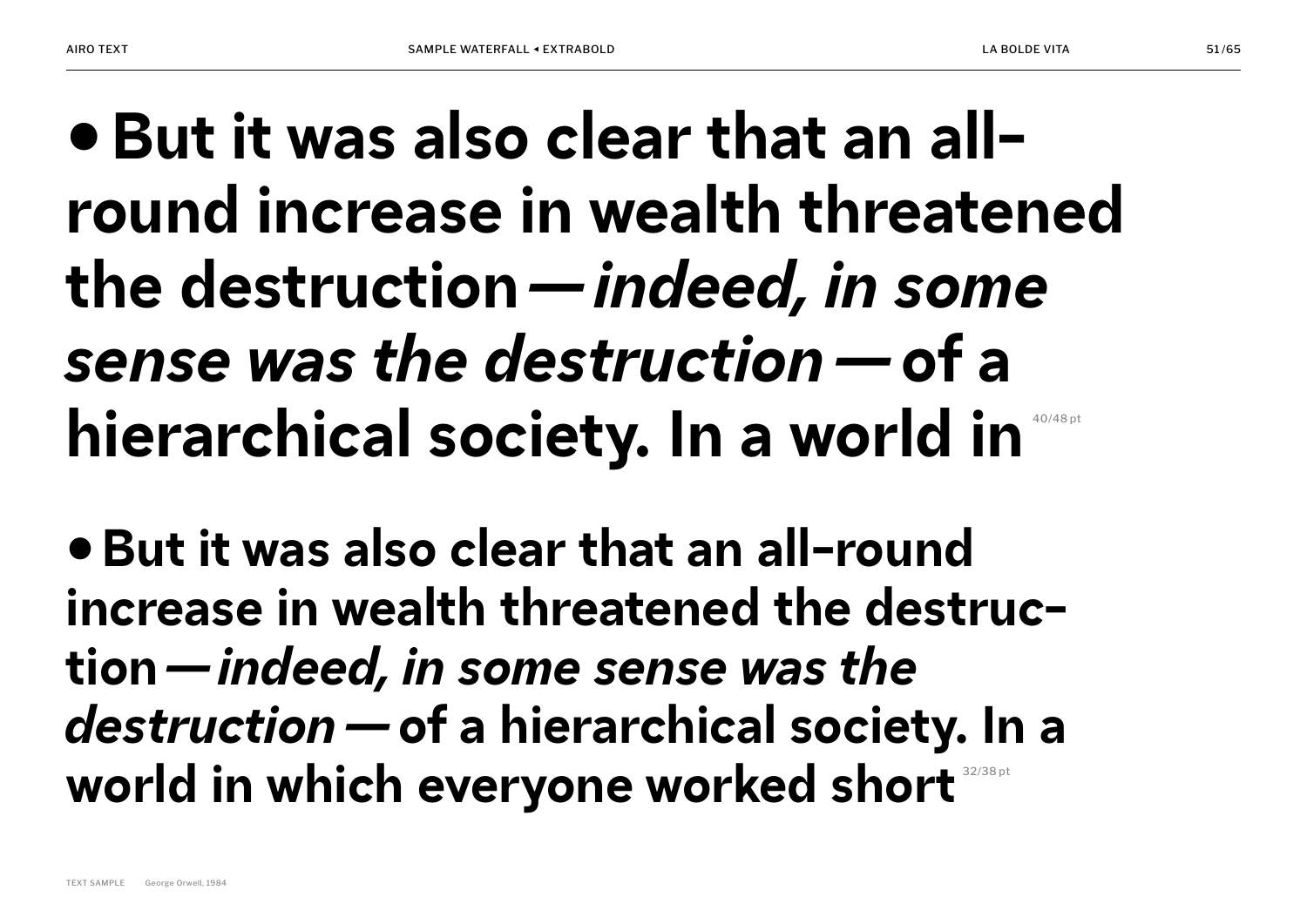**• But it was also clear that an all-round increase in wealth threatened the destruction — *indeed, in some sense was the destruction* — of a hierarchical society. In a world in** 40/48 pt

**• But it was also clear that an all-round increase in wealth threatened the destruction — *indeed, in some sense was the destruction* — of a hierarchical society. In a world in which everyone worked short** 32/38 pt

TEXT SAMPLE George Orwell, 1984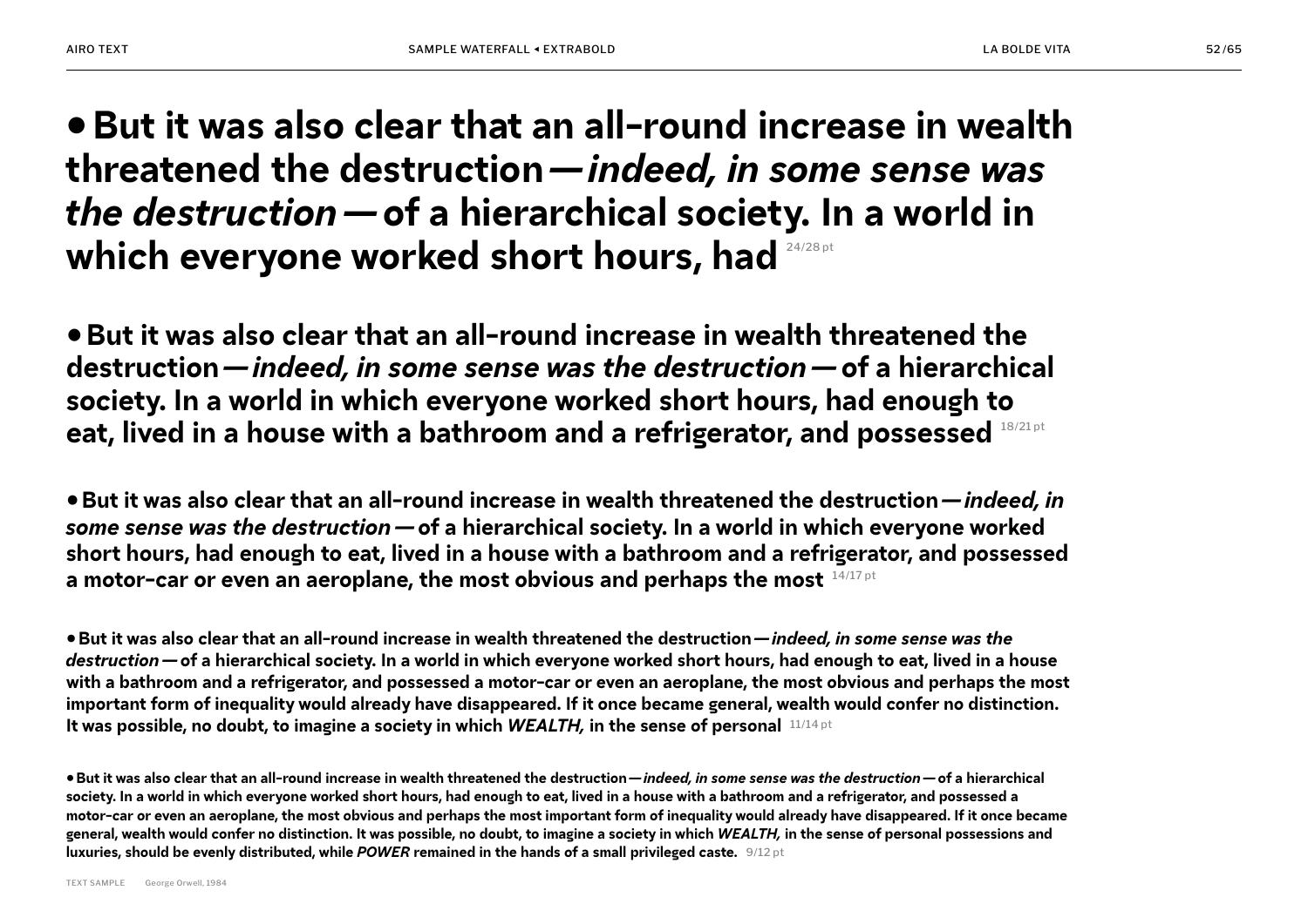**• But it was also clear that an all-round increase in wealth threatened the destruction — *indeed, in some sense was the destruction* — of a hierarchical society. In a world in which everyone worked short hours, had** 24/28 pt

**• But it was also clear that an all-round increase in wealth threatened the destruction — *indeed, in some sense was the destruction* — of a hierarchical society. In a world in which everyone worked short hours, had enough to eat, lived in a house with a bathroom and a refrigerator, and possessed** 18/21 pt

**• But it was also clear that an all-round increase in wealth threatened the destruction — *indeed, in some sense was the destruction* — of a hierarchical society. In a world in which everyone worked short hours, had enough to eat, lived in a house with a bathroom and a refrigerator, and possessed a motor-car or even an aeroplane, the most obvious and perhaps the most** 14/17 pt

**• But it was also clear that an all-round increase in wealth threatened the destruction — *indeed, in some sense was the destruction* — of a hierarchical society. In a world in which everyone worked short hours, had enough to eat, lived in a house with a bathroom and a refrigerator, and possessed a motor-car or even an aeroplane, the most obvious and perhaps the most important form of inequality would already have disappeared. If it once became general, wealth would confer no distinction. It was possible, no doubt, to imagine a society in which *WEALTH,* in the sense of personal** 11/14 pt

**• But it was also clear that an all-round increase in wealth threatened the destruction — *indeed, in some sense was the destruction* — of a hierarchical society. In a world in which everyone worked short hours, had enough to eat, lived in a house with a bathroom and a refrigerator, and possessed a motor-car or even an aeroplane, the most obvious and perhaps the most important form of inequality would already have disappeared. If it once became general, wealth would confer no distinction. It was possible, no doubt, to imagine a society in which *WEALTH,* in the sense of personal possessions and luxuries, should be evenly distributed, while *POWER* remained in the hands of a small privileged caste.** 9/12 pt

TEXT SAMPLE George Orwell, 1984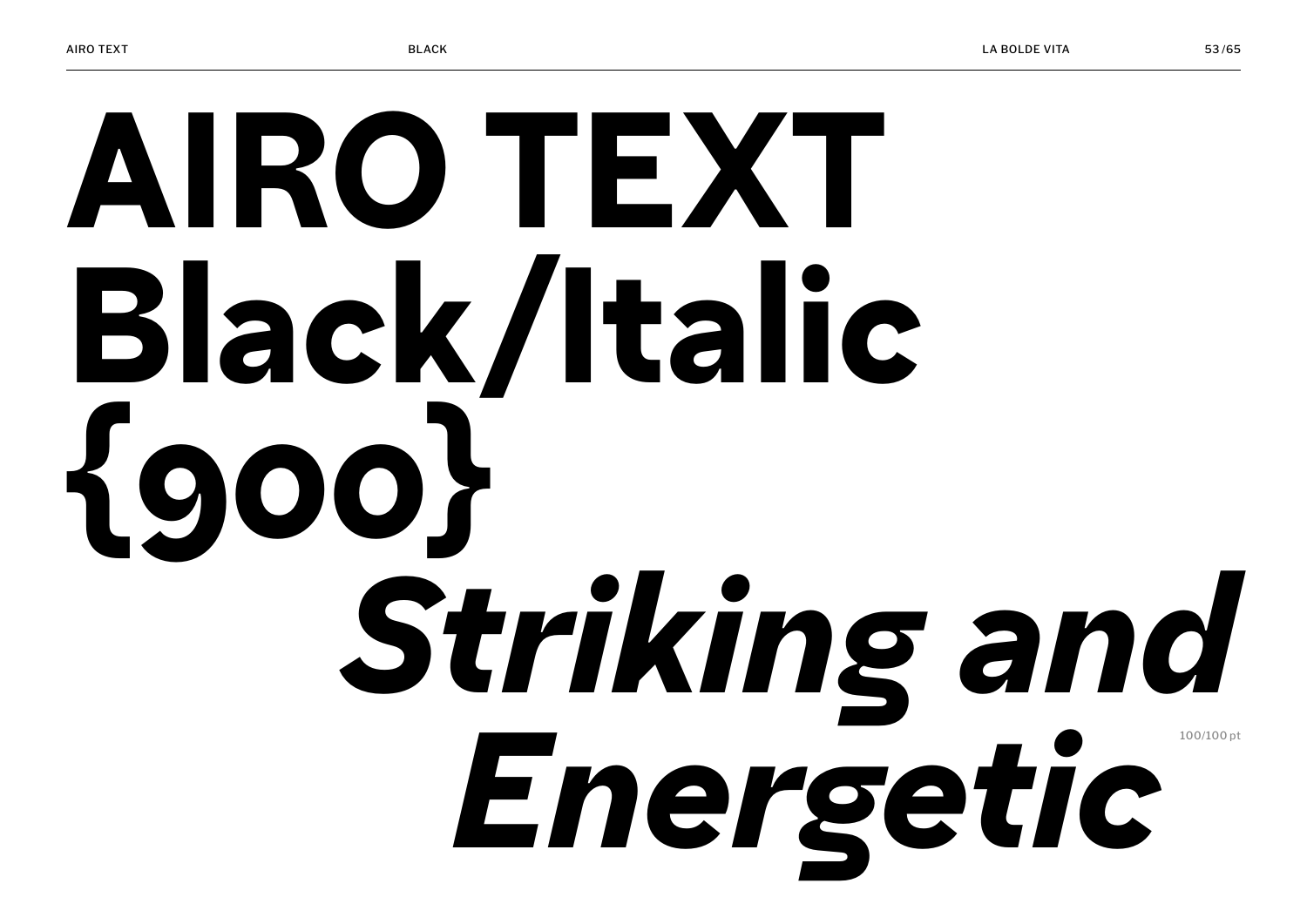# AIRO TEXT Black/Italic {900}

*Striking and Energetic*

100/100 pt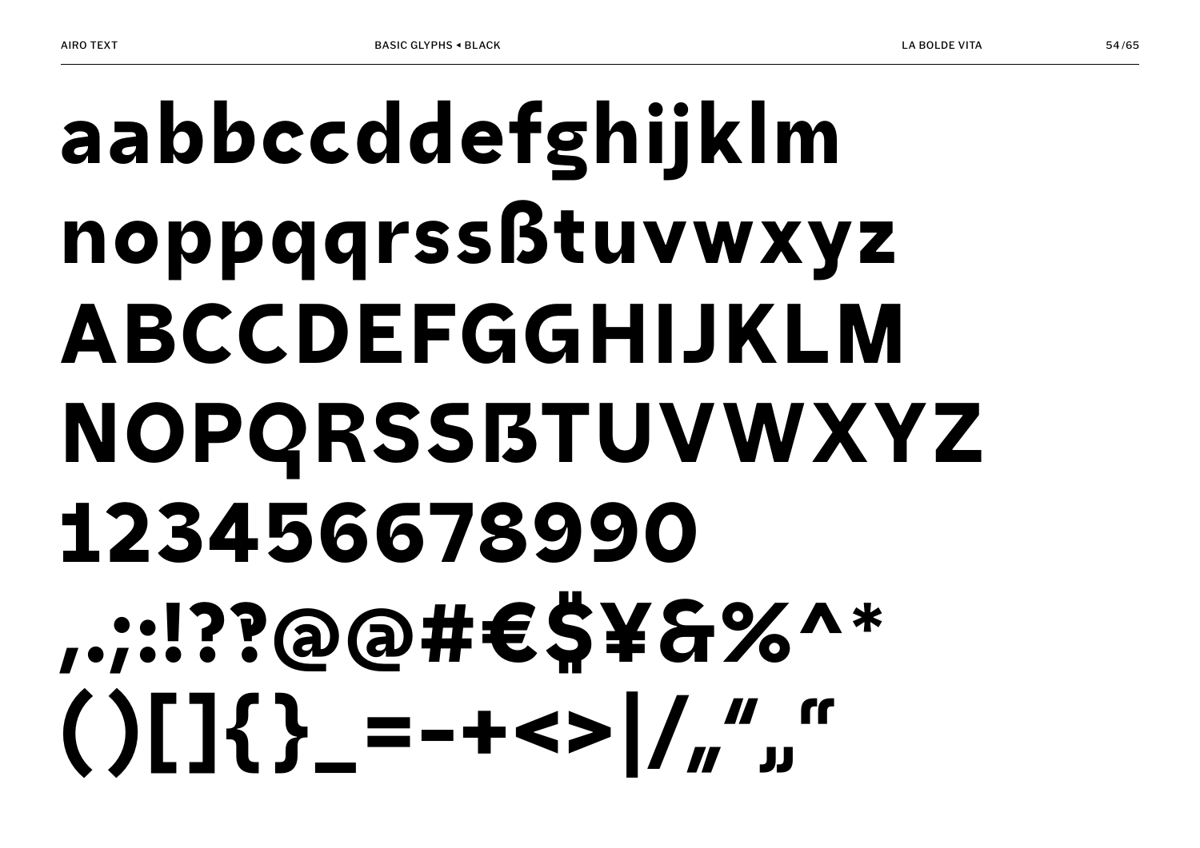aabbccddefghijklm
noppqqrsssßtuvwxyz
ABCCDEFGGHIJKLM
NOPQRSSẞTUVWXYZ
1234566789901
,.;:!??@@#€$¥&%^*
()[]{}_=-+<>|/„"„"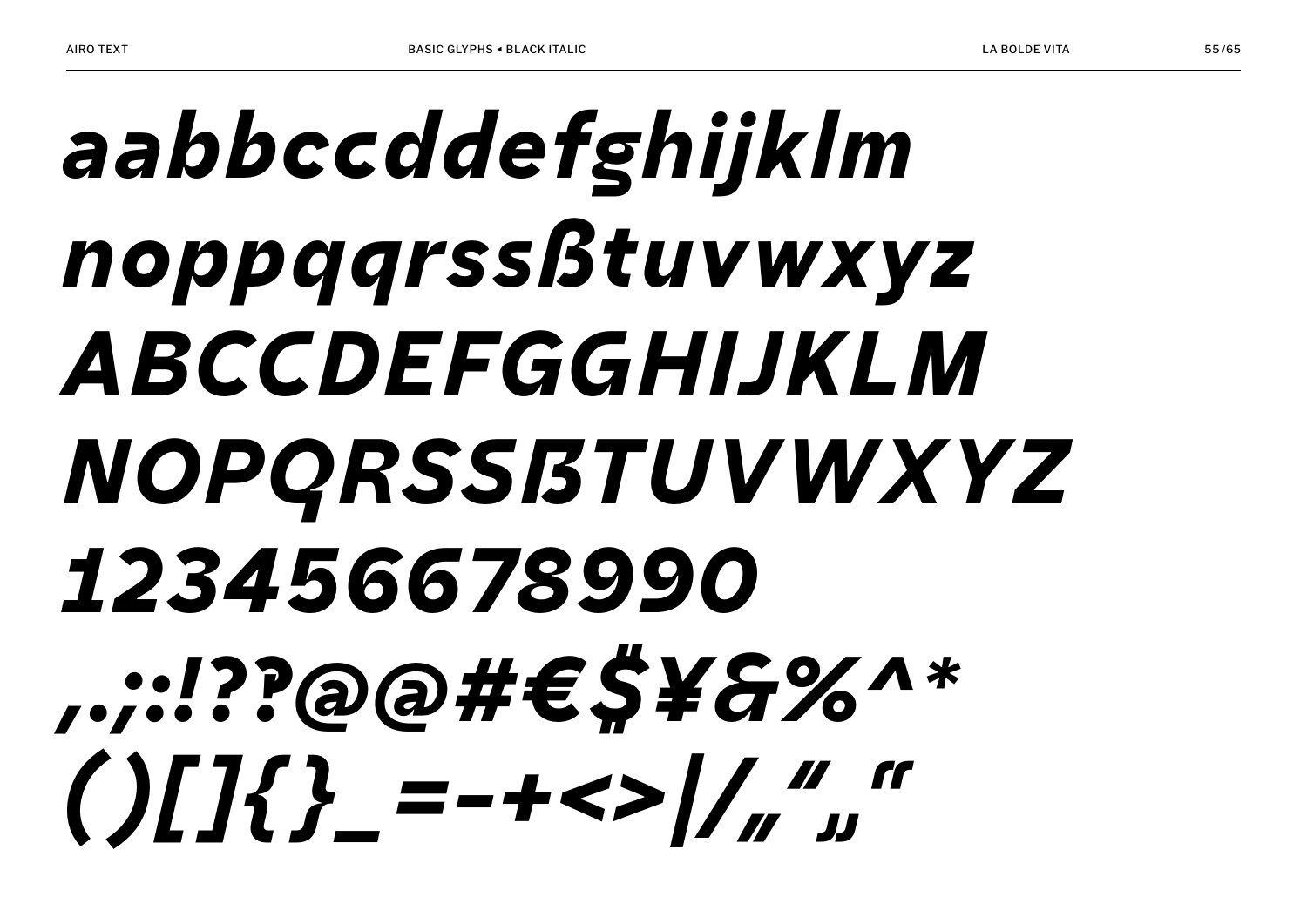aabbccddefghijklm

noppqqrssßtuvwxyz

ABCCDEFGGHIJKLM

NOPQRSSẞTUVWXYZ

123456678990

,.;:!??@@#€$¥&%^*

()[]{}_=-+<>|/„“‚‘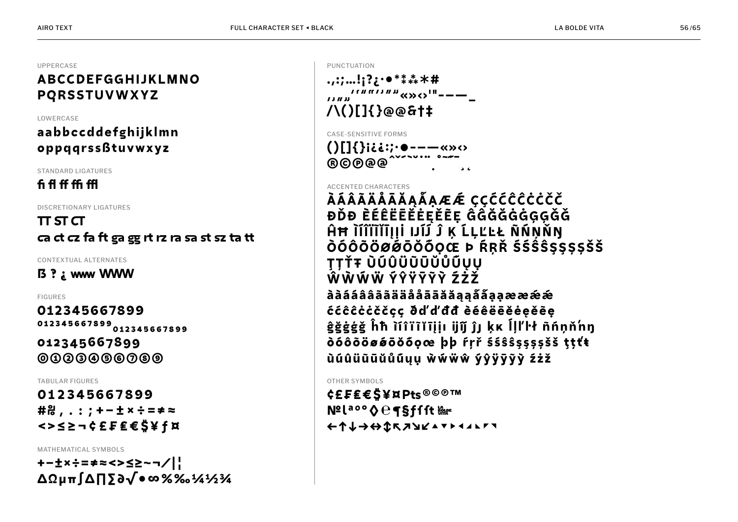UPPERCASE

**ABCCDEFGGHIJKLMNO PQRSSTUVWXYZ**

LOWERCASE

**aabbccddefghijklmn oppqqrssßtuvwxyz**

STANDARD LIGATURES

**fi fl ff ffi ffl**

DISCRETIONARY LIGATURES

**TT ST CT**

**ca ct cz fa ft ga gg rt rz ra sa st sz ta tt**

CONTEXTUAL ALTERNATES

**ß ? ¿ www WWW**

FIGURES

**0123456677899**

**0123456677899 0123456677899**

**0123456677899**

**⓪①②③④⑤⑥⑦⑧⑨**

TABULAR FIGURES

**0123456677899**

**#№ , . : ; + − ± × ÷ = ≠ ≈**

**< > ≤ ≥ ¬ ¢ £ ₣ ₤ € $ ¥ ƒ ¤**

MATHEMATICAL SYMBOLS

**+−±×÷=≠≈<>≤≥~¬/|¦**

**ΔΩμπ∫∆∏∑∂√•∞%‰¼½¾**

PUNCTUATION

**.,:;…!¡?¿·•*⁑⁂*#**

**‚„"„'''"""«»‹›'"‐–—_**

**/\()[]{}@@&†‡**

CASE-SENSITIVE FORMS

**()[]{}¡¿¿:;·•‐–—«»‹›**

**®©℗@@ˆˇ˜˘¨˙˚˝˛¸**

ACCENTED CHARACTERS

**ÀÁÂÃÄÅĀĂĄǺẠÆǼ ÇÇĆĈĈĊĊČČ**

**ĐĎĐ ÈÉÊËĒĔĖĘĚẼẸ ĜĜĞĞĠĠĢĢĞĞ**

**ĤĦ ÌÍÎÏĨĪĮİİ IJÍJ Ĵ Ķ ĹĻĽĿŁ ÑŃŅŇŊ**

**ÒÓÔÕÖØǾŌŎŐỌŒ Þ ŔŖŘ ŚŚŜŜŞŞȘȘŠŠ**

**ŢȚŤŦ ÙÚÛÜŨŪŬŮŰŲỤ**

**ŴẀẂẄ ÝŶŸȲỸỲ ŹŻŽ**

**àààáâââãäåååāăăąąǻǻạạææǽǽ**

**ććĉĉċċččçç ðď'ďđđ èéêëēĕėęěẽẹ**

**ĝğġģğ ĥħ ìíîïĩīįịı ijíj ĵȷ ķĸ ĺļľŀł ñńņňŉŋ**

**òóôõöøǿōŏőọœ þþ ŕŗř śśŝŝşşșșšš ţțťŧ**

**ùúûüũūŭůűųụ ẁẃẅŵ ýŷÿȳỹỳ źżž**

OTHER SYMBOLS

**¢£₣₤€$¥¤Pts®©℗™**

**№ℓªºº◊℮¶§ƒƒſt**

**←↑↓→↔↕↖↗↘↙▲▼▶◀◣◤◥**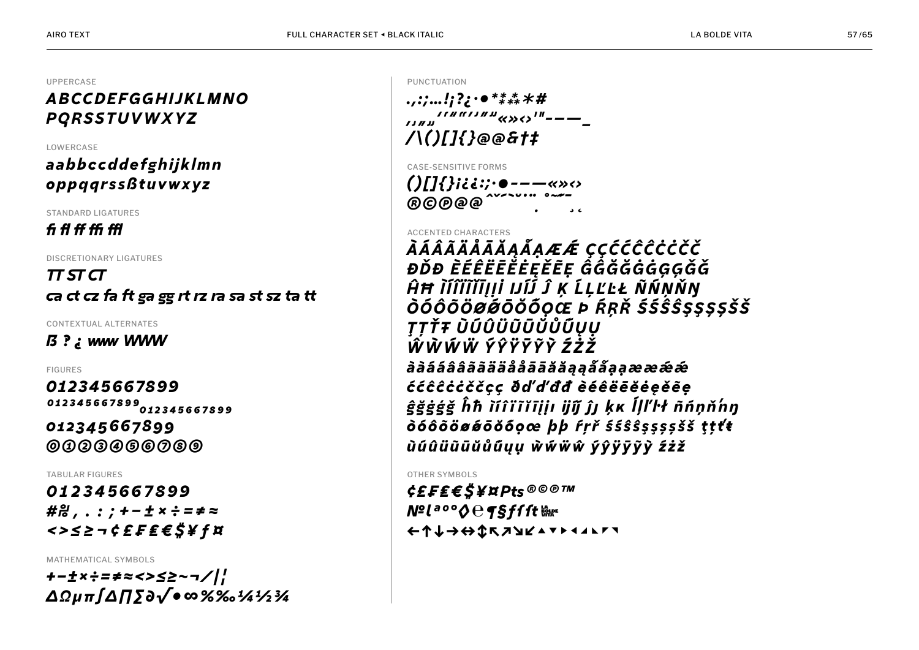UPPERCASE

*ABCCDEFGGHIJKLMNO PQRSSTUVWXYZ*

LOWERCASE

*aabbccddefghijklmn oppqqrssßtuvwxyz*

STANDARD LIGATURES

*fi fl ff ffi ffl*

DISCRETIONARY LIGATURES

*TT ST CT*
*ca ct cz fa ft ga gg rt rz ra sa st sz ta tt*

CONTEXTUAL ALTERNATES

*ß ? ¿ www WWW*

FIGURES

*0123456678899*
*012345667899 012345667899*
*012345667899*
*⓪①②③④⑤⑥⑦⑧⑨*

TABULAR FIGURES

*0123456678899*
*#№ , . : ; + − ± × ÷ = ≠ ≈*
*< > ≤ ≥ ¬ ¢ £ ₣ ₤ € $ ¥ ƒ ¤*

MATHEMATICAL SYMBOLS

*+−±×÷=≠≈<>≤≥~¬/|¦*
*ΔΩμπ∫Δ∏∑∂√•∞%‰¼½¾*

PUNCTUATION

*.,:;…!¡?¿·•*⁑⁂*#*
*‚„‛‟‘’“”‹›'"«»‹›'"‐–—_*
*/\()[]{}@@&†‡*

CASE-SENSITIVE FORMS

*()[]{}¡¿¿:;·•‐–—«»‹›*
*®©℗@@*

ACCENTED CHARACTERS

*ÀÁÂÃÄÅĀĂĄẮẠÆǼ ÇĆĆĈĈĊĊČČ*
*ĐĎĐ ÈÉÊËĒĔĖĘĚẼẸ ĜĜĞĞĠĠĢĢĞĞ*
*ĤĦ ÌÍÎÏĨĪĮİ IJÍĴ Ĵ Ķ ĹĻĽĿŁ ÑŃŅŇŊ*
*ÒÓÔÕÖØǾŌŎŐỌŒ Þ ŔŖŘ ŚŚŜŜŞŞȘȘŠŠ*
*ŢȚŤŦ ÙÚÛÜŨŪŬŮŰŲỤ*
*ŴẀẂẄ ÝŶŸȲỸỲ ŹŻŽ*
*àààáâââãããäääåååāāăăąąắắạạææǽǽ*
*ććĉĉċċččçç ðďďđđ èéêëēĕėęěẽẹ*
*ĝğġģĝğ ĥħ ìíîïĩīĭįıị ĳĳ ĵȷ ķĸ ĺļľŀł ñńņňŉŋ*
*òóôõöøǿōŏőọœ þþ ŕŗř śŝŝŝşşșșšš ţțťŧ*
*ùúûüũūŭůűųụ ẁẃẅŵ ýŷÿȳỹỳ źżž*

OTHER SYMBOLS

*¢£₣₤€$¥¤Pts®©℗™*
*№ˡªº°◊℮¶§ƒƒft*
*←↑↓→↔↕↖↗↘↙▲▼▶◀◣◤◥*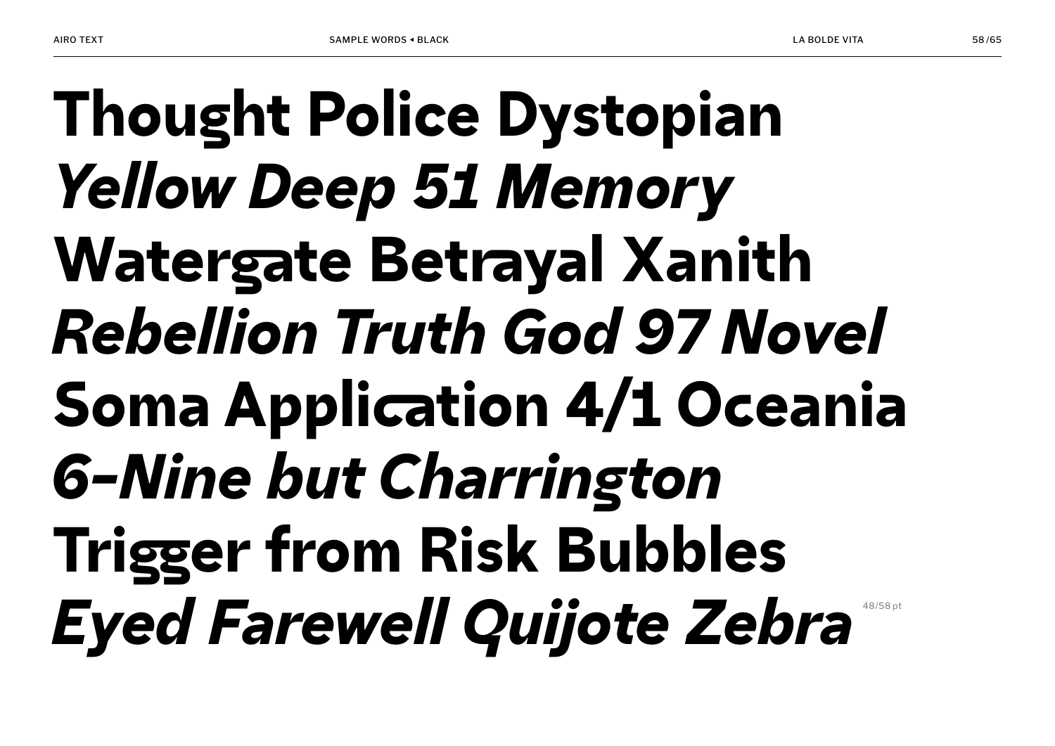**Thought Police Dystopian**
***Yellow Deep 51 Memory***
**Watergate Betrayal Xanith**
***Rebellion Truth God 97 Novel***
**Soma Application 4/1 Oceania**
***6–Nine but Charrington***
**Trigger from Risk Bubbles**
***Eyed Farewell Quijote Zebra***

48/58 pt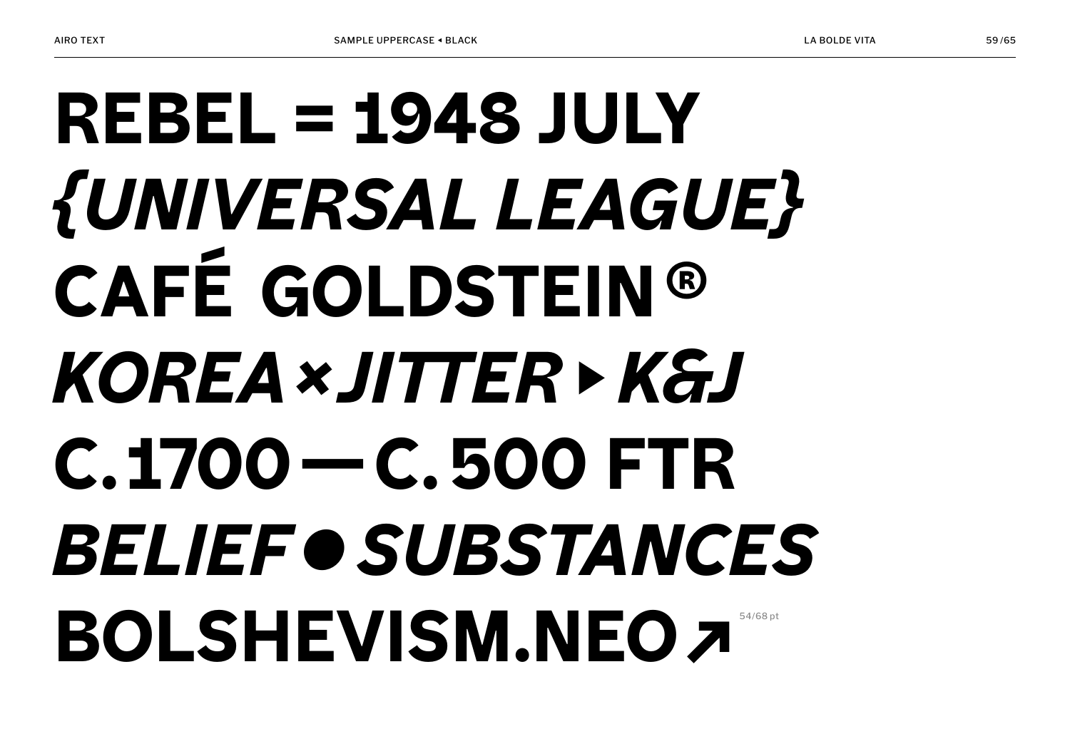**REBEL = 1948 JULY**
***{UNIVERSAL LEAGUE}***
**CAFÉ GOLDSTEIN®**
***KOREA×JITTER▸K&J***
**C.1700—C.500 FTR**
***BELIEF●SUBSTANCES***
**BOLSHEVISM.NEO↗**

54/68 pt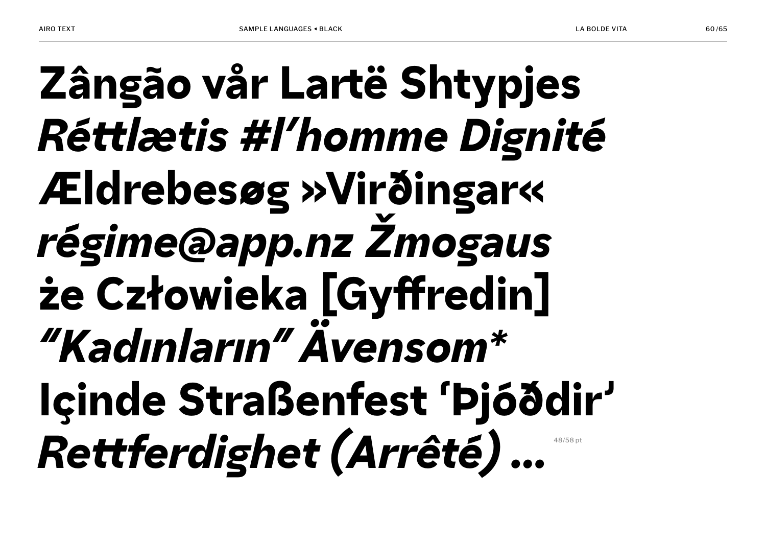Zângão vår Lartë Shtypjes

*Réttlætis #l'homme Dignité*

Ældrebesøg »Virðingar«

*régime@app.nz Žmogaus*

że Człowieka [Gyffredin]

*"Kadınların" Ävensom*\*

Içinde Straßenfest 'Þjóðdir'

*Rettferdighet (Arrêté)* …

48/58 pt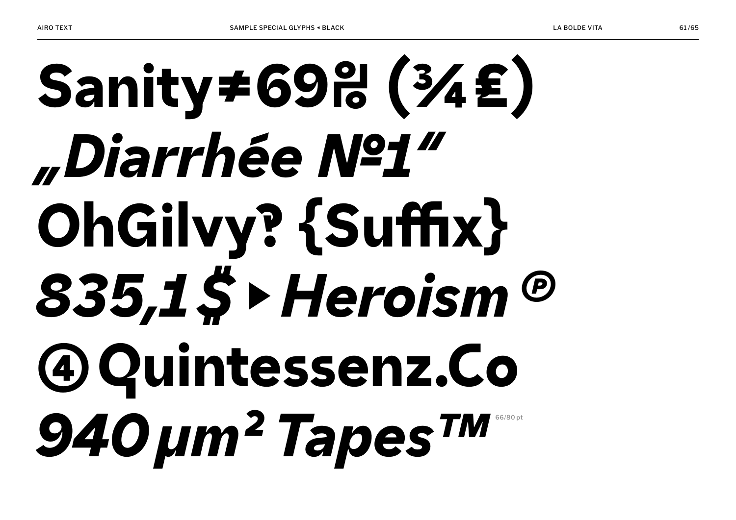**Sanity≠69ꝏ (¾£)**

***„Diarrhée №1"***

**OhGilvy‽ {Suffix}**

***835,1$▸Heroism℗***

**④Quintessenz.Co**

***940µm² Tapes™***

66/80 pt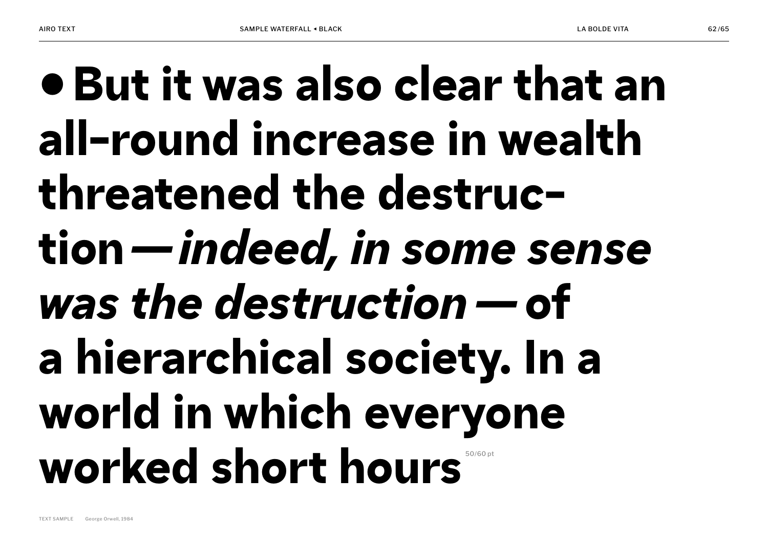● **But it was also clear that an all-round increase in wealth threatened the destruc­tion —** ***indeed, in some sense was the destruction*** **— of a hierarchical society. In a world in which everyone worked short hours**

50/60 pt

TEXT SAMPLE George Orwell, 1984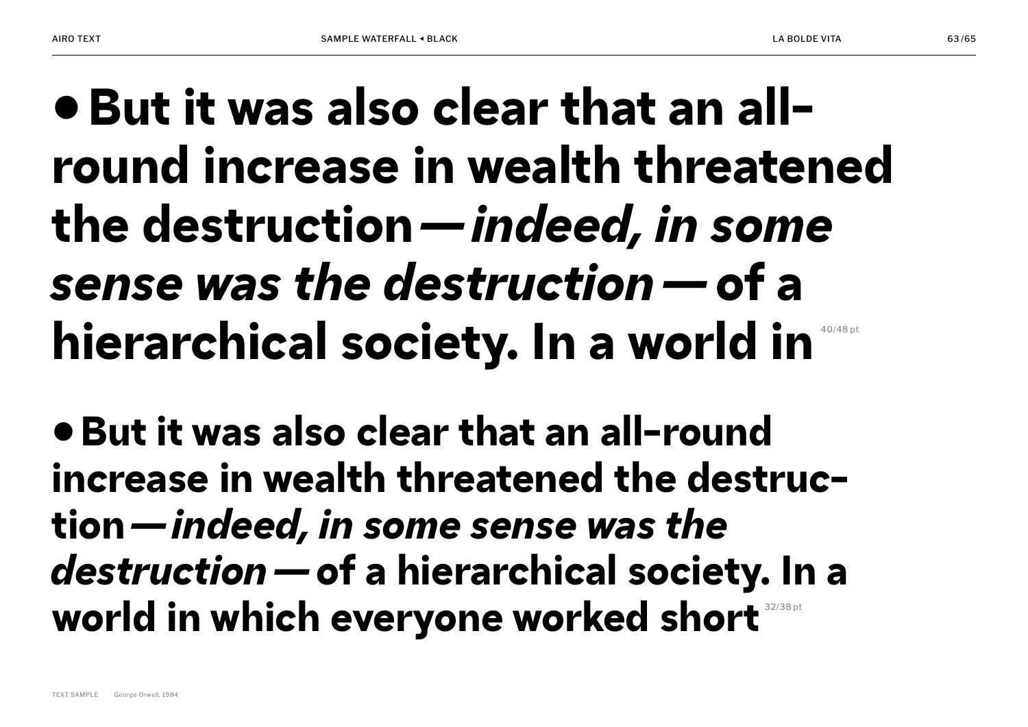• **But it was also clear that an all-round increase in wealth threatened the destruction—*indeed, in some sense was the destruction*—of a hierarchical society. In a world in** 40/48 pt

• **But it was also clear that an all-round increase in wealth threatened the destruc-tion—*indeed, in some sense was the destruction*—of a hierarchical society. In a world in which everyone worked short** 32/38 pt

TEXT SAMPLE George Orwell, 1984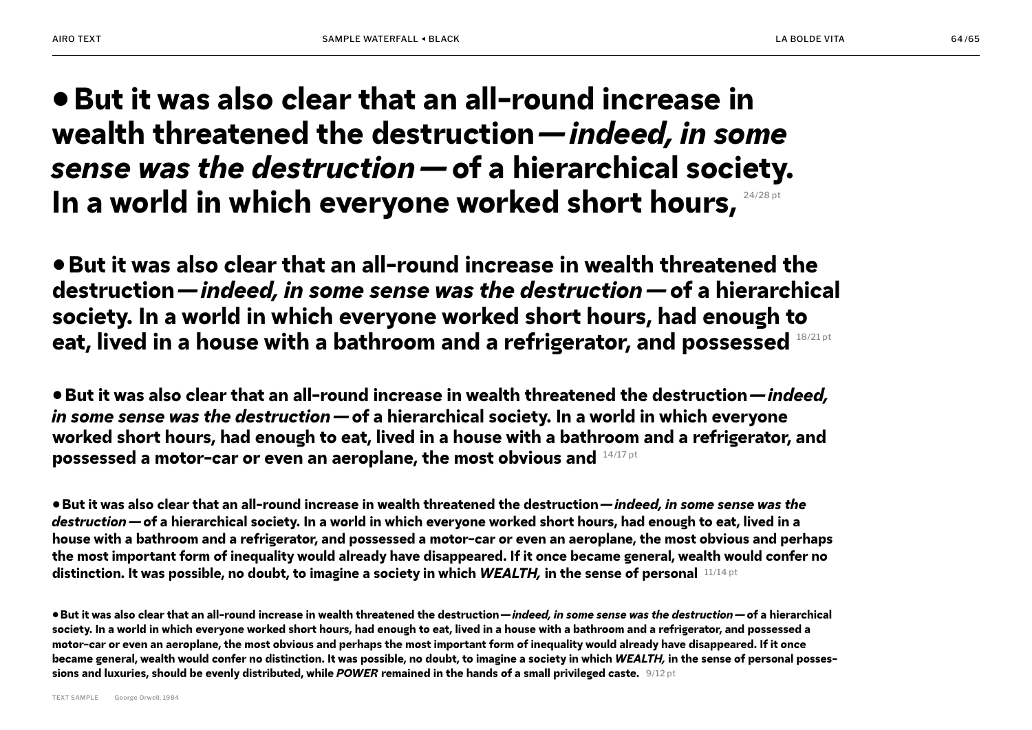**• But it was also clear that an all-round increase in wealth threatened the destruction —*indeed, in some sense was the destruction* — of a hierarchical society. In a world in which everyone worked short hours,** 24/28 pt

**• But it was also clear that an all-round increase in wealth threatened the destruction —*indeed, in some sense was the destruction* — of a hierarchical society. In a world in which everyone worked short hours, had enough to eat, lived in a house with a bathroom and a refrigerator, and possessed** 18/21 pt

**• But it was also clear that an all-round increase in wealth threatened the destruction —*indeed, in some sense was the destruction* — of a hierarchical society. In a world in which everyone worked short hours, had enough to eat, lived in a house with a bathroom and a refrigerator, and possessed a motor-car or even an aeroplane, the most obvious and** 14/17 pt

**• But it was also clear that an all-round increase in wealth threatened the destruction —*indeed, in some sense was the destruction* — of a hierarchical society. In a world in which everyone worked short hours, had enough to eat, lived in a house with a bathroom and a refrigerator, and possessed a motor-car or even an aeroplane, the most obvious and perhaps the most important form of inequality would already have disappeared. If it once became general, wealth would confer no distinction. It was possible, no doubt, to imagine a society in which *WEALTH,* in the sense of personal** 11/14 pt

**• But it was also clear that an all-round increase in wealth threatened the destruction —*indeed, in some sense was the destruction* — of a hierarchical society. In a world in which everyone worked short hours, had enough to eat, lived in a house with a bathroom and a refrigerator, and possessed a motor-car or even an aeroplane, the most obvious and perhaps the most important form of inequality would already have disappeared. If it once became general, wealth would confer no distinction. It was possible, no doubt, to imagine a society in which *WEALTH,* in the sense of personal possessions and luxuries, should be evenly distributed, while *POWER* remained in the hands of a small privileged caste.** 9/12 pt

TEXT SAMPLE George Orwell, 1984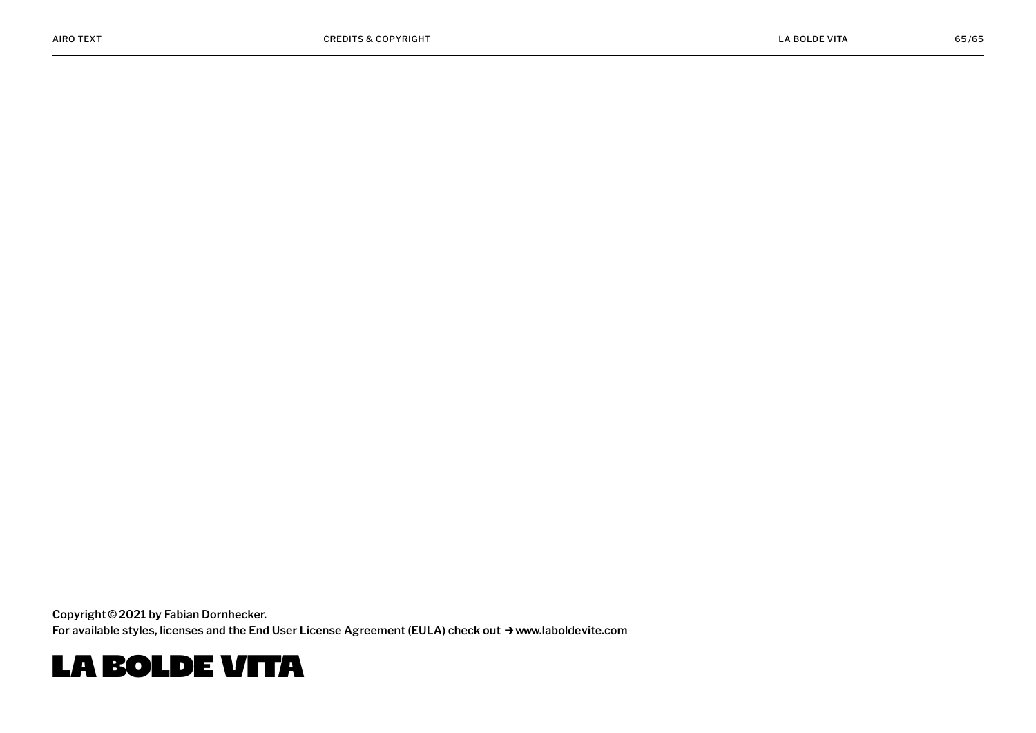**Copyright © 2021 by Fabian Dornhecker.**
**For available styles, licenses and the End User License Agreement (EULA) check out ➔ www.laboldevite.com**

# LA BOLDE VITA